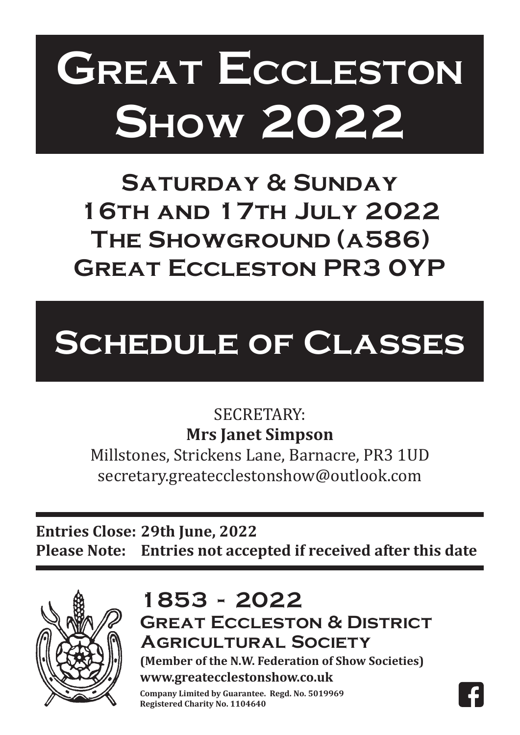# Great Eccleston Show 2022

## Saturday & Sunday
## 16th and 17th July 2022
## The Showground (A586)
## Great Eccleston PR3 0YP

# Schedule of Classes

SECRETARY:
**Mrs Janet Simpson**
Millstones, Strickens Lane, Barnacre, PR3 1UD
secretary.greatecclestonshow@outlook.com

**Entries Close: 29th June, 2022**
**Please Note: Entries not accepted if received after this date**

## 1853 - 2022
## Great Eccleston & District Agricultural Society

**(Member of the N.W. Federation of Show Societies)**
**www.greatecclestonshow.co.uk**
**Company Limited by Guarantee. Regd. No. 5019969**
**Registered Charity No. 1104640**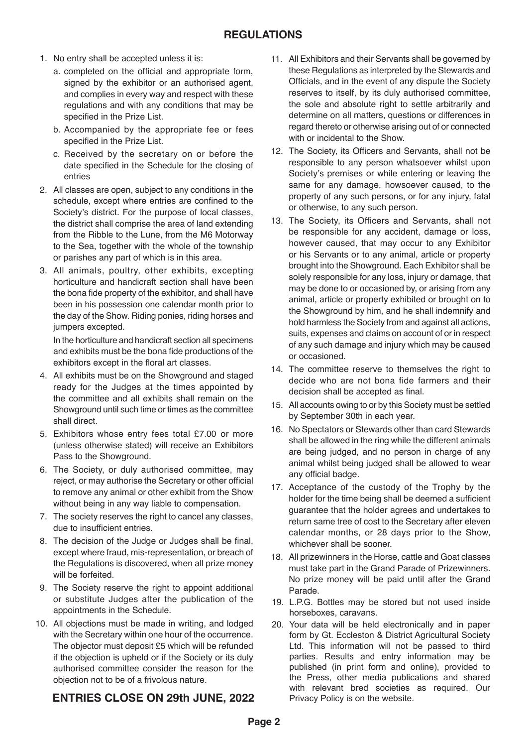## REGULATIONS

1. No entry shall be accepted unless it is:
   a. completed on the official and appropriate form, signed by the exhibitor or an authorised agent, and complies in every way and respect with these regulations and with any conditions that may be specified in the Prize List.
   b. Accompanied by the appropriate fee or fees specified in the Prize List.
   c. Received by the secretary on or before the date specified in the Schedule for the closing of entries
2. All classes are open, subject to any conditions in the schedule, except where entries are confined to the Society's district. For the purpose of local classes, the district shall comprise the area of land extending from the Ribble to the Lune, from the M6 Motorway to the Sea, together with the whole of the township or parishes any part of which is in this area.
3. All animals, poultry, other exhibits, excepting horticulture and handicraft section shall have been the bona fide property of the exhibitor, and shall have been in his possession one calendar month prior to the day of the Show. Riding ponies, riding horses and jumpers excepted.

   In the horticulture and handicraft section all specimens and exhibits must be the bona fide productions of the exhibitors except in the floral art classes.
4. All exhibits must be on the Showground and staged ready for the Judges at the times appointed by the committee and all exhibits shall remain on the Showground until such time or times as the committee shall direct.
5. Exhibitors whose entry fees total £7.00 or more (unless otherwise stated) will receive an Exhibitors Pass to the Showground.
6. The Society, or duly authorised committee, may reject, or may authorise the Secretary or other official to remove any animal or other exhibit from the Show without being in any way liable to compensation.
7. The society reserves the right to cancel any classes, due to insufficient entries.
8. The decision of the Judge or Judges shall be final, except where fraud, mis-representation, or breach of the Regulations is discovered, when all prize money will be forfeited.
9. The Society reserve the right to appoint additional or substitute Judges after the publication of the appointments in the Schedule.
10. All objections must be made in writing, and lodged with the Secretary within one hour of the occurrence. The objector must deposit £5 which will be refunded if the objection is upheld or if the Society or its duly authorised committee consider the reason for the objection not to be of a frivolous nature.

**ENTRIES CLOSE ON 29th JUNE, 2022**

11. All Exhibitors and their Servants shall be governed by these Regulations as interpreted by the Stewards and Officials, and in the event of any dispute the Society reserves to itself, by its duly authorised committee, the sole and absolute right to settle arbitrarily and determine on all matters, questions or differences in regard thereto or otherwise arising out of or connected with or incidental to the Show.
12. The Society, its Officers and Servants, shall not be responsible to any person whatsoever whilst upon Society's premises or while entering or leaving the same for any damage, howsoever caused, to the property of any such persons, or for any injury, fatal or otherwise, to any such person.
13. The Society, its Officers and Servants, shall not be responsible for any accident, damage or loss, however caused, that may occur to any Exhibitor or his Servants or to any animal, article or property brought into the Showground. Each Exhibitor shall be solely responsible for any loss, injury or damage, that may be done to or occasioned by, or arising from any animal, article or property exhibited or brought on to the Showground by him, and he shall indemnify and hold harmless the Society from and against all actions, suits, expenses and claims on account of or in respect of any such damage and injury which may be caused or occasioned.
14. The committee reserve to themselves the right to decide who are not bona fide farmers and their decision shall be accepted as final.
15. All accounts owing to or by this Society must be settled by September 30th in each year.
16. No Spectators or Stewards other than card Stewards shall be allowed in the ring while the different animals are being judged, and no person in charge of any animal whilst being judged shall be allowed to wear any official badge.
17. Acceptance of the custody of the Trophy by the holder for the time being shall be deemed a sufficient guarantee that the holder agrees and undertakes to return same tree of cost to the Secretary after eleven calendar months, or 28 days prior to the Show, whichever shall be sooner.
18. All prizewinners in the Horse, cattle and Goat classes must take part in the Grand Parade of Prizewinners. No prize money will be paid until after the Grand Parade.
19. L.P.G. Bottles may be stored but not used inside horseboxes, caravans.
20. Your data will be held electronically and in paper form by Gt. Eccleston & District Agricultural Society Ltd. This information will not be passed to third parties. Results and entry information may be published (in print form and online), provided to the Press, other media publications and shared with relevant bred societies as required. Our Privacy Policy is on the website.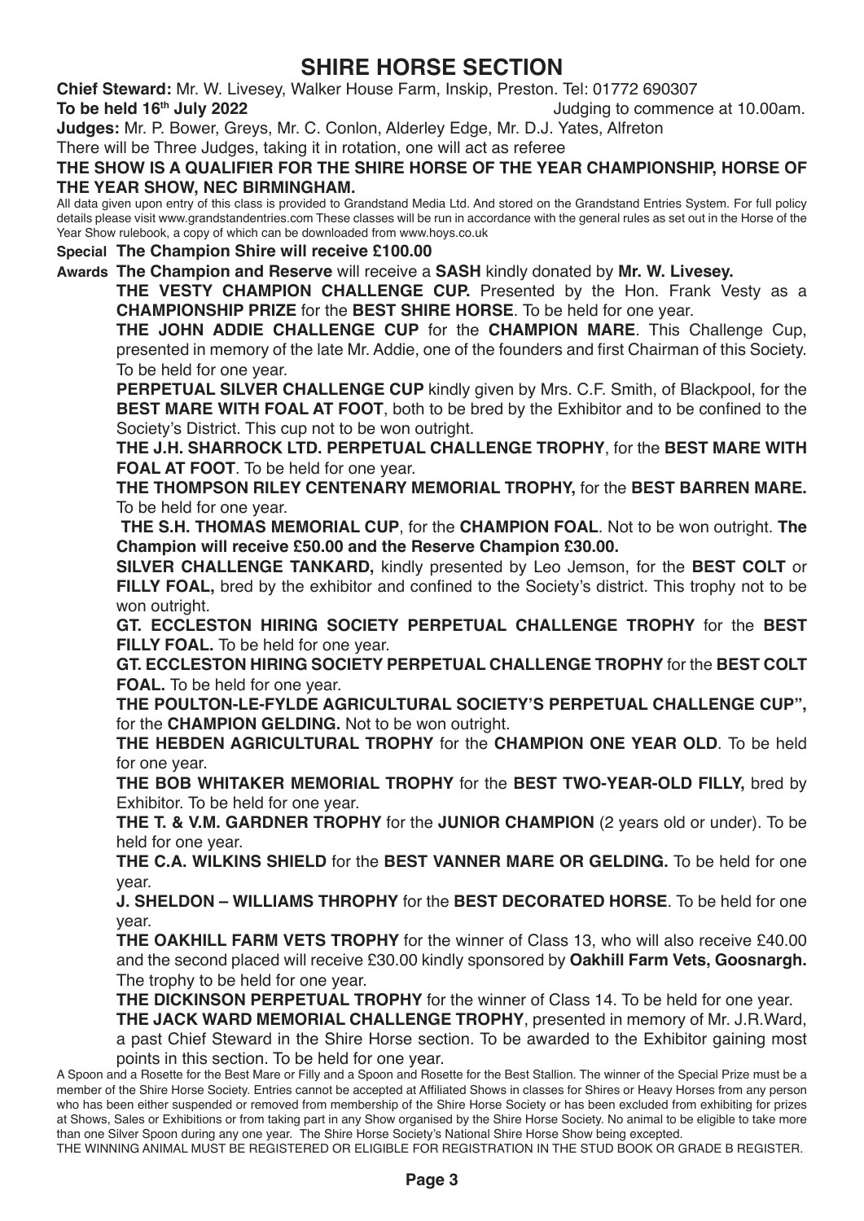# SHIRE HORSE SECTION

**Chief Steward:** Mr. W. Livesey, Walker House Farm, Inskip, Preston. Tel: 01772 690307

**To be held 16th July 2022** Judging to commence at 10.00am.

**Judges:** Mr. P. Bower, Greys, Mr. C. Conlon, Alderley Edge, Mr. D.J. Yates, Alfreton

There will be Three Judges, taking it in rotation, one will act as referee

**THE SHOW IS A QUALIFIER FOR THE SHIRE HORSE OF THE YEAR CHAMPIONSHIP, HORSE OF THE YEAR SHOW, NEC BIRMINGHAM.**

All data given upon entry of this class is provided to Grandstand Media Ltd. And stored on the Grandstand Entries System. For full policy details please visit www.grandstandentries.com These classes will be run in accordance with the general rules as set out in the Horse of the Year Show rulebook, a copy of which can be downloaded from www.hoys.co.uk

**Special Awards**

**The Champion Shire will receive £100.00**

**The Champion and Reserve** will receive a **SASH** kindly donated by **Mr. W. Livesey.**

**THE VESTY CHAMPION CHALLENGE CUP.** Presented by the Hon. Frank Vesty as a **CHAMPIONSHIP PRIZE** for the **BEST SHIRE HORSE**. To be held for one year.

**THE JOHN ADDIE CHALLENGE CUP** for the **CHAMPION MARE**. This Challenge Cup, presented in memory of the late Mr. Addie, one of the founders and first Chairman of this Society. To be held for one year.

**PERPETUAL SILVER CHALLENGE CUP** kindly given by Mrs. C.F. Smith, of Blackpool, for the **BEST MARE WITH FOAL AT FOOT**, both to be bred by the Exhibitor and to be confined to the Society's District. This cup not to be won outright.

**THE J.H. SHARROCK LTD. PERPETUAL CHALLENGE TROPHY**, for the **BEST MARE WITH FOAL AT FOOT**. To be held for one year.

**THE THOMPSON RILEY CENTENARY MEMORIAL TROPHY,** for the **BEST BARREN MARE.** To be held for one year.

**THE S.H. THOMAS MEMORIAL CUP**, for the **CHAMPION FOAL**. Not to be won outright. **The Champion will receive £50.00 and the Reserve Champion £30.00.**

**SILVER CHALLENGE TANKARD,** kindly presented by Leo Jemson, for the **BEST COLT** or **FILLY FOAL,** bred by the exhibitor and confined to the Society's district. This trophy not to be won outright.

**GT. ECCLESTON HIRING SOCIETY PERPETUAL CHALLENGE TROPHY** for the **BEST FILLY FOAL.** To be held for one year.

**GT. ECCLESTON HIRING SOCIETY PERPETUAL CHALLENGE TROPHY** for the **BEST COLT FOAL.** To be held for one year.

**THE POULTON-LE-FYLDE AGRICULTURAL SOCIETY'S PERPETUAL CHALLENGE CUP",** for the **CHAMPION GELDING.** Not to be won outright.

**THE HEBDEN AGRICULTURAL TROPHY** for the **CHAMPION ONE YEAR OLD**. To be held for one year.

**THE BOB WHITAKER MEMORIAL TROPHY** for the **BEST TWO-YEAR-OLD FILLY,** bred by Exhibitor. To be held for one year.

**THE T. & V.M. GARDNER TROPHY** for the **JUNIOR CHAMPION** (2 years old or under). To be held for one year.

**THE C.A. WILKINS SHIELD** for the **BEST VANNER MARE OR GELDING.** To be held for one year.

**J. SHELDON – WILLIAMS THROPHY** for the **BEST DECORATED HORSE**. To be held for one year.

**THE OAKHILL FARM VETS TROPHY** for the winner of Class 13, who will also receive £40.00 and the second placed will receive £30.00 kindly sponsored by **Oakhill Farm Vets, Goosnargh.** The trophy to be held for one year.

**THE DICKINSON PERPETUAL TROPHY** for the winner of Class 14. To be held for one year.

**THE JACK WARD MEMORIAL CHALLENGE TROPHY**, presented in memory of Mr. J.R.Ward, a past Chief Steward in the Shire Horse section. To be awarded to the Exhibitor gaining most points in this section. To be held for one year.

A Spoon and a Rosette for the Best Mare or Filly and a Spoon and Rosette for the Best Stallion. The winner of the Special Prize must be a member of the Shire Horse Society. Entries cannot be accepted at Affiliated Shows in classes for Shires or Heavy Horses from any person who has been either suspended or removed from membership of the Shire Horse Society or has been excluded from exhibiting for prizes at Shows, Sales or Exhibitions or from taking part in any Show organised by the Shire Horse Society. No animal to be eligible to take more than one Silver Spoon during any one year. The Shire Horse Society's National Shire Horse Show being excepted.

THE WINNING ANIMAL MUST BE REGISTERED OR ELIGIBLE FOR REGISTRATION IN THE STUD BOOK OR GRADE B REGISTER.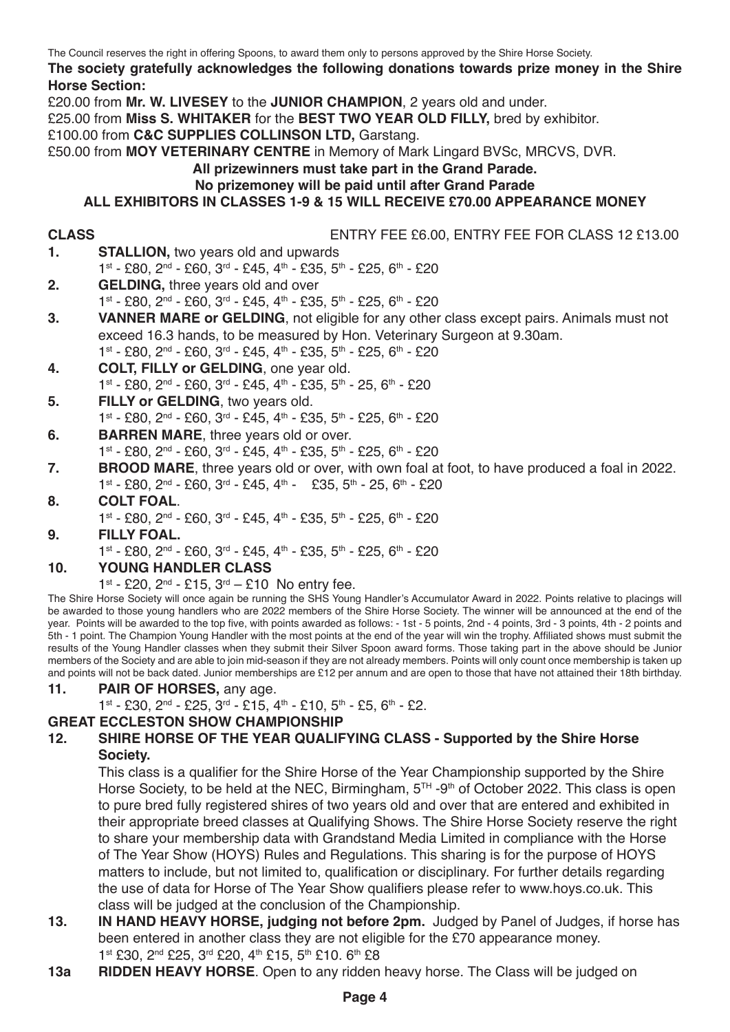The Council reserves the right in offering Spoons, to award them only to persons approved by the Shire Horse Society.

**The society gratefully acknowledges the following donations towards prize money in the Shire Horse Section:**

£20.00 from **Mr. W. LIVESEY** to the **JUNIOR CHAMPION**, 2 years old and under.

£25.00 from **Miss S. WHITAKER** for the **BEST TWO YEAR OLD FILLY,** bred by exhibitor.

£100.00 from **C&C SUPPLIES COLLINSON LTD,** Garstang.

£50.00 from **MOY VETERINARY CENTRE** in Memory of Mark Lingard BVSc, MRCVS, DVR.

**All prizewinners must take part in the Grand Parade.**

**No prizemoney will be paid until after Grand Parade**

**ALL EXHIBITORS IN CLASSES 1-9 & 15 WILL RECEIVE £70.00 APPEARANCE MONEY**

**CLASS** ENTRY FEE £6.00, ENTRY FEE FOR CLASS 12 £13.00

**1. STALLION,** two years old and upwards
1st - £80, 2nd - £60, 3rd - £45, 4th - £35, 5th - £25, 6th - £20

**2. GELDING,** three years old and over
1st - £80, 2nd - £60, 3rd - £45, 4th - £35, 5th - £25, 6th - £20

**3. VANNER MARE or GELDING**, not eligible for any other class except pairs. Animals must not exceed 16.3 hands, to be measured by Hon. Veterinary Surgeon at 9.30am.
1st - £80, 2nd - £60, 3rd - £45, 4th - £35, 5th - £25, 6th - £20

**4. COLT, FILLY or GELDING**, one year old.
1st - £80, 2nd - £60, 3rd - £45, 4th - £35, 5th - 25, 6th - £20

**5. FILLY or GELDING**, two years old.
1st - £80, 2nd - £60, 3rd - £45, 4th - £35, 5th - £25, 6th - £20

**6. BARREN MARE**, three years old or over.
1st - £80, 2nd - £60, 3rd - £45, 4th - £35, 5th - £25, 6th - £20

**7. BROOD MARE**, three years old or over, with own foal at foot, to have produced a foal in 2022.
1st - £80, 2nd - £60, 3rd - £45, 4th - £35, 5th - 25, 6th - £20

**8. COLT FOAL**.
1st - £80, 2nd - £60, 3rd - £45, 4th - £35, 5th - £25, 6th - £20

**9. FILLY FOAL.**
1st - £80, 2nd - £60, 3rd - £45, 4th - £35, 5th - £25, 6th - £20

**10. YOUNG HANDLER CLASS**
1st - £20, 2nd - £15, 3rd – £10 No entry fee.

The Shire Horse Society will once again be running the SHS Young Handler's Accumulator Award in 2022. Points relative to placings will be awarded to those young handlers who are 2022 members of the Shire Horse Society. The winner will be announced at the end of the year. Points will be awarded to the top five, with points awarded as follows: - 1st - 5 points, 2nd - 4 points, 3rd - 3 points, 4th - 2 points and 5th - 1 point. The Champion Young Handler with the most points at the end of the year will win the trophy. Affiliated shows must submit the results of the Young Handler classes when they submit their Silver Spoon award forms. Those taking part in the above should be Junior members of the Society and are able to join mid-season if they are not already members. Points will only count once membership is taken up and points will not be back dated. Junior memberships are £12 per annum and are open to those that have not attained their 18th birthday.

**11. PAIR OF HORSES,** any age.
1st - £30, 2nd - £25, 3rd - £15, 4th - £10, 5th - £5, 6th - £2.

**GREAT ECCLESTON SHOW CHAMPIONSHIP**

**12. SHIRE HORSE OF THE YEAR QUALIFYING CLASS - Supported by the Shire Horse Society.**

This class is a qualifier for the Shire Horse of the Year Championship supported by the Shire Horse Society, to be held at the NEC, Birmingham, 5TH -9th of October 2022. This class is open to pure bred fully registered shires of two years old and over that are entered and exhibited in their appropriate breed classes at Qualifying Shows. The Shire Horse Society reserve the right to share your membership data with Grandstand Media Limited in compliance with the Horse of The Year Show (HOYS) Rules and Regulations. This sharing is for the purpose of HOYS matters to include, but not limited to, qualification or disciplinary. For further details regarding the use of data for Horse of The Year Show qualifiers please refer to www.hoys.co.uk. This class will be judged at the conclusion of the Championship.

**13. IN HAND HEAVY HORSE, judging not before 2pm.** Judged by Panel of Judges, if horse has been entered in another class they are not eligible for the £70 appearance money.
1st £30, 2nd £25, 3rd £20, 4th £15, 5th £10. 6th £8

**13a RIDDEN HEAVY HORSE**. Open to any ridden heavy horse. The Class will be judged on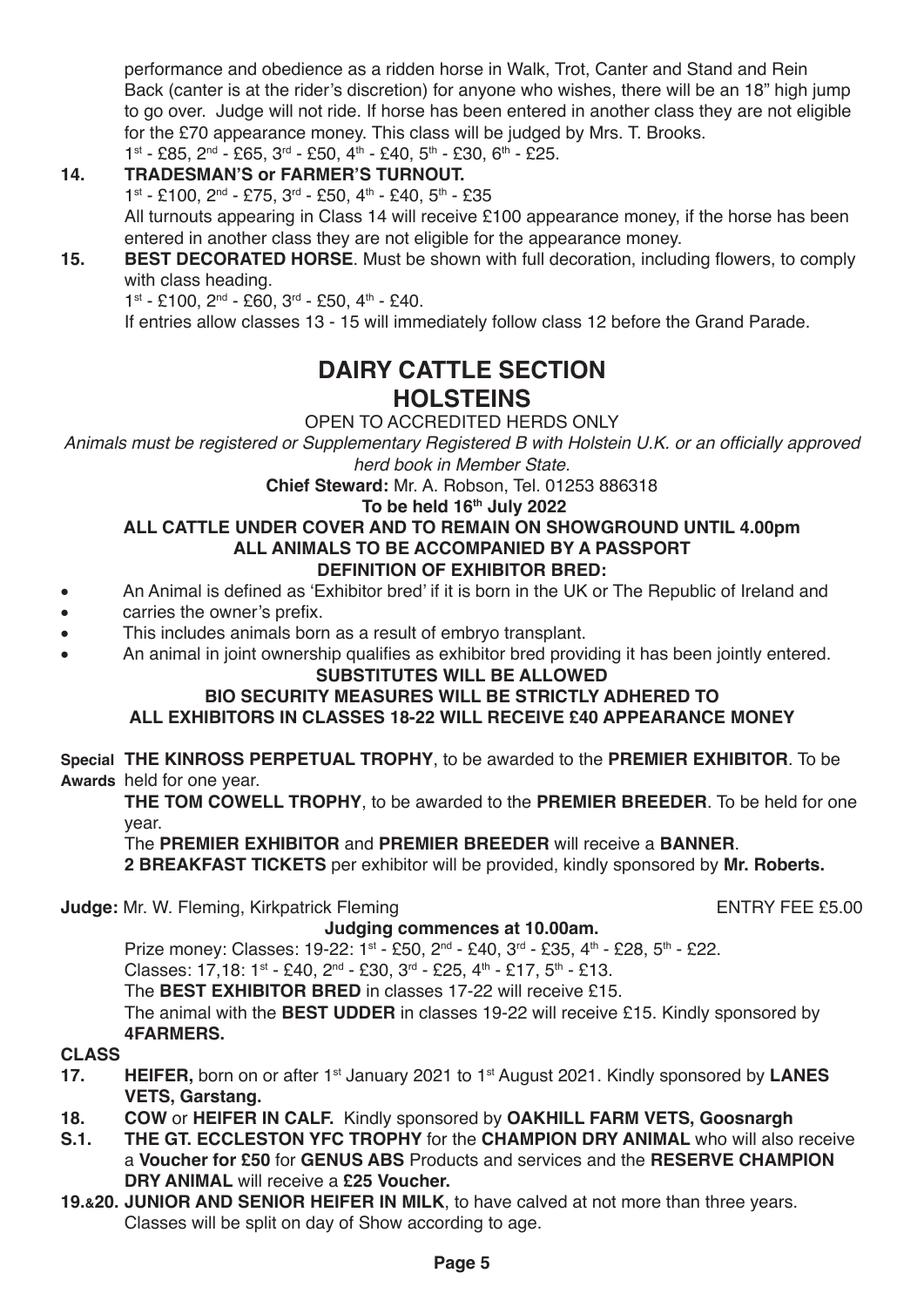performance and obedience as a ridden horse in Walk, Trot, Canter and Stand and Rein Back (canter is at the rider's discretion) for anyone who wishes, there will be an 18" high jump to go over. Judge will not ride. If horse has been entered in another class they are not eligible for the £70 appearance money. This class will be judged by Mrs. T. Brooks.
1st - £85, 2nd - £65, 3rd - £50, 4th - £40, 5th - £30, 6th - £25.

**14. TRADESMAN'S or FARMER'S TURNOUT.**
1st - £100, 2nd - £75, 3rd - £50, 4th - £40, 5th - £35
All turnouts appearing in Class 14 will receive £100 appearance money, if the horse has been entered in another class they are not eligible for the appearance money.

**15. BEST DECORATED HORSE**. Must be shown with full decoration, including flowers, to comply with class heading.
1st - £100, 2nd - £60, 3rd - £50, 4th - £40.
If entries allow classes 13 - 15 will immediately follow class 12 before the Grand Parade.

# DAIRY CATTLE SECTION
## HOLSTEINS

OPEN TO ACCREDITED HERDS ONLY

*Animals must be registered or Supplementary Registered B with Holstein U.K. or an officially approved herd book in Member State.*

**Chief Steward:** Mr. A. Robson, Tel. 01253 886318

**To be held 16th July 2022**

**ALL CATTLE UNDER COVER AND TO REMAIN ON SHOWGROUND UNTIL 4.00pm**
**ALL ANIMALS TO BE ACCOMPANIED BY A PASSPORT**
**DEFINITION OF EXHIBITOR BRED:**

- An Animal is defined as 'Exhibitor bred' if it is born in the UK or The Republic of Ireland and
- carries the owner's prefix.
- This includes animals born as a result of embryo transplant.
- An animal in joint ownership qualifies as exhibitor bred providing it has been jointly entered.

**SUBSTITUTES WILL BE ALLOWED**
**BIO SECURITY MEASURES WILL BE STRICTLY ADHERED TO**
**ALL EXHIBITORS IN CLASSES 18-22 WILL RECEIVE £40 APPEARANCE MONEY**

**Special Awards** **THE KINROSS PERPETUAL TROPHY**, to be awarded to the **PREMIER EXHIBITOR**. To be held for one year.

**THE TOM COWELL TROPHY**, to be awarded to the **PREMIER BREEDER**. To be held for one year.

The **PREMIER EXHIBITOR** and **PREMIER BREEDER** will receive a **BANNER**.

**2 BREAKFAST TICKETS** per exhibitor will be provided, kindly sponsored by **Mr. Roberts.**

**Judge:** Mr. W. Fleming, Kirkpatrick Fleming — ENTRY FEE £5.00

**Judging commences at 10.00am.**

Prize money: Classes: 19-22: 1st - £50, 2nd - £40, 3rd - £35, 4th - £28, 5th - £22.
Classes: 17,18: 1st - £40, 2nd - £30, 3rd - £25, 4th - £17, 5th - £13.
The **BEST EXHIBITOR BRED** in classes 17-22 will receive £15.
The animal with the **BEST UDDER** in classes 19-22 will receive £15. Kindly sponsored by **4FARMERS.**

**CLASS**

**17. HEIFER,** born on or after 1st January 2021 to 1st August 2021. Kindly sponsored by **LANES VETS, Garstang.**

**18. COW** or **HEIFER IN CALF.** Kindly sponsored by **OAKHILL FARM VETS, Goosnargh**

**S.1. THE GT. ECCLESTON YFC TROPHY** for the **CHAMPION DRY ANIMAL** who will also receive a **Voucher for £50** for **GENUS ABS** Products and services and the **RESERVE CHAMPION DRY ANIMAL** will receive a **£25 Voucher.**

**19.&20. JUNIOR AND SENIOR HEIFER IN MILK**, to have calved at not more than three years. Classes will be split on day of Show according to age.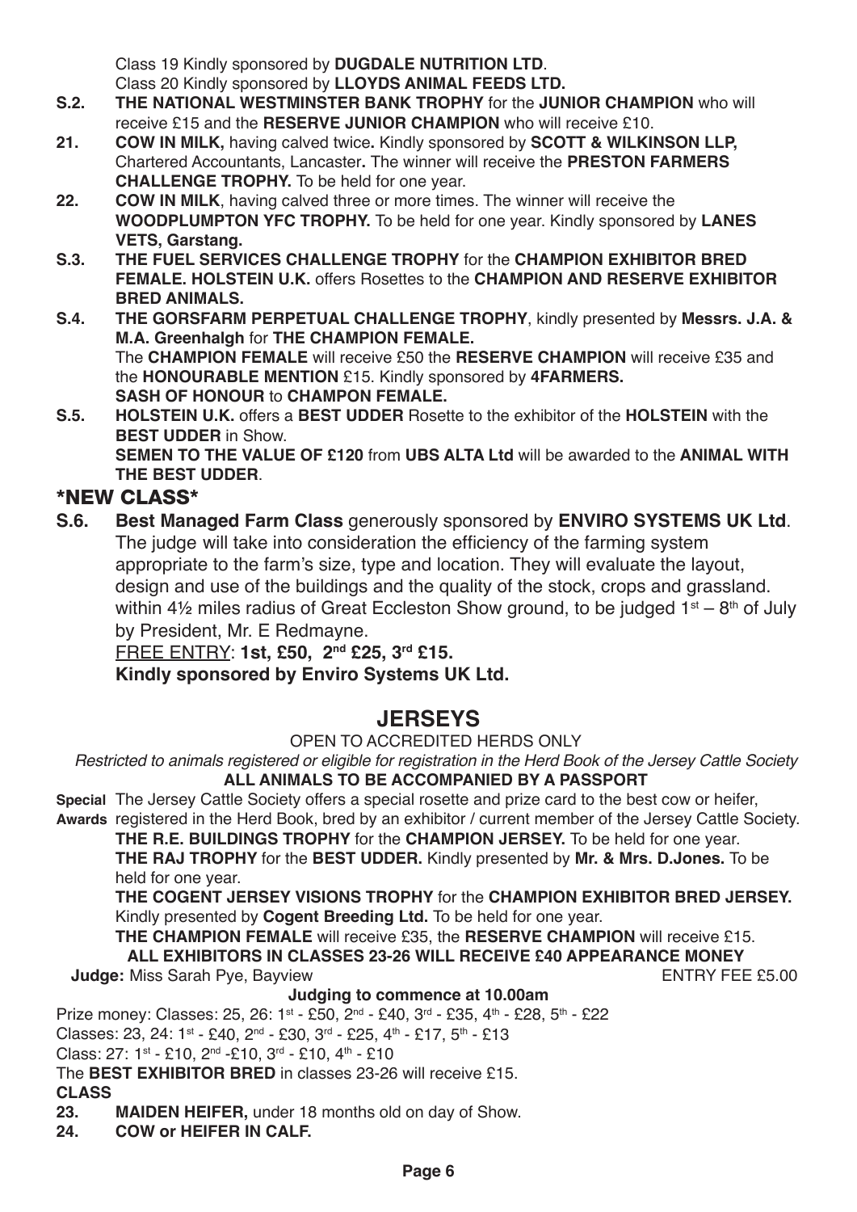Class 19 Kindly sponsored by **DUGDALE NUTRITION LTD**.
Class 20 Kindly sponsored by **LLOYDS ANIMAL FEEDS LTD.**

**S.2.** **THE NATIONAL WESTMINSTER BANK TROPHY** for the **JUNIOR CHAMPION** who will receive £15 and the **RESERVE JUNIOR CHAMPION** who will receive £10.

**21.** **COW IN MILK,** having calved twice**.** Kindly sponsored by **SCOTT & WILKINSON LLP,** Chartered Accountants, Lancaster**.** The winner will receive the **PRESTON FARMERS CHALLENGE TROPHY.** To be held for one year.

**22.** **COW IN MILK**, having calved three or more times. The winner will receive the **WOODPLUMPTON YFC TROPHY.** To be held for one year. Kindly sponsored by **LANES VETS, Garstang.**

**S.3.** **THE FUEL SERVICES CHALLENGE TROPHY** for the **CHAMPION EXHIBITOR BRED FEMALE. HOLSTEIN U.K.** offers Rosettes to the **CHAMPION AND RESERVE EXHIBITOR BRED ANIMALS.**

**S.4.** **THE GORSFARM PERPETUAL CHALLENGE TROPHY**, kindly presented by **Messrs. J.A. & M.A. Greenhalgh** for **THE CHAMPION FEMALE.**
The **CHAMPION FEMALE** will receive £50 the **RESERVE CHAMPION** will receive £35 and the **HONOURABLE MENTION** £15. Kindly sponsored by **4FARMERS.**
**SASH OF HONOUR** to **CHAMPON FEMALE.**

**S.5.** **HOLSTEIN U.K.** offers a **BEST UDDER** Rosette to the exhibitor of the **HOLSTEIN** with the **BEST UDDER** in Show.
**SEMEN TO THE VALUE OF £120** from **UBS ALTA Ltd** will be awarded to the **ANIMAL WITH THE BEST UDDER**.

### *NEW CLASS*

**S.6.** **Best Managed Farm Class** generously sponsored by **ENVIRO SYSTEMS UK Ltd**. The judge will take into consideration the efficiency of the farming system appropriate to the farm's size, type and location. They will evaluate the layout, design and use of the buildings and the quality of the stock, crops and grassland. within 4½ miles radius of Great Eccleston Show ground, to be judged 1st – 8th of July by President, Mr. E Redmayne.
FREE ENTRY: **1st, £50, 2nd £25, 3rd £15.**
**Kindly sponsored by Enviro Systems UK Ltd.**

## JERSEYS

OPEN TO ACCREDITED HERDS ONLY

*Restricted to animals registered or eligible for registration in the Herd Book of the Jersey Cattle Society*

**ALL ANIMALS TO BE ACCOMPANIED BY A PASSPORT**

**Special Awards** The Jersey Cattle Society offers a special rosette and prize card to the best cow or heifer, registered in the Herd Book, bred by an exhibitor / current member of the Jersey Cattle Society.
**THE R.E. BUILDINGS TROPHY** for the **CHAMPION JERSEY.** To be held for one year.
**THE RAJ TROPHY** for the **BEST UDDER.** Kindly presented by **Mr. & Mrs. D.Jones.** To be held for one year.
**THE COGENT JERSEY VISIONS TROPHY** for the **CHAMPION EXHIBITOR BRED JERSEY.** Kindly presented by **Cogent Breeding Ltd.** To be held for one year.
**THE CHAMPION FEMALE** will receive £35, the **RESERVE CHAMPION** will receive £15.

**ALL EXHIBITORS IN CLASSES 23-26 WILL RECEIVE £40 APPEARANCE MONEY**

**Judge:** Miss Sarah Pye, Bayview — ENTRY FEE £5.00

**Judging to commence at 10.00am**

Prize money: Classes: 25, 26: 1st - £50, 2nd - £40, 3rd - £35, 4th - £28, 5th - £22
Classes: 23, 24: 1st - £40, 2nd - £30, 3rd - £25, 4th - £17, 5th - £13
Class: 27: 1st - £10, 2nd -£10, 3rd - £10, 4th - £10
The **BEST EXHIBITOR BRED** in classes 23-26 will receive £15.

**CLASS**

**23.** **MAIDEN HEIFER,** under 18 months old on day of Show.

**24.** **COW or HEIFER IN CALF.**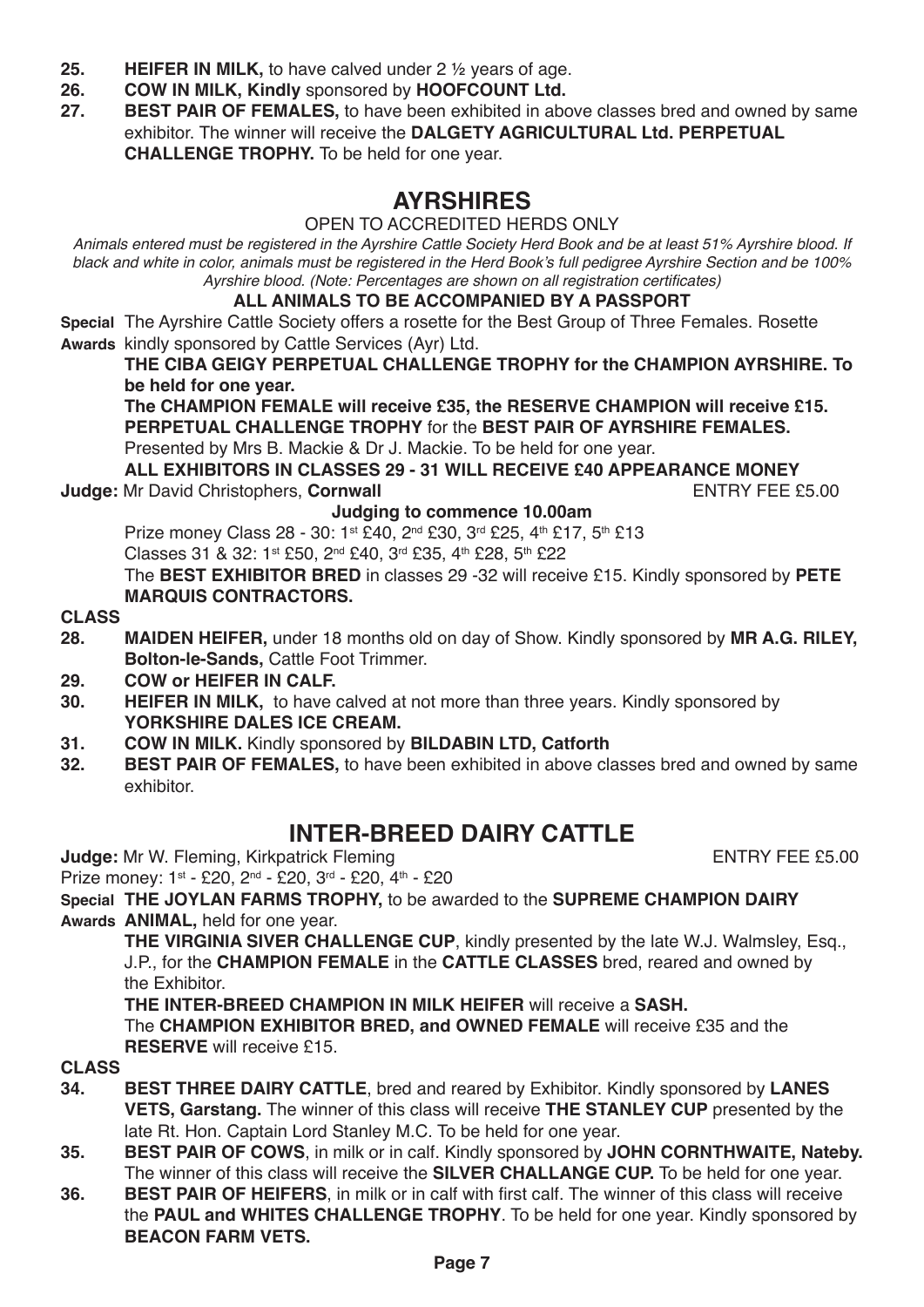**25.** **HEIFER IN MILK,** to have calved under 2 ½ years of age.
**26.** **COW IN MILK, Kindly** sponsored by **HOOFCOUNT Ltd.**
**27.** **BEST PAIR OF FEMALES,** to have been exhibited in above classes bred and owned by same exhibitor. The winner will receive the **DALGETY AGRICULTURAL Ltd. PERPETUAL CHALLENGE TROPHY.** To be held for one year.

## AYRSHIRES

OPEN TO ACCREDITED HERDS ONLY

*Animals entered must be registered in the Ayrshire Cattle Society Herd Book and be at least 51% Ayrshire blood. If black and white in color, animals must be registered in the Herd Book's full pedigree Ayrshire Section and be 100% Ayrshire blood. (Note: Percentages are shown on all registration certificates)*

**ALL ANIMALS TO BE ACCOMPANIED BY A PASSPORT**

**Special Awards** The Ayrshire Cattle Society offers a rosette for the Best Group of Three Females. Rosette kindly sponsored by Cattle Services (Ayr) Ltd.

**THE CIBA GEIGY PERPETUAL CHALLENGE TROPHY for the CHAMPION AYRSHIRE. To be held for one year.**

**The CHAMPION FEMALE will receive £35, the RESERVE CHAMPION will receive £15.**

**PERPETUAL CHALLENGE TROPHY** for the **BEST PAIR OF AYRSHIRE FEMALES.** Presented by Mrs B. Mackie & Dr J. Mackie. To be held for one year.

**ALL EXHIBITORS IN CLASSES 29 - 31 WILL RECEIVE £40 APPEARANCE MONEY**

**Judge:** Mr David Christophers, **Cornwall** ENTRY FEE £5.00

**Judging to commence 10.00am**

Prize money Class 28 - 30: 1st £40, 2nd £30, 3rd £25, 4th £17, 5th £13

Classes 31 & 32: 1st £50, 2nd £40, 3rd £35, 4th £28, 5th £22

The **BEST EXHIBITOR BRED** in classes 29 -32 will receive £15. Kindly sponsored by **PETE MARQUIS CONTRACTORS.**

**CLASS**

**28.** **MAIDEN HEIFER,** under 18 months old on day of Show. Kindly sponsored by **MR A.G. RILEY, Bolton-le-Sands,** Cattle Foot Trimmer.
**29.** **COW or HEIFER IN CALF.**
**30.** **HEIFER IN MILK,** to have calved at not more than three years. Kindly sponsored by **YORKSHIRE DALES ICE CREAM.**
**31.** **COW IN MILK.** Kindly sponsored by **BILDABIN LTD, Catforth**
**32.** **BEST PAIR OF FEMALES,** to have been exhibited in above classes bred and owned by same exhibitor.

## INTER-BREED DAIRY CATTLE

**Judge:** Mr W. Fleming, Kirkpatrick Fleming ENTRY FEE £5.00

Prize money: 1st - £20, 2nd - £20, 3rd - £20, 4th - £20

**Special Awards** **THE JOYLAN FARMS TROPHY,** to be awarded to the **SUPREME CHAMPION DAIRY ANIMAL,** held for one year.

**THE VIRGINIA SIVER CHALLENGE CUP**, kindly presented by the late W.J. Walmsley, Esq., J.P., for the **CHAMPION FEMALE** in the **CATTLE CLASSES** bred, reared and owned by the Exhibitor.

**THE INTER-BREED CHAMPION IN MILK HEIFER** will receive a **SASH.**

The **CHAMPION EXHIBITOR BRED, and OWNED FEMALE** will receive £35 and the **RESERVE** will receive £15.

**CLASS**

**34.** **BEST THREE DAIRY CATTLE**, bred and reared by Exhibitor. Kindly sponsored by **LANES VETS, Garstang.** The winner of this class will receive **THE STANLEY CUP** presented by the late Rt. Hon. Captain Lord Stanley M.C. To be held for one year.
**35.** **BEST PAIR OF COWS**, in milk or in calf. Kindly sponsored by **JOHN CORNTHWAITE, Nateby.** The winner of this class will receive the **SILVER CHALLANGE CUP.** To be held for one year.
**36.** **BEST PAIR OF HEIFERS**, in milk or in calf with first calf. The winner of this class will receive the **PAUL and WHITES CHALLENGE TROPHY**. To be held for one year. Kindly sponsored by **BEACON FARM VETS.**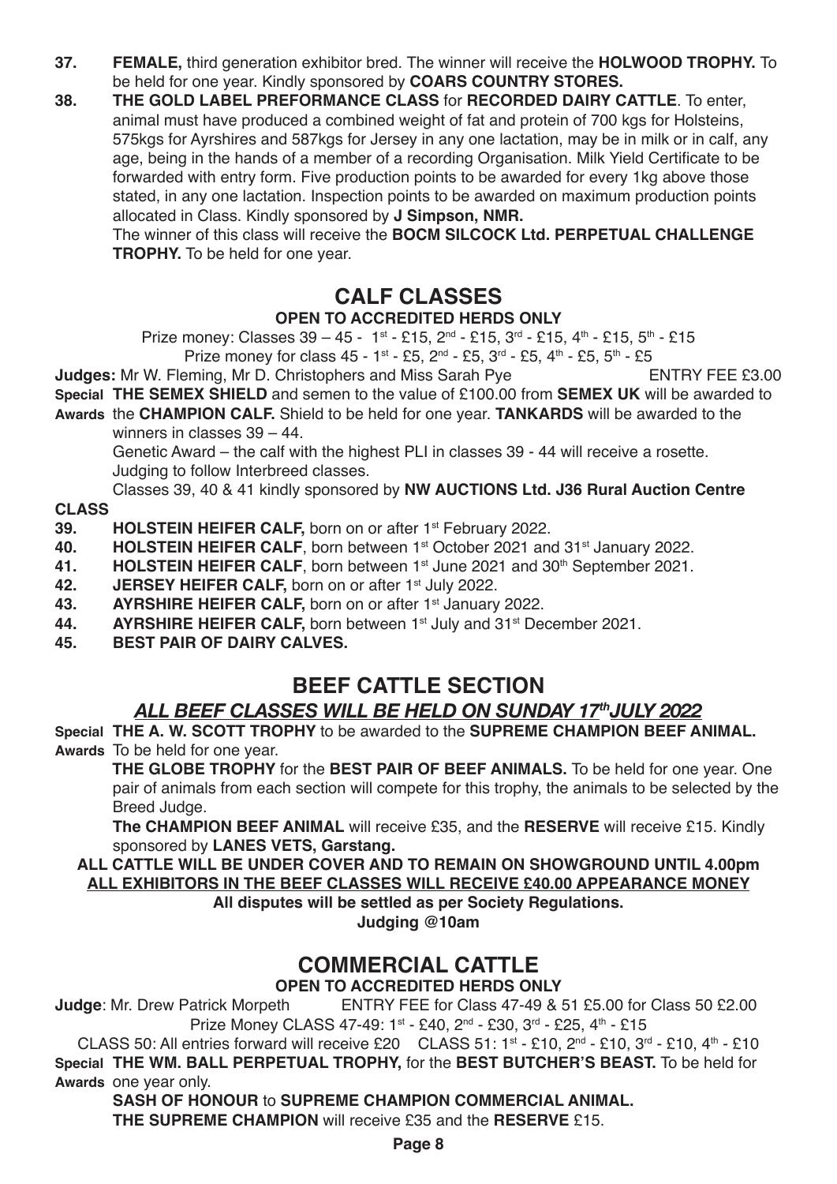**37.** **FEMALE,** third generation exhibitor bred. The winner will receive the **HOLWOOD TROPHY.** To be held for one year. Kindly sponsored by **COARS COUNTRY STORES.**

**38.** **THE GOLD LABEL PREFORMANCE CLASS** for **RECORDED DAIRY CATTLE**. To enter, animal must have produced a combined weight of fat and protein of 700 kgs for Holsteins, 575kgs for Ayrshires and 587kgs for Jersey in any one lactation, may be in milk or in calf, any age, being in the hands of a member of a recording Organisation. Milk Yield Certificate to be forwarded with entry form. Five production points to be awarded for every 1kg above those stated, in any one lactation. Inspection points to be awarded on maximum production points allocated in Class. Kindly sponsored by **J Simpson, NMR.**

The winner of this class will receive the **BOCM SILCOCK Ltd. PERPETUAL CHALLENGE TROPHY.** To be held for one year.

## CALF CLASSES

**OPEN TO ACCREDITED HERDS ONLY**

Prize money: Classes 39 – 45 - 1st - £15, 2nd - £15, 3rd - £15, 4th - £15, 5th - £15

Prize money for class 45 - 1st - £5, 2nd - £5, 3rd - £5, 4th - £5, 5th - £5

**Judges:** Mr W. Fleming, Mr D. Christophers and Miss Sarah Pye ENTRY FEE £3.00

**Special Awards** **THE SEMEX SHIELD** and semen to the value of £100.00 from **SEMEX UK** will be awarded to the **CHAMPION CALF.** Shield to be held for one year. **TANKARDS** will be awarded to the winners in classes 39 – 44.

Genetic Award – the calf with the highest PLI in classes 39 - 44 will receive a rosette.

Judging to follow Interbreed classes.

Classes 39, 40 & 41 kindly sponsored by **NW AUCTIONS Ltd. J36 Rural Auction Centre**

**CLASS**

**39.** **HOLSTEIN HEIFER CALF,** born on or after 1st February 2022.

**40.** **HOLSTEIN HEIFER CALF**, born between 1st October 2021 and 31st January 2022.

**41.** **HOLSTEIN HEIFER CALF**, born between 1st June 2021 and 30th September 2021.

**42.** **JERSEY HEIFER CALF,** born on or after 1st July 2022.

**43.** **AYRSHIRE HEIFER CALF,** born on or after 1st January 2022.

**44.** **AYRSHIRE HEIFER CALF,** born between 1st July and 31st December 2021.

**45.** **BEST PAIR OF DAIRY CALVES.**

## BEEF CATTLE SECTION

***ALL BEEF CLASSES WILL BE HELD ON SUNDAY 17th JULY 2022***

**Special Awards** **THE A. W. SCOTT TROPHY** to be awarded to the **SUPREME CHAMPION BEEF ANIMAL.** To be held for one year.

**THE GLOBE TROPHY** for the **BEST PAIR OF BEEF ANIMALS.** To be held for one year. One pair of animals from each section will compete for this trophy, the animals to be selected by the Breed Judge.

**The CHAMPION BEEF ANIMAL** will receive £35, and the **RESERVE** will receive £15. Kindly sponsored by **LANES VETS, Garstang.**

**ALL CATTLE WILL BE UNDER COVER AND TO REMAIN ON SHOWGROUND UNTIL 4.00pm**

**ALL EXHIBITORS IN THE BEEF CLASSES WILL RECEIVE £40.00 APPEARANCE MONEY**

**All disputes will be settled as per Society Regulations.**

**Judging @10am**

## COMMERCIAL CATTLE

**OPEN TO ACCREDITED HERDS ONLY**

**Judge**: Mr. Drew Patrick Morpeth ENTRY FEE for Class 47-49 & 51 £5.00 for Class 50 £2.00

Prize Money CLASS 47-49: 1st - £40, 2nd - £30, 3rd - £25, 4th - £15

CLASS 50: All entries forward will receive £20 CLASS 51: 1st - £10, 2nd - £10, 3rd - £10, 4th - £10

**Special Awards** **THE WM. BALL PERPETUAL TROPHY,** for the **BEST BUTCHER'S BEAST.** To be held for one year only.

**SASH OF HONOUR** to **SUPREME CHAMPION COMMERCIAL ANIMAL.**

**THE SUPREME CHAMPION** will receive £35 and the **RESERVE** £15.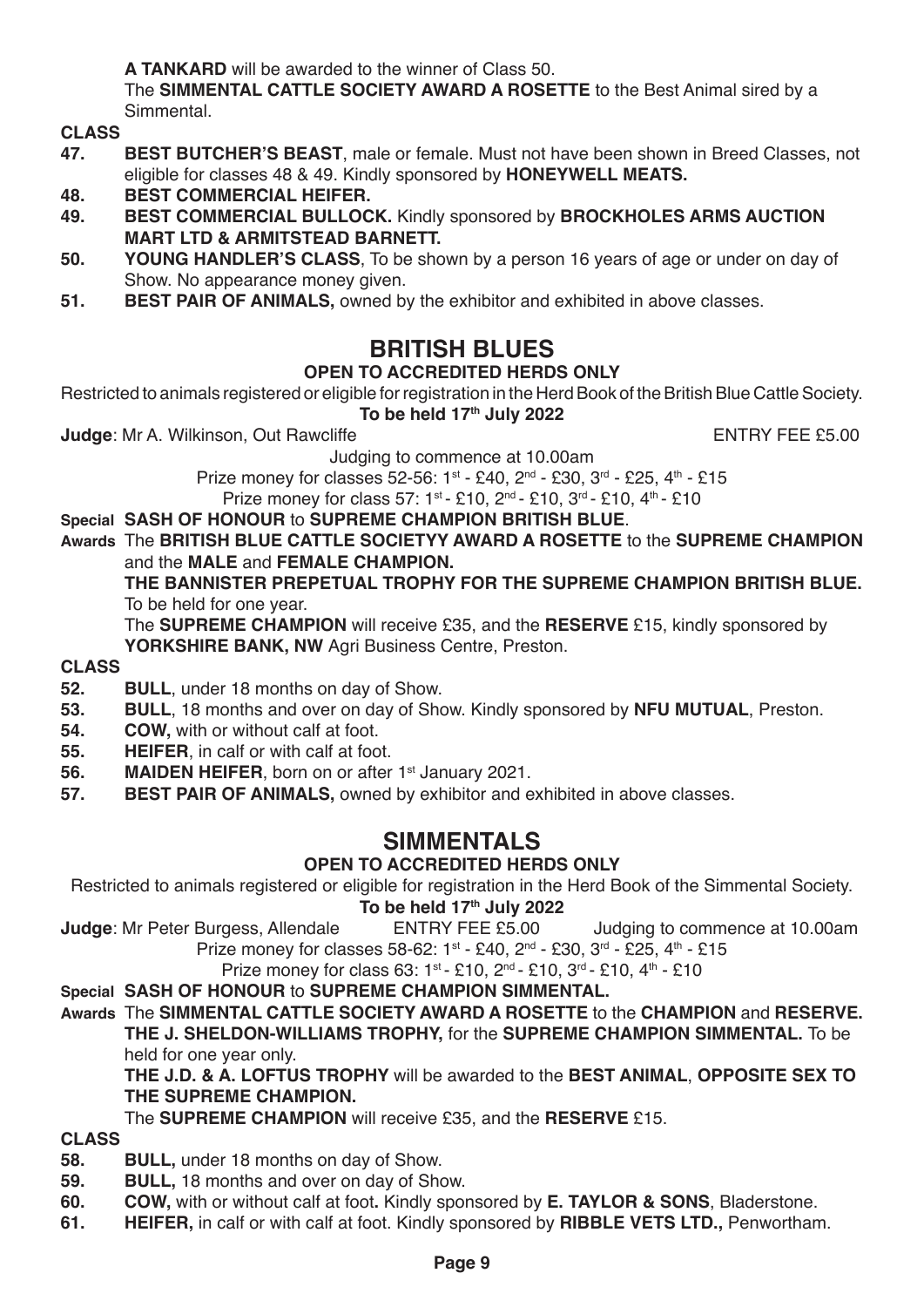**A TANKARD** will be awarded to the winner of Class 50.

The **SIMMENTAL CATTLE SOCIETY AWARD A ROSETTE** to the Best Animal sired by a Simmental.

**CLASS**

**47. BEST BUTCHER'S BEAST**, male or female. Must not have been shown in Breed Classes, not eligible for classes 48 & 49. Kindly sponsored by **HONEYWELL MEATS.**

**48. BEST COMMERCIAL HEIFER.**

**49. BEST COMMERCIAL BULLOCK.** Kindly sponsored by **BROCKHOLES ARMS AUCTION MART LTD & ARMITSTEAD BARNETT.**

**50. YOUNG HANDLER'S CLASS**, To be shown by a person 16 years of age or under on day of Show. No appearance money given.

**51. BEST PAIR OF ANIMALS,** owned by the exhibitor and exhibited in above classes.

## BRITISH BLUES

**OPEN TO ACCREDITED HERDS ONLY**

Restricted to animals registered or eligible for registration in the Herd Book of the British Blue Cattle Society.

**To be held 17th July 2022**

**Judge**: Mr A. Wilkinson, Out Rawcliffe ENTRY FEE £5.00

Judging to commence at 10.00am

Prize money for classes 52-56: 1st - £40, 2nd - £30, 3rd - £25, 4th - £15

Prize money for class 57: 1st - £10, 2nd - £10, 3rd - £10, 4th - £10

**Special Awards** **SASH OF HONOUR** to **SUPREME CHAMPION BRITISH BLUE**.

The **BRITISH BLUE CATTLE SOCIETYY AWARD A ROSETTE** to the **SUPREME CHAMPION** and the **MALE** and **FEMALE CHAMPION.**

**THE BANNISTER PREPETUAL TROPHY FOR THE SUPREME CHAMPION BRITISH BLUE.** To be held for one year.

The **SUPREME CHAMPION** will receive £35, and the **RESERVE** £15, kindly sponsored by **YORKSHIRE BANK, NW** Agri Business Centre, Preston.

**CLASS**

**52. BULL**, under 18 months on day of Show.

**53. BULL**, 18 months and over on day of Show. Kindly sponsored by **NFU MUTUAL**, Preston.

**54. COW,** with or without calf at foot.

**55. HEIFER**, in calf or with calf at foot.

**56. MAIDEN HEIFER**, born on or after 1st January 2021.

**57. BEST PAIR OF ANIMALS,** owned by exhibitor and exhibited in above classes.

## SIMMENTALS

**OPEN TO ACCREDITED HERDS ONLY**

Restricted to animals registered or eligible for registration in the Herd Book of the Simmental Society.

**To be held 17th July 2022**

**Judge**: Mr Peter Burgess, Allendale ENTRY FEE £5.00 Judging to commence at 10.00am

Prize money for classes 58-62: 1st - £40, 2nd - £30, 3rd - £25, 4th - £15

Prize money for class 63: 1st - £10, 2nd - £10, 3rd - £10, 4th - £10

**Special Awards** **SASH OF HONOUR** to **SUPREME CHAMPION SIMMENTAL.**

The **SIMMENTAL CATTLE SOCIETY AWARD A ROSETTE** to the **CHAMPION** and **RESERVE.**

**THE J. SHELDON-WILLIAMS TROPHY,** for the **SUPREME CHAMPION SIMMENTAL.** To be held for one year only.

**THE J.D. & A. LOFTUS TROPHY** will be awarded to the **BEST ANIMAL**, **OPPOSITE SEX TO THE SUPREME CHAMPION.**

The **SUPREME CHAMPION** will receive £35, and the **RESERVE** £15.

**CLASS**

**58. BULL,** under 18 months on day of Show.

**59. BULL,** 18 months and over on day of Show.

**60. COW,** with or without calf at foot**.** Kindly sponsored by **E. TAYLOR & SONS**, Bladerstone.

**61. HEIFER,** in calf or with calf at foot. Kindly sponsored by **RIBBLE VETS LTD.,** Penwortham.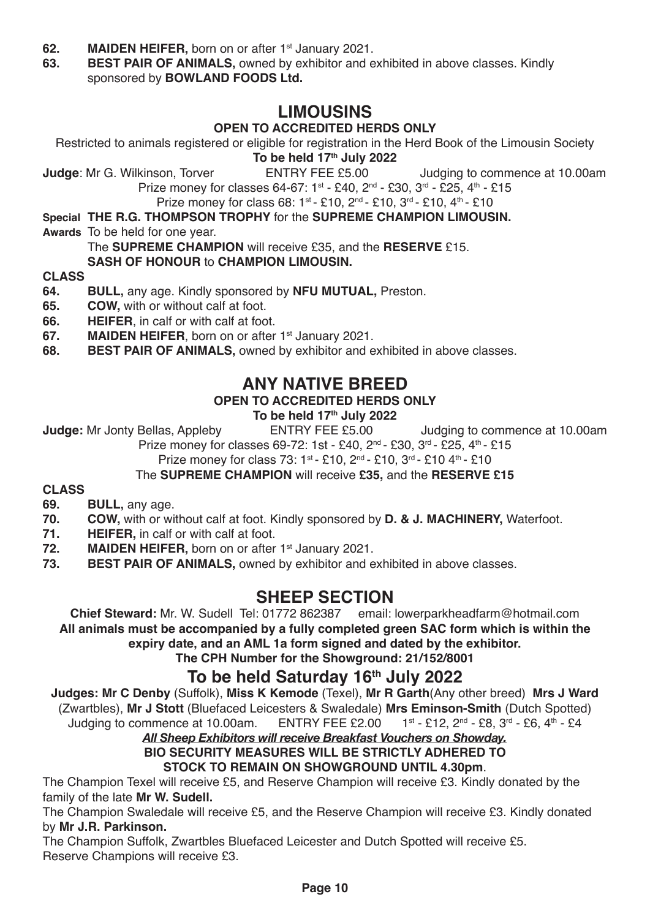**62.** **MAIDEN HEIFER,** born on or after 1st January 2021.

**63.** **BEST PAIR OF ANIMALS,** owned by exhibitor and exhibited in above classes. Kindly sponsored by **BOWLAND FOODS Ltd.**

## LIMOUSINS

**OPEN TO ACCREDITED HERDS ONLY**

Restricted to animals registered or eligible for registration in the Herd Book of the Limousin Society

**To be held 17th July 2022**

**Judge**: Mr G. Wilkinson, Torver ENTRY FEE £5.00 Judging to commence at 10.00am

Prize money for classes 64-67: 1st - £40, 2nd - £30, 3rd - £25, 4th - £15

Prize money for class 68: 1st - £10, 2nd - £10, 3rd - £10, 4th - £10

**Special Awards** **THE R.G. THOMPSON TROPHY** for the **SUPREME CHAMPION LIMOUSIN.** To be held for one year.

The **SUPREME CHAMPION** will receive £35, and the **RESERVE** £15.

**SASH OF HONOUR** to **CHAMPION LIMOUSIN.**

**CLASS**

**64.** **BULL,** any age. Kindly sponsored by **NFU MUTUAL,** Preston.

**65.** **COW,** with or without calf at foot.

**66.** **HEIFER**, in calf or with calf at foot.

**67.** **MAIDEN HEIFER**, born on or after 1st January 2021.

**68.** **BEST PAIR OF ANIMALS,** owned by exhibitor and exhibited in above classes.

## ANY NATIVE BREED

**OPEN TO ACCREDITED HERDS ONLY**

**To be held 17th July 2022**

**Judge:** Mr Jonty Bellas, Appleby ENTRY FEE £5.00 Judging to commence at 10.00am

Prize money for classes 69-72: 1st - £40, 2nd - £30, 3rd - £25, 4th - £15

Prize money for class 73: 1st - £10, 2nd - £10, 3rd - £10 4th - £10

The **SUPREME CHAMPION** will receive **£35,** and the **RESERVE £15**

**CLASS**

**69.** **BULL,** any age.

**70.** **COW,** with or without calf at foot. Kindly sponsored by **D. & J. MACHINERY,** Waterfoot.

**71.** **HEIFER,** in calf or with calf at foot.

**72.** **MAIDEN HEIFER,** born on or after 1st January 2021.

**73.** **BEST PAIR OF ANIMALS,** owned by exhibitor and exhibited in above classes.

## SHEEP SECTION

**Chief Steward:** Mr. W. Sudell Tel: 01772 862387 email: lowerparkheadfarm@hotmail.com

**All animals must be accompanied by a fully completed green SAC form which is within the expiry date, and an AML 1a form signed and dated by the exhibitor.**

**The CPH Number for the Showground: 21/152/8001**

## To be held Saturday 16th July 2022

**Judges: Mr C Denby** (Suffolk), **Miss K Kemode** (Texel), **Mr R Garth**(Any other breed) **Mrs J Ward** (Zwartbles), **Mr J Stott** (Bluefaced Leicesters & Swaledale) **Mrs Eminson-Smith** (Dutch Spotted)

Judging to commence at 10.00am. ENTRY FEE £2.00 1st - £12, 2nd - £8, 3rd - £6, 4th - £4

***All Sheep Exhibitors will receive Breakfast Vouchers on Showday.***

**BIO SECURITY MEASURES WILL BE STRICTLY ADHERED TO**

**STOCK TO REMAIN ON SHOWGROUND UNTIL 4.30pm**.

The Champion Texel will receive £5, and Reserve Champion will receive £3. Kindly donated by the family of the late **Mr W. Sudell.**

The Champion Swaledale will receive £5, and the Reserve Champion will receive £3. Kindly donated by **Mr J.R. Parkinson.**

The Champion Suffolk, Zwartbles Bluefaced Leicester and Dutch Spotted will receive £5.
Reserve Champions will receive £3.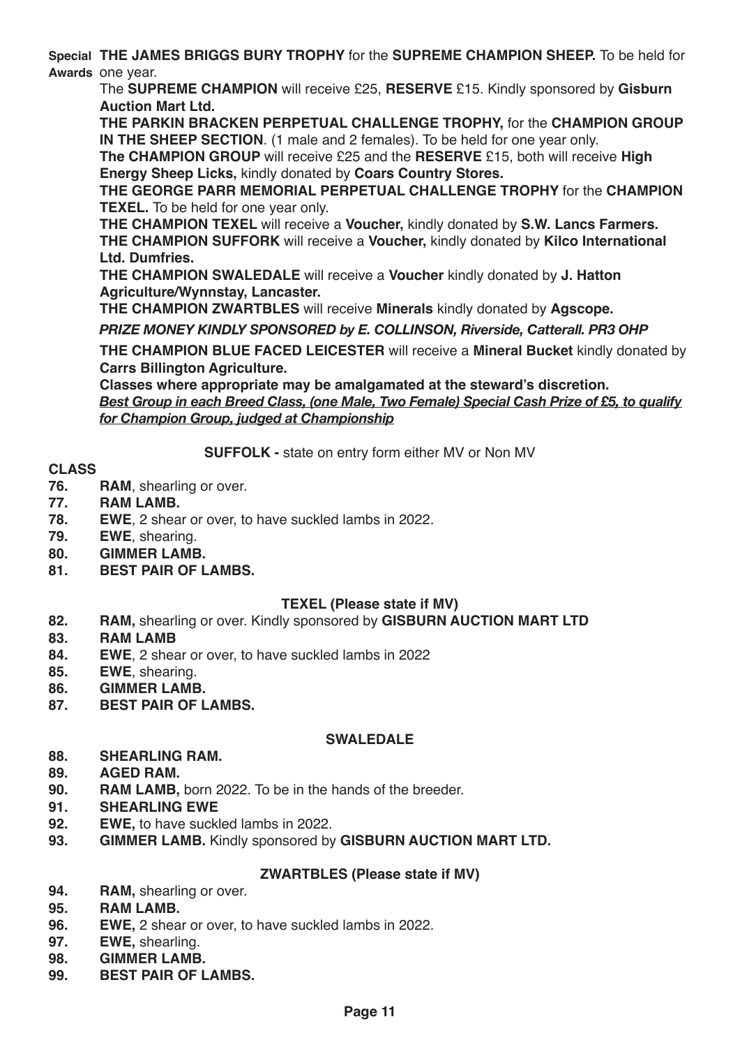**Special Awards** **THE JAMES BRIGGS BURY TROPHY** for the **SUPREME CHAMPION SHEEP.** To be held for one year.

The **SUPREME CHAMPION** will receive £25, **RESERVE** £15. Kindly sponsored by **Gisburn Auction Mart Ltd.**

**THE PARKIN BRACKEN PERPETUAL CHALLENGE TROPHY,** for the **CHAMPION GROUP IN THE SHEEP SECTION**. (1 male and 2 females). To be held for one year only.

**The CHAMPION GROUP** will receive £25 and the **RESERVE** £15, both will receive **High Energy Sheep Licks,** kindly donated by **Coars Country Stores.**

**THE GEORGE PARR MEMORIAL PERPETUAL CHALLENGE TROPHY** for the **CHAMPION TEXEL.** To be held for one year only.

**THE CHAMPION TEXEL** will receive a **Voucher,** kindly donated by **S.W. Lancs Farmers.**

**THE CHAMPION SUFFORK** will receive a **Voucher,** kindly donated by **Kilco International Ltd. Dumfries.**

**THE CHAMPION SWALEDALE** will receive a **Voucher** kindly donated by **J. Hatton Agriculture/Wynnstay, Lancaster.**

**THE CHAMPION ZWARTBLES** will receive **Minerals** kindly donated by **Agscope.**

***PRIZE MONEY KINDLY SPONSORED by E. COLLINSON, Riverside, Catterall. PR3 OHP***

**THE CHAMPION BLUE FACED LEICESTER** will receive a **Mineral Bucket** kindly donated by **Carrs Billington Agriculture.**

**Classes where appropriate may be amalgamated at the steward's discretion.**

***Best Group in each Breed Class, (one Male, Two Female) Special Cash Prize of £5, to qualify for Champion Group, judged at Championship***

**SUFFOLK -** state on entry form either MV or Non MV

**CLASS**

- **76.** **RAM**, shearling or over.
- **77.** **RAM LAMB.**
- **78.** **EWE**, 2 shear or over, to have suckled lambs in 2022.
- **79.** **EWE**, shearing.
- **80.** **GIMMER LAMB.**
- **81.** **BEST PAIR OF LAMBS.**

**TEXEL (Please state if MV)**

- **82.** **RAM,** shearling or over. Kindly sponsored by **GISBURN AUCTION MART LTD**
- **83.** **RAM LAMB**
- **84.** **EWE**, 2 shear or over, to have suckled lambs in 2022
- **85.** **EWE**, shearing.
- **86.** **GIMMER LAMB.**
- **87.** **BEST PAIR OF LAMBS.**

**SWALEDALE**

- **88.** **SHEARLING RAM.**
- **89.** **AGED RAM.**
- **90.** **RAM LAMB,** born 2022. To be in the hands of the breeder.
- **91.** **SHEARLING EWE**
- **92.** **EWE,** to have suckled lambs in 2022.
- **93.** **GIMMER LAMB.** Kindly sponsored by **GISBURN AUCTION MART LTD.**

**ZWARTBLES (Please state if MV)**

- **94.** **RAM,** shearling or over.
- **95.** **RAM LAMB.**
- **96.** **EWE,** 2 shear or over, to have suckled lambs in 2022.
- **97.** **EWE,** shearling.
- **98.** **GIMMER LAMB.**
- **99.** **BEST PAIR OF LAMBS.**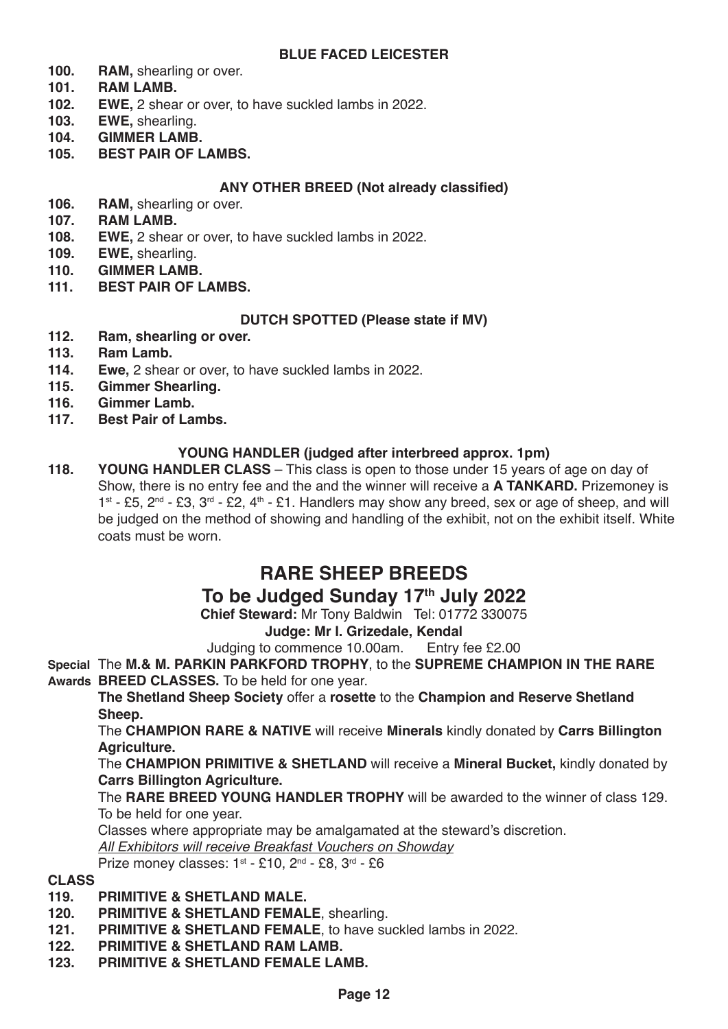### BLUE FACED LEICESTER

**100.** **RAM,** shearling or over.
**101.** **RAM LAMB.**
**102.** **EWE,** 2 shear or over, to have suckled lambs in 2022.
**103.** **EWE,** shearling.
**104.** **GIMMER LAMB.**
**105.** **BEST PAIR OF LAMBS.**

### ANY OTHER BREED (Not already classified)

**106.** **RAM,** shearling or over.
**107.** **RAM LAMB.**
**108.** **EWE,** 2 shear or over, to have suckled lambs in 2022.
**109.** **EWE,** shearling.
**110.** **GIMMER LAMB.**
**111.** **BEST PAIR OF LAMBS.**

### DUTCH SPOTTED (Please state if MV)

**112.** **Ram, shearling or over.**
**113.** **Ram Lamb.**
**114.** **Ewe,** 2 shear or over, to have suckled lambs in 2022.
**115.** **Gimmer Shearling.**
**116.** **Gimmer Lamb.**
**117.** **Best Pair of Lambs.**

### YOUNG HANDLER (judged after interbreed approx. 1pm)

**118.** **YOUNG HANDLER CLASS** – This class is open to those under 15 years of age on day of Show, there is no entry fee and the winner will receive a **A TANKARD.** Prizemoney is 1st - £5, 2nd - £3, 3rd - £2, 4th - £1. Handlers may show any breed, sex or age of sheep, and will be judged on the method of showing and handling of the exhibit, not on the exhibit itself. White coats must be worn.

# RARE SHEEP BREEDS

## To be Judged Sunday 17th July 2022

**Chief Steward:** Mr Tony Baldwin Tel: 01772 330075

**Judge: Mr I. Grizedale, Kendal**

Judging to commence 10.00am. Entry fee £2.00

**Special Awards** The **M.& M. PARKIN PARKFORD TROPHY**, to the **SUPREME CHAMPION IN THE RARE BREED CLASSES.** To be held for one year.

**The Shetland Sheep Society** offer a **rosette** to the **Champion and Reserve Shetland Sheep.**

The **CHAMPION RARE & NATIVE** will receive **Minerals** kindly donated by **Carrs Billington Agriculture.**

The **CHAMPION PRIMITIVE & SHETLAND** will receive a **Mineral Bucket,** kindly donated by **Carrs Billington Agriculture.**

The **RARE BREED YOUNG HANDLER TROPHY** will be awarded to the winner of class 129. To be held for one year.

Classes where appropriate may be amalgamated at the steward's discretion.

*All Exhibitors will receive Breakfast Vouchers on Showday*

Prize money classes: 1st - £10, 2nd - £8, 3rd - £6

**CLASS**

**119.** **PRIMITIVE & SHETLAND MALE.**
**120.** **PRIMITIVE & SHETLAND FEMALE**, shearling.
**121.** **PRIMITIVE & SHETLAND FEMALE**, to have suckled lambs in 2022.
**122.** **PRIMITIVE & SHETLAND RAM LAMB.**
**123.** **PRIMITIVE & SHETLAND FEMALE LAMB.**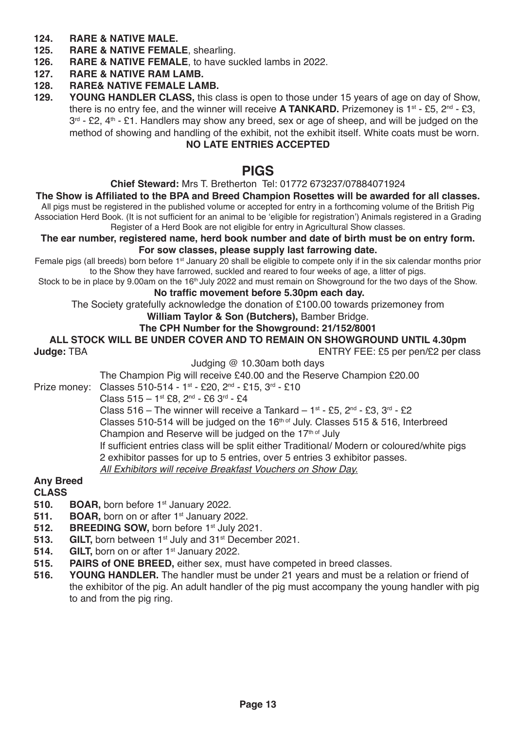**124. RARE & NATIVE MALE.**

**125. RARE & NATIVE FEMALE**, shearling.

**126. RARE & NATIVE FEMALE**, to have suckled lambs in 2022.

**127. RARE & NATIVE RAM LAMB.**

**128. RARE& NATIVE FEMALE LAMB.**

**129. YOUNG HANDLER CLASS,** this class is open to those under 15 years of age on day of Show, there is no entry fee, and the winner will receive **A TANKARD.** Prizemoney is 1st - £5, 2nd - £3, 3rd - £2, 4th - £1. Handlers may show any breed, sex or age of sheep, and will be judged on the method of showing and handling of the exhibit, not the exhibit itself. White coats must be worn.

**NO LATE ENTRIES ACCEPTED**

# PIGS

**Chief Steward:** Mrs T. Bretherton Tel: 01772 673237/07884071924

**The Show is Affiliated to the BPA and Breed Champion Rosettes will be awarded for all classes.**

All pigs must be registered in the published volume or accepted for entry in a forthcoming volume of the British Pig Association Herd Book. (It is not sufficient for an animal to be 'eligible for registration') Animals registered in a Grading Register of a Herd Book are not eligible for entry in Agricultural Show classes.

**The ear number, registered name, herd book number and date of birth must be on entry form. For sow classes, please supply last farrowing date.**

Female pigs (all breeds) born before 1st January 20 shall be eligible to compete only if in the six calendar months prior to the Show they have farrowed, suckled and reared to four weeks of age, a litter of pigs.

Stock to be in place by 9.00am on the 16th July 2022 and must remain on Showground for the two days of the Show.

**No traffic movement before 5.30pm each day.**

The Society gratefully acknowledge the donation of £100.00 towards prizemoney from

**William Taylor & Son (Butchers),** Bamber Bridge.

**The CPH Number for the Showground: 21/152/8001**

**ALL STOCK WILL BE UNDER COVER AND TO REMAIN ON SHOWGROUND UNTIL 4.30pm**

**Judge:** TBA ENTRY FEE: £5 per pen/£2 per class

Judging @ 10.30am both days

The Champion Pig will receive £40.00 and the Reserve Champion £20.00

Prize money: Classes 510-514 - 1st - £20, 2nd - £15, 3rd - £10

Class 515 – 1st £8, 2nd - £6 3rd - £4

Class 516 – The winner will receive a Tankard – 1st - £5, 2nd - £3, 3rd - £2

Classes 510-514 will be judged on the 16th of July. Classes 515 & 516, Interbreed Champion and Reserve will be judged on the 17th of July

If sufficient entries class will be split either Traditional/ Modern or coloured/white pigs

2 exhibitor passes for up to 5 entries, over 5 entries 3 exhibitor passes.

*All Exhibitors will receive Breakfast Vouchers on Show Day.*

**Any Breed**

**CLASS**

**510. BOAR,** born before 1st January 2022.

**511. BOAR,** born on or after 1st January 2022.

**512. BREEDING SOW,** born before 1st July 2021.

**513. GILT,** born between 1st July and 31st December 2021.

**514. GILT,** born on or after 1st January 2022.

**515. PAIRS of ONE BREED,** either sex, must have competed in breed classes.

**516. YOUNG HANDLER.** The handler must be under 21 years and must be a relation or friend of the exhibitor of the pig. An adult handler of the pig must accompany the young handler with pig to and from the pig ring.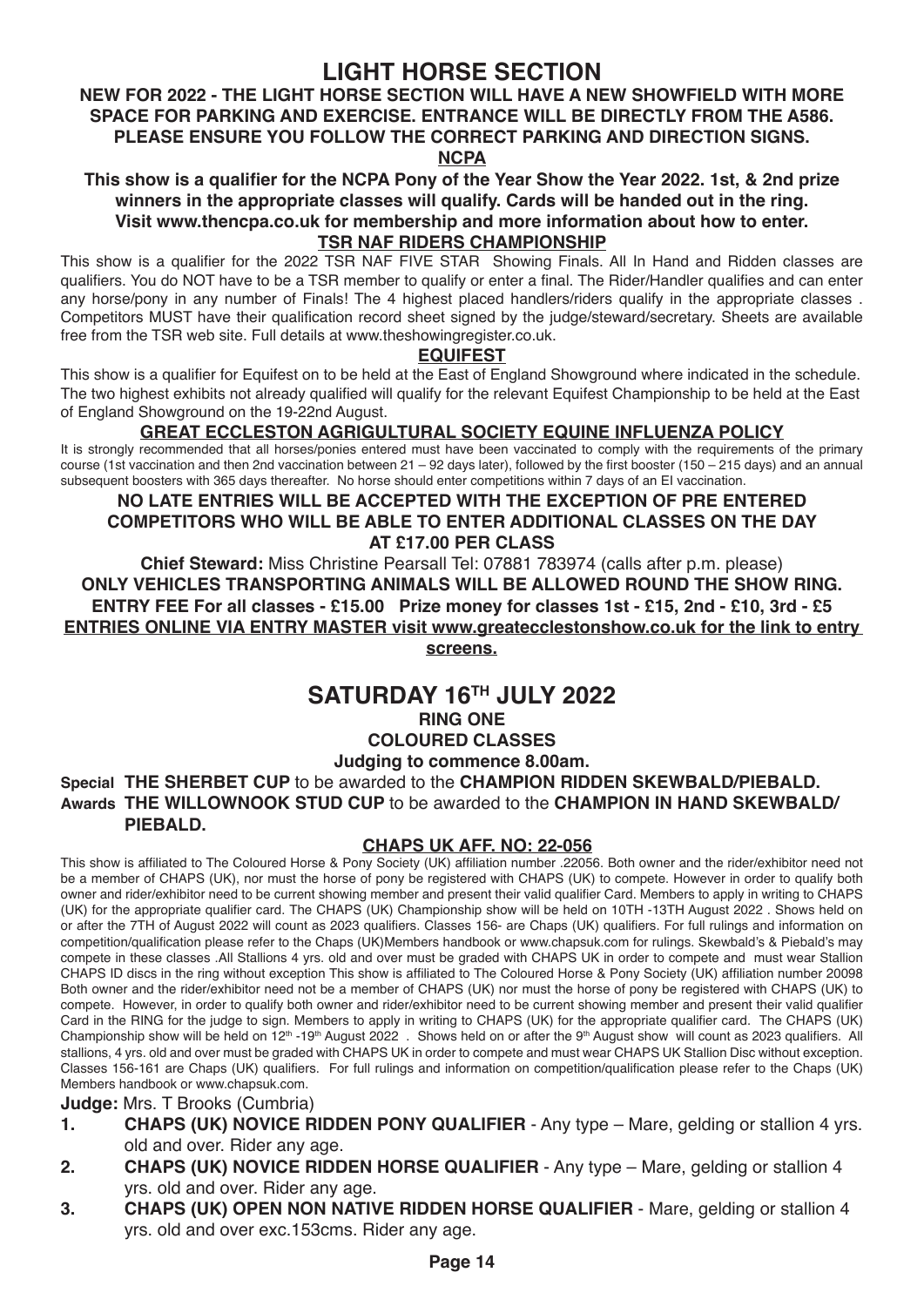# LIGHT HORSE SECTION

**NEW FOR 2022 - THE LIGHT HORSE SECTION WILL HAVE A NEW SHOWFIELD WITH MORE SPACE FOR PARKING AND EXERCISE. ENTRANCE WILL BE DIRECTLY FROM THE A586. PLEASE ENSURE YOU FOLLOW THE CORRECT PARKING AND DIRECTION SIGNS.**

**NCPA**

**This show is a qualifier for the NCPA Pony of the Year Show the Year 2022. 1st, & 2nd prize winners in the appropriate classes will qualify. Cards will be handed out in the ring. Visit www.thencpa.co.uk for membership and more information about how to enter.**

**TSR NAF RIDERS CHAMPIONSHIP**

This show is a qualifier for the 2022 TSR NAF FIVE STAR Showing Finals. All In Hand and Ridden classes are qualifiers. You do NOT have to be a TSR member to qualify or enter a final. The Rider/Handler qualifies and can enter any horse/pony in any number of Finals! The 4 highest placed handlers/riders qualify in the appropriate classes . Competitors MUST have their qualification record sheet signed by the judge/steward/secretary. Sheets are available free from the TSR web site. Full details at www.theshowingregister.co.uk.

**EQUIFEST**

This show is a qualifier for Equifest on to be held at the East of England Showground where indicated in the schedule. The two highest exhibits not already qualified will qualify for the relevant Equifest Championship to be held at the East of England Showground on the 19-22nd August.

**GREAT ECCLESTON AGRICULTURAL SOCIETY EQUINE INFLUENZA POLICY**

It is strongly recommended that all horses/ponies entered must have been vaccinated to comply with the requirements of the primary course (1st vaccination and then 2nd vaccination between 21 – 92 days later), followed by the first booster (150 – 215 days) and an annual subsequent boosters with 365 days thereafter. No horse should enter competitions within 7 days of an EI vaccination.

**NO LATE ENTRIES WILL BE ACCEPTED WITH THE EXCEPTION OF PRE ENTERED COMPETITORS WHO WILL BE ABLE TO ENTER ADDITIONAL CLASSES ON THE DAY AT £17.00 PER CLASS**

**Chief Steward:** Miss Christine Pearsall Tel: 07881 783974 (calls after p.m. please)

**ONLY VEHICLES TRANSPORTING ANIMALS WILL BE ALLOWED ROUND THE SHOW RING.**

**ENTRY FEE For all classes - £15.00 Prize money for classes 1st - £15, 2nd - £10, 3rd - £5**

**ENTRIES ONLINE VIA ENTRY MASTER visit www.greatecclestonshow.co.uk for the link to entry screens.**

## SATURDAY 16TH JULY 2022

**RING ONE**

**COLOURED CLASSES**

**Judging to commence 8.00am.**

**Special Awards** **THE SHERBET CUP** to be awarded to the **CHAMPION RIDDEN SKEWBALD/PIEBALD.**
**THE WILLOWNOOK STUD CUP** to be awarded to the **CHAMPION IN HAND SKEWBALD/ PIEBALD.**

**CHAPS UK AFF. NO: 22-056**

This show is affiliated to The Coloured Horse & Pony Society (UK) affiliation number .22056. Both owner and the rider/exhibitor need not be a member of CHAPS (UK), nor must the horse of pony be registered with CHAPS (UK) to compete. However in order to qualify both owner and rider/exhibitor need to be current showing member and present their valid qualifier Card. Members to apply in writing to CHAPS (UK) for the appropriate qualifier card. The CHAPS (UK) Championship show will be held on 10TH -13TH August 2022 . Shows held on or after the 7TH of August 2022 will count as 2023 qualifiers. Classes 156- are Chaps (UK) qualifiers. For full rulings and information on competition/qualification please refer to the Chaps (UK)Members handbook or www.chapsuk.com for rulings. Skewbald's & Piebald's may compete in these classes .All Stallions 4 yrs. old and over must be graded with CHAPS UK in order to compete and must wear Stallion CHAPS ID discs in the ring without exception This show is affiliated to The Coloured Horse & Pony Society (UK) affiliation number 20098 Both owner and the rider/exhibitor need not be a member of CHAPS (UK) nor must the horse of pony be registered with CHAPS (UK) to compete. However, in order to qualify both owner and rider/exhibitor need to be current showing member and present their valid qualifier Card in the RING for the judge to sign. Members to apply in writing to CHAPS (UK) for the appropriate qualifier card. The CHAPS (UK) Championship show will be held on 12th -19th August 2022 . Shows held on or after the 9th August show will count as 2023 qualifiers. All stallions, 4 yrs. old and over must be graded with CHAPS UK in order to compete and must wear CHAPS UK Stallion Disc without exception. Classes 156-161 are Chaps (UK) qualifiers. For full rulings and information on competition/qualification please refer to the Chaps (UK) Members handbook or www.chapsuk.com.

**Judge:** Mrs. T Brooks (Cumbria)

1. **CHAPS (UK) NOVICE RIDDEN PONY QUALIFIER** - Any type – Mare, gelding or stallion 4 yrs. old and over. Rider any age.
2. **CHAPS (UK) NOVICE RIDDEN HORSE QUALIFIER** - Any type – Mare, gelding or stallion 4 yrs. old and over. Rider any age.
3. **CHAPS (UK) OPEN NON NATIVE RIDDEN HORSE QUALIFIER** - Mare, gelding or stallion 4 yrs. old and over exc.153cms. Rider any age.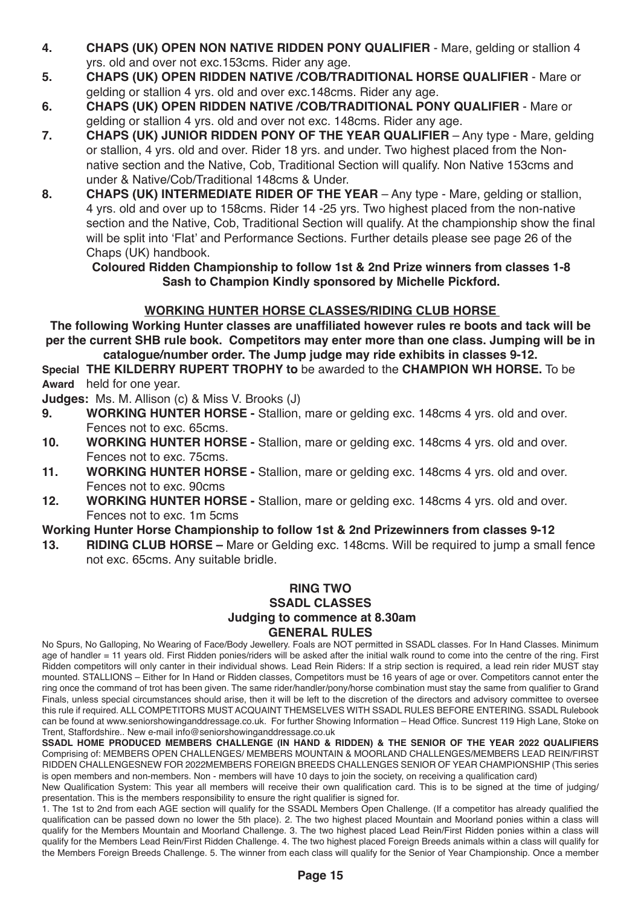4. **CHAPS (UK) OPEN NON NATIVE RIDDEN PONY QUALIFIER** - Mare, gelding or stallion 4 yrs. old and over not exc.153cms. Rider any age.
5. **CHAPS (UK) OPEN RIDDEN NATIVE /COB/TRADITIONAL HORSE QUALIFIER** - Mare or gelding or stallion 4 yrs. old and over exc.148cms. Rider any age.
6. **CHAPS (UK) OPEN RIDDEN NATIVE /COB/TRADITIONAL PONY QUALIFIER** - Mare or gelding or stallion 4 yrs. old and over not exc. 148cms. Rider any age.
7. **CHAPS (UK) JUNIOR RIDDEN PONY OF THE YEAR QUALIFIER** – Any type - Mare, gelding or stallion, 4 yrs. old and over. Rider 18 yrs. and under. Two highest placed from the Non-native section and the Native, Cob, Traditional Section will qualify. Non Native 153cms and under & Native/Cob/Traditional 148cms & Under.
8. **CHAPS (UK) INTERMEDIATE RIDER OF THE YEAR** – Any type - Mare, gelding or stallion, 4 yrs. old and over up to 158cms. Rider 14 -25 yrs. Two highest placed from the non-native section and the Native, Cob, Traditional Section will qualify. At the championship show the final will be split into 'Flat' and Performance Sections. Further details please see page 26 of the Chaps (UK) handbook.

**Coloured Ridden Championship to follow 1st & 2nd Prize winners from classes 1-8**
**Sash to Champion Kindly sponsored by Michelle Pickford.**

## WORKING HUNTER HORSE CLASSES/RIDING CLUB HORSE

**The following Working Hunter classes are unaffiliated however rules re boots and tack will be per the current SHB rule book. Competitors may enter more than one class. Jumping will be in catalogue/number order. The Jump judge may ride exhibits in classes 9-12.**

**Special Award** **THE KILDERRY RUPERT TROPHY to** be awarded to the **CHAMPION WH HORSE.** To be held for one year.

**Judges:** Ms. M. Allison (c) & Miss V. Brooks (J)

9. **WORKING HUNTER HORSE -** Stallion, mare or gelding exc. 148cms 4 yrs. old and over. Fences not to exc. 65cms.
10. **WORKING HUNTER HORSE -** Stallion, mare or gelding exc. 148cms 4 yrs. old and over. Fences not to exc. 75cms.
11. **WORKING HUNTER HORSE -** Stallion, mare or gelding exc. 148cms 4 yrs. old and over. Fences not to exc. 90cms
12. **WORKING HUNTER HORSE -** Stallion, mare or gelding exc. 148cms 4 yrs. old and over. Fences not to exc. 1m 5cms

**Working Hunter Horse Championship to follow 1st & 2nd Prizewinners from classes 9-12**

13. **RIDING CLUB HORSE –** Mare or Gelding exc. 148cms. Will be required to jump a small fence not exc. 65cms. Any suitable bridle.

## RING TWO
## SSADL CLASSES
### Judging to commence at 8.30am
### GENERAL RULES

No Spurs, No Galloping, No Wearing of Face/Body Jewellery. Foals are NOT permitted in SSADL classes. For In Hand Classes. Minimum age of handler = 11 years old. First Ridden ponies/riders will be asked after the initial walk round to come into the centre of the ring. First Ridden competitors will only canter in their individual shows. Lead Rein Riders: If a strip section is required, a lead rein rider MUST stay mounted. STALLIONS – Either for In Hand or Ridden classes, Competitors must be 16 years of age or over. Competitors cannot enter the ring once the command of trot has been given. The same rider/handler/pony/horse combination must stay the same from qualifier to Grand Finals, unless special circumstances should arise, then it will be left to the discretion of the directors and advisory committee to oversee this rule if required. ALL COMPETITORS MUST ACQUAINT THEMSELVES WITH SSADL RULES BEFORE ENTERING. SSADL Rulebook can be found at www.seniorshowinganddressage.co.uk. For further Showing Information – Head Office. Suncrest 119 High Lane, Stoke on Trent, Staffordshire.. New e-mail info@seniorshowinganddressage.co.uk

**SSADL HOME PRODUCED MEMBERS CHALLENGE (IN HAND & RIDDEN) & THE SENIOR OF THE YEAR 2022 QUALIFIERS** Comprising of: MEMBERS OPEN CHALLENGES/ MEMBERS MOUNTAIN & MOORLAND CHALLENGES/MEMBERS LEAD REIN/FIRST RIDDEN CHALLENGESNEW FOR 2022MEMBERS FOREIGN BREEDS CHALLENGES SENIOR OF YEAR CHAMPIONSHIP (This series is open members and non-members. Non - members will have 10 days to join the society, on receiving a qualification card)

New Qualification System: This year all members will receive their own qualification card. This is to be signed at the time of judging/ presentation. This is the members responsibility to ensure the right qualifier is signed for.

1. The 1st to 2nd from each AGE section will qualify for the SSADL Members Open Challenge. (If a competitor has already qualified the qualification can be passed down no lower the 5th place). 2. The two highest placed Mountain and Moorland ponies within a class will qualify for the Members Mountain and Moorland Challenge. 3. The two highest placed Lead Rein/First Ridden ponies within a class will qualify for the Members Lead Rein/First Ridden Challenge. 4. The two highest placed Foreign Breeds animals within a class will qualify for the Members Foreign Breeds Challenge. 5. The winner from each class will qualify for the Senior of Year Championship. Once a member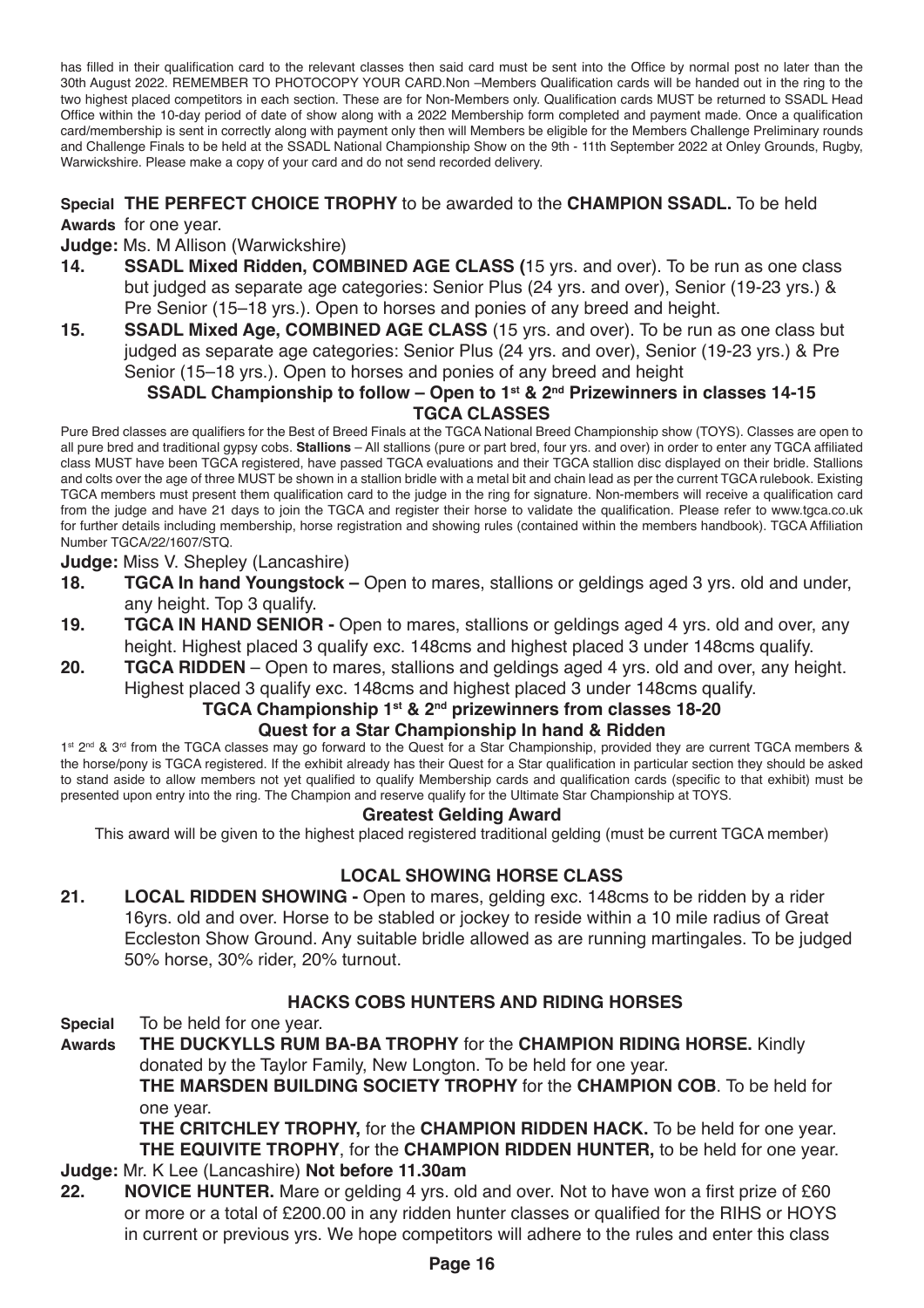has filled in their qualification card to the relevant classes then said card must be sent into the Office by normal post no later than the 30th August 2022. REMEMBER TO PHOTOCOPY YOUR CARD.Non –Members Qualification cards will be handed out in the ring to the two highest placed competitors in each section. These are for Non-Members only. Qualification cards MUST be returned to SSADL Head Office within the 10-day period of date of show along with a 2022 Membership form completed and payment made. Once a qualification card/membership is sent in correctly along with payment only then will Members be eligible for the Members Challenge Preliminary rounds and Challenge Finals to be held at the SSADL National Championship Show on the 9th - 11th September 2022 at Onley Grounds, Rugby, Warwickshire. Please make a copy of your card and do not send recorded delivery.

**Special Awards** **THE PERFECT CHOICE TROPHY** to be awarded to the **CHAMPION SSADL.** To be held for one year.

**Judge:** Ms. M Allison (Warwickshire)

**14. SSADL Mixed Ridden, COMBINED AGE CLASS (**15 yrs. and over). To be run as one class but judged as separate age categories: Senior Plus (24 yrs. and over), Senior (19-23 yrs.) & Pre Senior (15–18 yrs.). Open to horses and ponies of any breed and height.

**15. SSADL Mixed Age, COMBINED AGE CLASS** (15 yrs. and over). To be run as one class but judged as separate age categories: Senior Plus (24 yrs. and over), Senior (19-23 yrs.) & Pre Senior (15–18 yrs.). Open to horses and ponies of any breed and height

**SSADL Championship to follow – Open to 1st & 2nd Prizewinners in classes 14-15**

## TGCA CLASSES

Pure Bred classes are qualifiers for the Best of Breed Finals at the TGCA National Breed Championship show (TOYS). Classes are open to all pure bred and traditional gypsy cobs. **Stallions** – All stallions (pure or part bred, four yrs. and over) in order to enter any TGCA affiliated class MUST have been TGCA registered, have passed TGCA evaluations and their TGCA stallion disc displayed on their bridle. Stallions and colts over the age of three MUST be shown in a stallion bridle with a metal bit and chain lead as per the current TGCA rulebook. Existing TGCA members must present them qualification card to the judge in the ring for signature. Non-members will receive a qualification card from the judge and have 21 days to join the TGCA and register their horse to validate the qualification. Please refer to www.tgca.co.uk for further details including membership, horse registration and showing rules (contained within the members handbook). TGCA Affiliation Number TGCA/22/1607/STQ.

**Judge:** Miss V. Shepley (Lancashire)

**18. TGCA In hand Youngstock –** Open to mares, stallions or geldings aged 3 yrs. old and under, any height. Top 3 qualify.

**19. TGCA IN HAND SENIOR -** Open to mares, stallions or geldings aged 4 yrs. old and over, any height. Highest placed 3 qualify exc. 148cms and highest placed 3 under 148cms qualify.

**20. TGCA RIDDEN** – Open to mares, stallions and geldings aged 4 yrs. old and over, any height. Highest placed 3 qualify exc. 148cms and highest placed 3 under 148cms qualify.

**TGCA Championship 1st & 2nd prizewinners from classes 18-20**

**Quest for a Star Championship In hand & Ridden**

1st 2nd & 3rd from the TGCA classes may go forward to the Quest for a Star Championship, provided they are current TGCA members & the horse/pony is TGCA registered. If the exhibit already has their Quest for a Star qualification in particular section they should be asked to stand aside to allow members not yet qualified to qualify Membership cards and qualification cards (specific to that exhibit) must be presented upon entry into the ring. The Champion and reserve qualify for the Ultimate Star Championship at TOYS.

**Greatest Gelding Award**

This award will be given to the highest placed registered traditional gelding (must be current TGCA member)

## LOCAL SHOWING HORSE CLASS

**21. LOCAL RIDDEN SHOWING -** Open to mares, gelding exc. 148cms to be ridden by a rider 16yrs. old and over. Horse to be stabled or jockey to reside within a 10 mile radius of Great Eccleston Show Ground. Any suitable bridle allowed as are running martingales. To be judged 50% horse, 30% rider, 20% turnout.

## HACKS COBS HUNTERS AND RIDING HORSES

**Special Awards** To be held for one year.

**THE DUCKYLLS RUM BA-BA TROPHY** for the **CHAMPION RIDING HORSE.** Kindly donated by the Taylor Family, New Longton. To be held for one year.

**THE MARSDEN BUILDING SOCIETY TROPHY** for the **CHAMPION COB**. To be held for one year.

**THE CRITCHLEY TROPHY,** for the **CHAMPION RIDDEN HACK.** To be held for one year.

**THE EQUIVITE TROPHY**, for the **CHAMPION RIDDEN HUNTER,** to be held for one year.

**Judge:** Mr. K Lee (Lancashire) **Not before 11.30am**

**22. NOVICE HUNTER.** Mare or gelding 4 yrs. old and over. Not to have won a first prize of £60 or more or a total of £200.00 in any ridden hunter classes or qualified for the RIHS or HOYS in current or previous yrs. We hope competitors will adhere to the rules and enter this class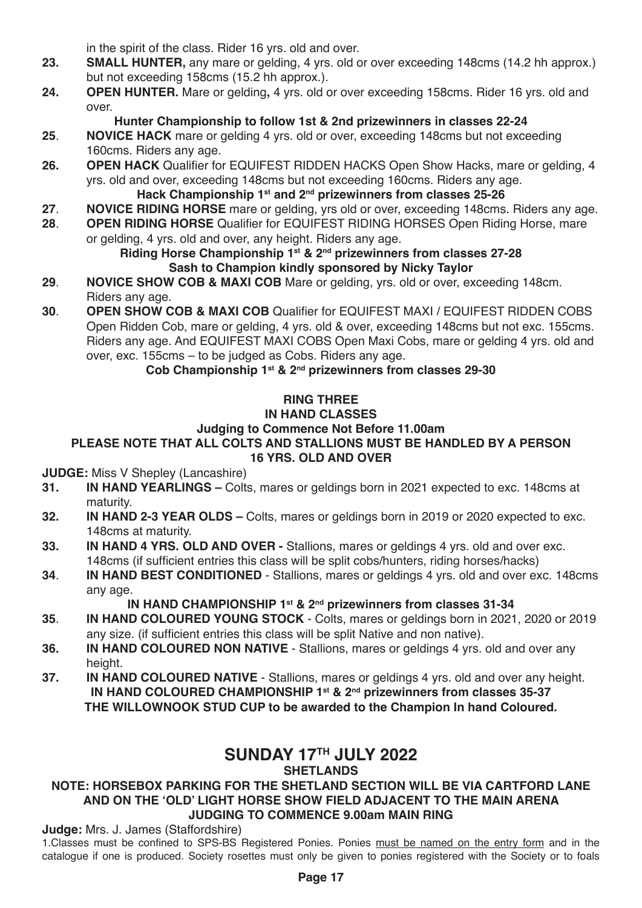in the spirit of the class. Rider 16 yrs. old and over.

**23.** **SMALL HUNTER,** any mare or gelding, 4 yrs. old or over exceeding 148cms (14.2 hh approx.) but not exceeding 158cms (15.2 hh approx.).

**24.** **OPEN HUNTER.** Mare or gelding**,** 4 yrs. old or over exceeding 158cms. Rider 16 yrs. old and over.

**Hunter Championship to follow 1st & 2nd prizewinners in classes 22-24**

**25**. **NOVICE HACK** mare or gelding 4 yrs. old or over, exceeding 148cms but not exceeding 160cms. Riders any age.

**26.** **OPEN HACK** Qualifier for EQUIFEST RIDDEN HACKS Open Show Hacks, mare or gelding, 4 yrs. old and over, exceeding 148cms but not exceeding 160cms. Riders any age.

**Hack Championship 1st and 2nd prizewinners from classes 25-26**

**27**. **NOVICE RIDING HORSE** mare or gelding, yrs old or over, exceeding 148cms. Riders any age.

**28**. **OPEN RIDING HORSE** Qualifier for EQUIFEST RIDING HORSES Open Riding Horse, mare or gelding, 4 yrs. old and over, any height. Riders any age.

**Riding Horse Championship 1st & 2nd prizewinners from classes 27-28**
**Sash to Champion kindly sponsored by Nicky Taylor**

**29**. **NOVICE SHOW COB & MAXI COB** Mare or gelding, yrs. old or over, exceeding 148cm. Riders any age.

**30**. **OPEN SHOW COB & MAXI COB** Qualifier for EQUIFEST MAXI / EQUIFEST RIDDEN COBS Open Ridden Cob, mare or gelding, 4 yrs. old & over, exceeding 148cms but not exc. 155cms. Riders any age. And EQUIFEST MAXI COBS Open Maxi Cobs, mare or gelding 4 yrs. old and over, exc. 155cms – to be judged as Cobs. Riders any age.

**Cob Championship 1st & 2nd prizewinners from classes 29-30**

## RING THREE
## IN HAND CLASSES

**Judging to Commence Not Before 11.00am**

**PLEASE NOTE THAT ALL COLTS AND STALLIONS MUST BE HANDLED BY A PERSON 16 YRS. OLD AND OVER**

**JUDGE:** Miss V Shepley (Lancashire)

**31.** **IN HAND YEARLINGS –** Colts, mares or geldings born in 2021 expected to exc. 148cms at maturity.

**32.** **IN HAND 2-3 YEAR OLDS –** Colts, mares or geldings born in 2019 or 2020 expected to exc. 148cms at maturity.

**33.** **IN HAND 4 YRS. OLD AND OVER -** Stallions, mares or geldings 4 yrs. old and over exc. 148cms (if sufficient entries this class will be split cobs/hunters, riding horses/hacks)

**34**. **IN HAND BEST CONDITIONED** - Stallions, mares or geldings 4 yrs. old and over exc. 148cms any age.

**IN HAND CHAMPIONSHIP 1st & 2nd prizewinners from classes 31-34**

**35**. **IN HAND COLOURED YOUNG STOCK** - Colts, mares or geldings born in 2021, 2020 or 2019 any size. (if sufficient entries this class will be split Native and non native).

**36.** **IN HAND COLOURED NON NATIVE** - Stallions, mares or geldings 4 yrs. old and over any height.

**37.** **IN HAND COLOURED NATIVE** - Stallions, mares or geldings 4 yrs. old and over any height.

**IN HAND COLOURED CHAMPIONSHIP 1st & 2nd prizewinners from classes 35-37**
**THE WILLOWNOOK STUD CUP to be awarded to the Champion In hand Coloured.**

# SUNDAY 17TH JULY 2022

## SHETLANDS

**NOTE: HORSEBOX PARKING FOR THE SHETLAND SECTION WILL BE VIA CARTFORD LANE AND ON THE 'OLD' LIGHT HORSE SHOW FIELD ADJACENT TO THE MAIN ARENA**

**JUDGING TO COMMENCE 9.00am MAIN RING**

**Judge:** Mrs. J. James (Staffordshire)

1.Classes must be confined to SPS-BS Registered Ponies. Ponies must be named on the entry form and in the catalogue if one is produced. Society rosettes must only be given to ponies registered with the Society or to foals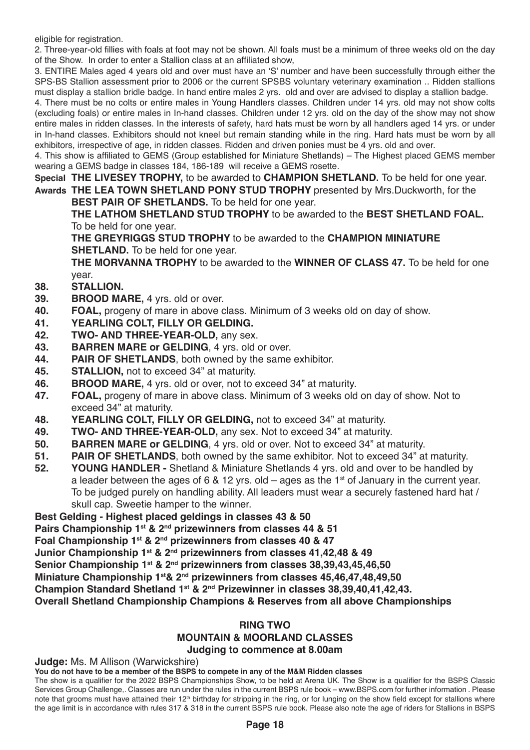eligible for registration.

2. Three-year-old fillies with foals at foot may not be shown. All foals must be a minimum of three weeks old on the day of the Show. In order to enter a Stallion class at an affiliated show,

3. ENTIRE Males aged 4 years old and over must have an 'S' number and have been successfully through either the SPS-BS Stallion assessment prior to 2006 or the current SPSBS voluntary veterinary examination .. Ridden stallions must display a stallion bridle badge. In hand entire males 2 yrs. old and over are advised to display a stallion badge.

4. There must be no colts or entire males in Young Handlers classes. Children under 14 yrs. old may not show colts (excluding foals) or entire males in In-hand classes. Children under 12 yrs. old on the day of the show may not show entire males in ridden classes. In the interests of safety, hard hats must be worn by all handlers aged 14 yrs. or under in In-hand classes. Exhibitors should not kneel but remain standing while in the ring. Hard hats must be worn by all exhibitors, irrespective of age, in ridden classes. Ridden and driven ponies must be 4 yrs. old and over.

4. This show is affiliated to GEMS (Group established for Miniature Shetlands) – The Highest placed GEMS member wearing a GEMS badge in classes 184, 186-189 will receive a GEMS rosette.

**Special Awards**

**THE LIVESEY TROPHY,** to be awarded to **CHAMPION SHETLAND.** To be held for one year.

**THE LEA TOWN SHETLAND PONY STUD TROPHY** presented by Mrs.Duckworth, for the **BEST PAIR OF SHETLANDS.** To be held for one year.

**THE LATHOM SHETLAND STUD TROPHY** to be awarded to the **BEST SHETLAND FOAL.** To be held for one year.

**THE GREYRIGGS STUD TROPHY** to be awarded to the **CHAMPION MINIATURE SHETLAND.** To be held for one year.

**THE MORVANNA TROPHY** to be awarded to the **WINNER OF CLASS 47.** To be held for one year.

**38. STALLION.**

**39. BROOD MARE,** 4 yrs. old or over.

**40. FOAL,** progeny of mare in above class. Minimum of 3 weeks old on day of show.

**41. YEARLING COLT, FILLY OR GELDING.**

**42. TWO- AND THREE-YEAR-OLD,** any sex.

**43. BARREN MARE or GELDING**, 4 yrs. old or over.

**44. PAIR OF SHETLANDS**, both owned by the same exhibitor.

**45. STALLION,** not to exceed 34" at maturity.

**46. BROOD MARE,** 4 yrs. old or over, not to exceed 34" at maturity.

**47. FOAL,** progeny of mare in above class. Minimum of 3 weeks old on day of show. Not to exceed 34" at maturity.

**48. YEARLING COLT, FILLY OR GELDING,** not to exceed 34" at maturity.

**49. TWO- AND THREE-YEAR-OLD,** any sex. Not to exceed 34" at maturity.

**50. BARREN MARE or GELDING**, 4 yrs. old or over. Not to exceed 34" at maturity.

**51. PAIR OF SHETLANDS**, both owned by the same exhibitor. Not to exceed 34" at maturity.

**52. YOUNG HANDLER -** Shetland & Miniature Shetlands 4 yrs. old and over to be handled by a leader between the ages of 6 & 12 yrs. old – ages as the 1st of January in the current year. To be judged purely on handling ability. All leaders must wear a securely fastened hard hat / skull cap. Sweetie hamper to the winner.

**Best Gelding - Highest placed geldings in classes 43 & 50**

**Pairs Championship 1st & 2nd prizewinners from classes 44 & 51**

**Foal Championship 1st & 2nd prizewinners from classes 40 & 47**

**Junior Championship 1st & 2nd prizewinners from classes 41,42,48 & 49**

**Senior Championship 1st & 2nd prizewinners from classes 38,39,43,45,46,50**

**Miniature Championship 1st& 2nd prizewinners from classes 45,46,47,48,49,50**

**Champion Standard Shetland 1st & 2nd Prizewinner in classes 38,39,40,41,42,43.**

**Overall Shetland Championship Champions & Reserves from all above Championships**

## RING TWO
## MOUNTAIN & MOORLAND CLASSES
### Judging to commence at 8.00am

**Judge:** Ms. M Allison (Warwickshire)

**You do not have to be a member of the BSPS to compete in any of the M&M Ridden classes**

The show is a qualifier for the 2022 BSPS Championships Show, to be held at Arena UK. The Show is a qualifier for the BSPS Classic Services Group Challenge,. Classes are run under the rules in the current BSPS rule book – www.BSPS.com for further information . Please note that grooms must have attained their 12th birthday for stripping in the ring, or for lunging on the show field except for stallions where the age limit is in accordance with rules 317 & 318 in the current BSPS rule book. Please also note the age of riders for Stallions in BSPS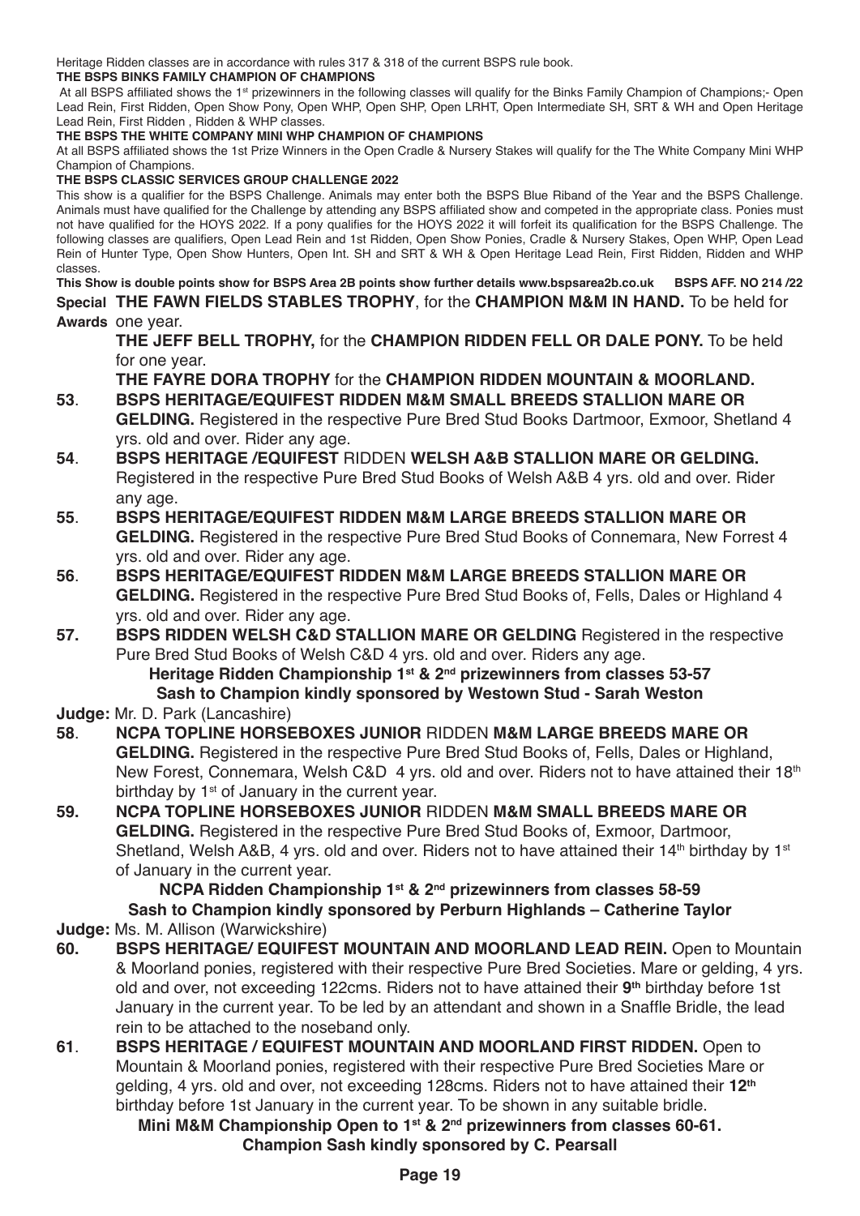Heritage Ridden classes are in accordance with rules 317 & 318 of the current BSPS rule book.

**THE BSPS BINKS FAMILY CHAMPION OF CHAMPIONS**

At all BSPS affiliated shows the 1st prizewinners in the following classes will qualify for the Binks Family Champion of Champions;- Open Lead Rein, First Ridden, Open Show Pony, Open WHP, Open SHP, Open LRHT, Open Intermediate SH, SRT & WH and Open Heritage Lead Rein, First Ridden , Ridden & WHP classes.

**THE BSPS THE WHITE COMPANY MINI WHP CHAMPION OF CHAMPIONS**

At all BSPS affiliated shows the 1st Prize Winners in the Open Cradle & Nursery Stakes will qualify for the The White Company Mini WHP Champion of Champions.

**THE BSPS CLASSIC SERVICES GROUP CHALLENGE 2022**

This show is a qualifier for the BSPS Challenge. Animals may enter both the BSPS Blue Riband of the Year and the BSPS Challenge. Animals must have qualified for the Challenge by attending any BSPS affiliated show and competed in the appropriate class. Ponies must not have qualified for the HOYS 2022. If a pony qualifies for the HOYS 2022 it will forfeit its qualification for the BSPS Challenge. The following classes are qualifiers, Open Lead Rein and 1st Ridden, Open Show Ponies, Cradle & Nursery Stakes, Open WHP, Open Lead Rein of Hunter Type, Open Show Hunters, Open Int. SH and SRT & WH & Open Heritage Lead Rein, First Ridden, Ridden and WHP classes.

**This Show is double points show for BSPS Area 2B points show further details www.bspsarea2b.co.uk BSPS AFF. NO 214 /22**

**Special Awards** **THE FAWN FIELDS STABLES TROPHY**, for the **CHAMPION M&M IN HAND.** To be held for one year.

**THE JEFF BELL TROPHY,** for the **CHAMPION RIDDEN FELL OR DALE PONY.** To be held for one year.

**THE FAYRE DORA TROPHY** for the **CHAMPION RIDDEN MOUNTAIN & MOORLAND.**

**53**. **BSPS HERITAGE/EQUIFEST RIDDEN M&M SMALL BREEDS STALLION MARE OR GELDING.** Registered in the respective Pure Bred Stud Books Dartmoor, Exmoor, Shetland 4 yrs. old and over. Rider any age.

**54**. **BSPS HERITAGE /EQUIFEST** RIDDEN **WELSH A&B STALLION MARE OR GELDING.** Registered in the respective Pure Bred Stud Books of Welsh A&B 4 yrs. old and over. Rider any age.

**55**. **BSPS HERITAGE/EQUIFEST RIDDEN M&M LARGE BREEDS STALLION MARE OR GELDING.** Registered in the respective Pure Bred Stud Books of Connemara, New Forrest 4 yrs. old and over. Rider any age.

**56**. **BSPS HERITAGE/EQUIFEST RIDDEN M&M LARGE BREEDS STALLION MARE OR GELDING.** Registered in the respective Pure Bred Stud Books of, Fells, Dales or Highland 4 yrs. old and over. Rider any age.

**57.** **BSPS RIDDEN WELSH C&D STALLION MARE OR GELDING** Registered in the respective Pure Bred Stud Books of Welsh C&D 4 yrs. old and over. Riders any age.

**Heritage Ridden Championship 1st & 2nd prizewinners from classes 53-57**
**Sash to Champion kindly sponsored by Westown Stud - Sarah Weston**

**Judge:** Mr. D. Park (Lancashire)

**58**. **NCPA TOPLINE HORSEBOXES JUNIOR** RIDDEN **M&M LARGE BREEDS MARE OR GELDING.** Registered in the respective Pure Bred Stud Books of, Fells, Dales or Highland, New Forest, Connemara, Welsh C&D 4 yrs. old and over. Riders not to have attained their 18th birthday by 1st of January in the current year.

**59.** **NCPA TOPLINE HORSEBOXES JUNIOR** RIDDEN **M&M SMALL BREEDS MARE OR GELDING.** Registered in the respective Pure Bred Stud Books of, Exmoor, Dartmoor, Shetland, Welsh A&B, 4 yrs. old and over. Riders not to have attained their 14th birthday by 1st of January in the current year.

**NCPA Ridden Championship 1st & 2nd prizewinners from classes 58-59**
**Sash to Champion kindly sponsored by Perburn Highlands – Catherine Taylor**

**Judge:** Ms. M. Allison (Warwickshire)

**60.** **BSPS HERITAGE/ EQUIFEST MOUNTAIN AND MOORLAND LEAD REIN.** Open to Mountain & Moorland ponies, registered with their respective Pure Bred Societies. Mare or gelding, 4 yrs. old and over, not exceeding 122cms. Riders not to have attained their **9th** birthday before 1st January in the current year. To be led by an attendant and shown in a Snaffle Bridle, the lead rein to be attached to the noseband only.

**61**. **BSPS HERITAGE / EQUIFEST MOUNTAIN AND MOORLAND FIRST RIDDEN.** Open to Mountain & Moorland ponies, registered with their respective Pure Bred Societies Mare or gelding, 4 yrs. old and over, not exceeding 128cms. Riders not to have attained their **12th** birthday before 1st January in the current year. To be shown in any suitable bridle.

**Mini M&M Championship Open to 1st & 2nd prizewinners from classes 60-61.**
**Champion Sash kindly sponsored by C. Pearsall**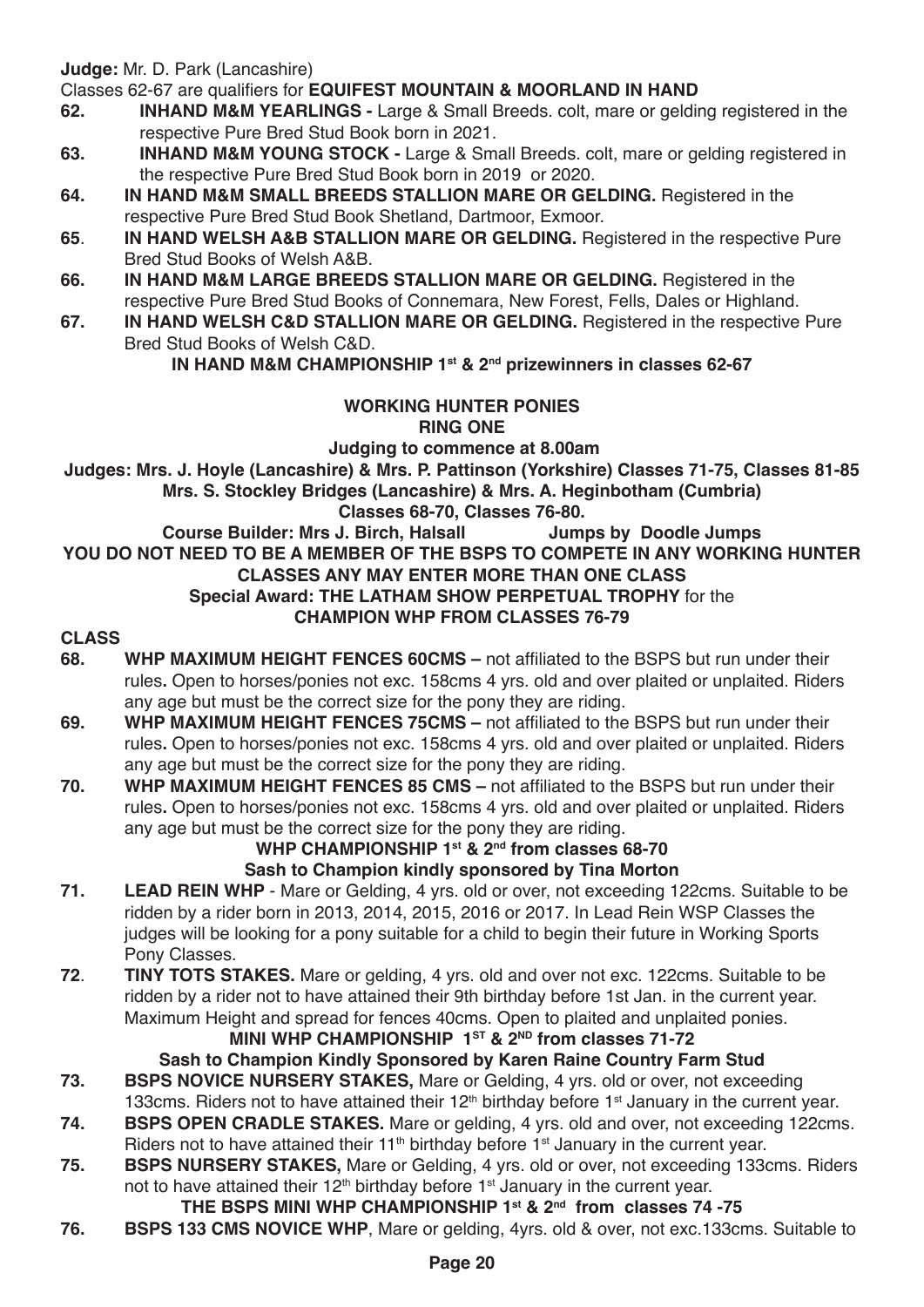**Judge:** Mr. D. Park (Lancashire)

Classes 62-67 are qualifiers for **EQUIFEST MOUNTAIN & MOORLAND IN HAND**

**62.** **INHAND M&M YEARLINGS -** Large & Small Breeds. colt, mare or gelding registered in the respective Pure Bred Stud Book born in 2021.

**63.** **INHAND M&M YOUNG STOCK -** Large & Small Breeds. colt, mare or gelding registered in the respective Pure Bred Stud Book born in 2019 or 2020.

**64.** **IN HAND M&M SMALL BREEDS STALLION MARE OR GELDING.** Registered in the respective Pure Bred Stud Book Shetland, Dartmoor, Exmoor.

**65**. **IN HAND WELSH A&B STALLION MARE OR GELDING.** Registered in the respective Pure Bred Stud Books of Welsh A&B.

**66.** **IN HAND M&M LARGE BREEDS STALLION MARE OR GELDING.** Registered in the respective Pure Bred Stud Books of Connemara, New Forest, Fells, Dales or Highland.

**67.** **IN HAND WELSH C&D STALLION MARE OR GELDING.** Registered in the respective Pure Bred Stud Books of Welsh C&D.

**IN HAND M&M CHAMPIONSHIP 1st & 2nd prizewinners in classes 62-67**

## WORKING HUNTER PONIES

### RING ONE

**Judging to commence at 8.00am**

**Judges: Mrs. J. Hoyle (Lancashire) & Mrs. P. Pattinson (Yorkshire) Classes 71-75, Classes 81-85**
**Mrs. S. Stockley Bridges (Lancashire) & Mrs. A. Heginbotham (Cumbria)**
**Classes 68-70, Classes 76-80.**

**Course Builder: Mrs J. Birch, Halsall Jumps by Doodle Jumps**

**YOU DO NOT NEED TO BE A MEMBER OF THE BSPS TO COMPETE IN ANY WORKING HUNTER CLASSES ANY MAY ENTER MORE THAN ONE CLASS**

**Special Award: THE LATHAM SHOW PERPETUAL TROPHY** for the **CHAMPION WHP FROM CLASSES 76-79**

**CLASS**

**68.** **WHP MAXIMUM HEIGHT FENCES 60CMS –** not affiliated to the BSPS but run under their rules**.** Open to horses/ponies not exc. 158cms 4 yrs. old and over plaited or unplaited. Riders any age but must be the correct size for the pony they are riding.

**69.** **WHP MAXIMUM HEIGHT FENCES 75CMS –** not affiliated to the BSPS but run under their rules**.** Open to horses/ponies not exc. 158cms 4 yrs. old and over plaited or unplaited. Riders any age but must be the correct size for the pony they are riding.

**70.** **WHP MAXIMUM HEIGHT FENCES 85 CMS –** not affiliated to the BSPS but run under their rules**.** Open to horses/ponies not exc. 158cms 4 yrs. old and over plaited or unplaited. Riders any age but must be the correct size for the pony they are riding.

**WHP CHAMPIONSHIP 1st & 2nd from classes 68-70**
**Sash to Champion kindly sponsored by Tina Morton**

**71.** **LEAD REIN WHP** - Mare or Gelding, 4 yrs. old or over, not exceeding 122cms. Suitable to be ridden by a rider born in 2013, 2014, 2015, 2016 or 2017. In Lead Rein WSP Classes the judges will be looking for a pony suitable for a child to begin their future in Working Sports Pony Classes.

**72**. **TINY TOTS STAKES.** Mare or gelding, 4 yrs. old and over not exc. 122cms. Suitable to be ridden by a rider not to have attained their 9th birthday before 1st Jan. in the current year. Maximum Height and spread for fences 40cms. Open to plaited and unplaited ponies.

**MINI WHP CHAMPIONSHIP 1ST & 2ND from classes 71-72**
**Sash to Champion Kindly Sponsored by Karen Raine Country Farm Stud**

**73.** **BSPS NOVICE NURSERY STAKES,** Mare or Gelding, 4 yrs. old or over, not exceeding 133cms. Riders not to have attained their 12th birthday before 1st January in the current year.

**74.** **BSPS OPEN CRADLE STAKES.** Mare or gelding, 4 yrs. old and over, not exceeding 122cms. Riders not to have attained their 11th birthday before 1st January in the current year.

**75.** **BSPS NURSERY STAKES,** Mare or Gelding, 4 yrs. old or over, not exceeding 133cms. Riders not to have attained their 12th birthday before 1st January in the current year.

**THE BSPS MINI WHP CHAMPIONSHIP 1st & 2nd from classes 74 -75**

**76.** **BSPS 133 CMS NOVICE WHP**, Mare or gelding, 4yrs. old & over, not exc.133cms. Suitable to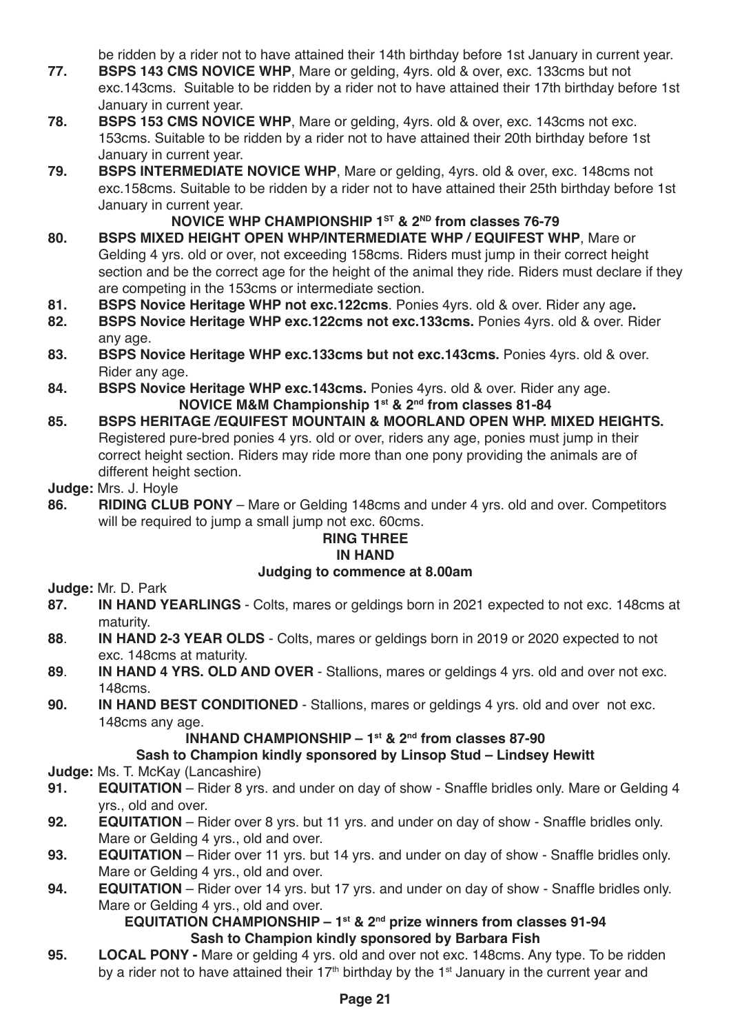be ridden by a rider not to have attained their 14th birthday before 1st January in current year.

**77.** **BSPS 143 CMS NOVICE WHP**, Mare or gelding, 4yrs. old & over, exc. 133cms but not exc.143cms. Suitable to be ridden by a rider not to have attained their 17th birthday before 1st January in current year.

**78.** **BSPS 153 CMS NOVICE WHP**, Mare or gelding, 4yrs. old & over, exc. 143cms not exc. 153cms. Suitable to be ridden by a rider not to have attained their 20th birthday before 1st January in current year.

**79.** **BSPS INTERMEDIATE NOVICE WHP**, Mare or gelding, 4yrs. old & over, exc. 148cms not exc.158cms. Suitable to be ridden by a rider not to have attained their 25th birthday before 1st January in current year.

**NOVICE WHP CHAMPIONSHIP 1ST & 2ND from classes 76-79**

**80.** **BSPS MIXED HEIGHT OPEN WHP/INTERMEDIATE WHP / EQUIFEST WHP**, Mare or Gelding 4 yrs. old or over, not exceeding 158cms. Riders must jump in their correct height section and be the correct age for the height of the animal they ride. Riders must declare if they are competing in the 153cms or intermediate section.

**81.** **BSPS Novice Heritage WHP not exc.122cms**. Ponies 4yrs. old & over. Rider any age**.**

**82.** **BSPS Novice Heritage WHP exc.122cms not exc.133cms.** Ponies 4yrs. old & over. Rider any age.

**83.** **BSPS Novice Heritage WHP exc.133cms but not exc.143cms.** Ponies 4yrs. old & over. Rider any age.

**84.** **BSPS Novice Heritage WHP exc.143cms.** Ponies 4yrs. old & over. Rider any age.

**NOVICE M&M Championship 1st & 2nd from classes 81-84**

**85.** **BSPS HERITAGE /EQUIFEST MOUNTAIN & MOORLAND OPEN WHP. MIXED HEIGHTS.** Registered pure-bred ponies 4 yrs. old or over, riders any age, ponies must jump in their correct height section. Riders may ride more than one pony providing the animals are of different height section.

**Judge:** Mrs. J. Hoyle

**86.** **RIDING CLUB PONY** – Mare or Gelding 148cms and under 4 yrs. old and over. Competitors will be required to jump a small jump not exc. 60cms.

## RING THREE
## IN HAND
### Judging to commence at 8.00am

**Judge:** Mr. D. Park

**87.** **IN HAND YEARLINGS** - Colts, mares or geldings born in 2021 expected to not exc. 148cms at maturity.

**88**. **IN HAND 2-3 YEAR OLDS** - Colts, mares or geldings born in 2019 or 2020 expected to not exc. 148cms at maturity.

**89**. **IN HAND 4 YRS. OLD AND OVER** - Stallions, mares or geldings 4 yrs. old and over not exc. 148cms.

**90.** **IN HAND BEST CONDITIONED** - Stallions, mares or geldings 4 yrs. old and over not exc. 148cms any age.

**INHAND CHAMPIONSHIP – 1st & 2nd from classes 87-90**
**Sash to Champion kindly sponsored by Linsop Stud – Lindsey Hewitt**

**Judge:** Ms. T. McKay (Lancashire)

**91.** **EQUITATION** – Rider 8 yrs. and under on day of show - Snaffle bridles only. Mare or Gelding 4 yrs., old and over.

**92.** **EQUITATION** – Rider over 8 yrs. but 11 yrs. and under on day of show - Snaffle bridles only. Mare or Gelding 4 yrs., old and over.

**93.** **EQUITATION** – Rider over 11 yrs. but 14 yrs. and under on day of show - Snaffle bridles only. Mare or Gelding 4 yrs., old and over.

**94.** **EQUITATION** – Rider over 14 yrs. but 17 yrs. and under on day of show - Snaffle bridles only. Mare or Gelding 4 yrs., old and over.

**EQUITATION CHAMPIONSHIP – 1st & 2nd prize winners from classes 91-94**
**Sash to Champion kindly sponsored by Barbara Fish**

**95.** **LOCAL PONY -** Mare or gelding 4 yrs. old and over not exc. 148cms. Any type. To be ridden by a rider not to have attained their 17th birthday by the 1st January in the current year and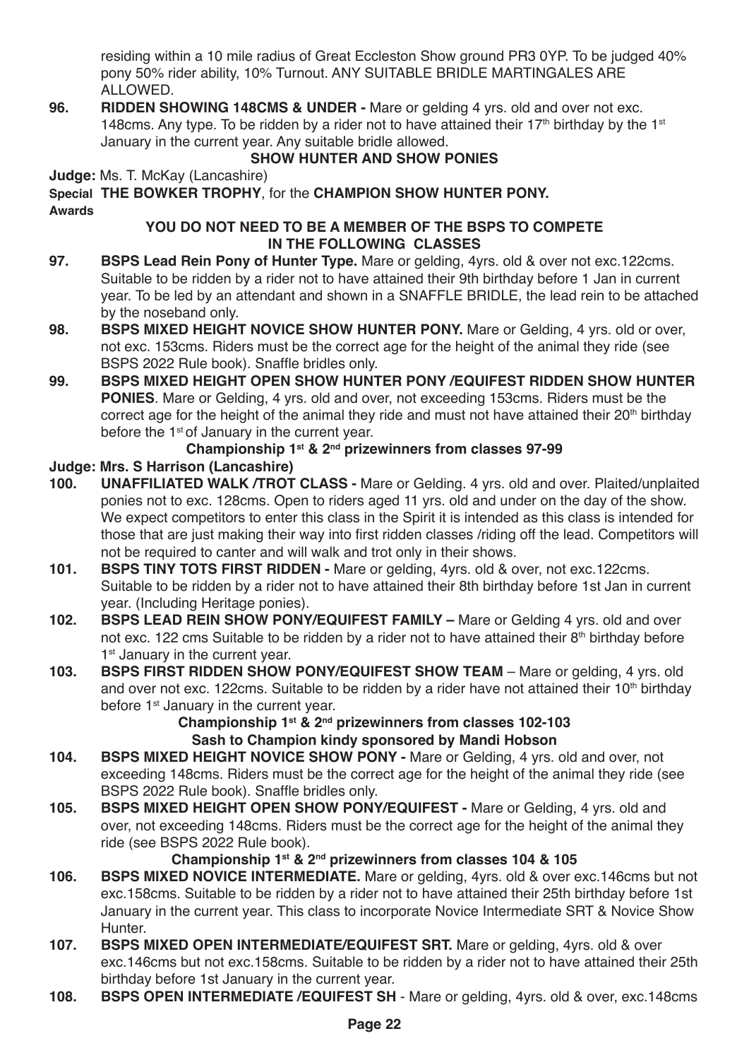residing within a 10 mile radius of Great Eccleston Show ground PR3 0YP. To be judged 40% pony 50% rider ability, 10% Turnout. ANY SUITABLE BRIDLE MARTINGALES ARE ALLOWED.

**96. RIDDEN SHOWING 148CMS & UNDER -** Mare or gelding 4 yrs. old and over not exc. 148cms. Any type. To be ridden by a rider not to have attained their 17th birthday by the 1st January in the current year. Any suitable bridle allowed.

### SHOW HUNTER AND SHOW PONIES

**Judge:** Ms. T. McKay (Lancashire)

**Special Awards** **THE BOWKER TROPHY**, for the **CHAMPION SHOW HUNTER PONY.**

**YOU DO NOT NEED TO BE A MEMBER OF THE BSPS TO COMPETE IN THE FOLLOWING CLASSES**

**97. BSPS Lead Rein Pony of Hunter Type.** Mare or gelding, 4yrs. old & over not exc.122cms. Suitable to be ridden by a rider not to have attained their 9th birthday before 1 Jan in current year. To be led by an attendant and shown in a SNAFFLE BRIDLE, the lead rein to be attached by the noseband only.

**98. BSPS MIXED HEIGHT NOVICE SHOW HUNTER PONY.** Mare or Gelding, 4 yrs. old or over, not exc. 153cms. Riders must be the correct age for the height of the animal they ride (see BSPS 2022 Rule book). Snaffle bridles only.

**99. BSPS MIXED HEIGHT OPEN SHOW HUNTER PONY /EQUIFEST RIDDEN SHOW HUNTER PONIES**. Mare or Gelding, 4 yrs. old and over, not exceeding 153cms. Riders must be the correct age for the height of the animal they ride and must not have attained their 20th birthday before the 1st of January in the current year.

**Championship 1st & 2nd prizewinners from classes 97-99**

**Judge: Mrs. S Harrison (Lancashire)**

**100. UNAFFILIATED WALK /TROT CLASS -** Mare or Gelding. 4 yrs. old and over. Plaited/unplaited ponies not to exc. 128cms. Open to riders aged 11 yrs. old and under on the day of the show. We expect competitors to enter this class in the Spirit it is intended as this class is intended for those that are just making their way into first ridden classes /riding off the lead. Competitors will not be required to canter and will walk and trot only in their shows.

**101. BSPS TINY TOTS FIRST RIDDEN -** Mare or gelding, 4yrs. old & over, not exc.122cms. Suitable to be ridden by a rider not to have attained their 8th birthday before 1st Jan in current year. (Including Heritage ponies).

**102. BSPS LEAD REIN SHOW PONY/EQUIFEST FAMILY –** Mare or Gelding 4 yrs. old and over not exc. 122 cms Suitable to be ridden by a rider not to have attained their 8th birthday before 1st January in the current year.

**103. BSPS FIRST RIDDEN SHOW PONY/EQUIFEST SHOW TEAM** – Mare or gelding, 4 yrs. old and over not exc. 122cms. Suitable to be ridden by a rider have not attained their 10th birthday before 1st January in the current year.

**Championship 1st & 2nd prizewinners from classes 102-103**
**Sash to Champion kindy sponsored by Mandi Hobson**

**104. BSPS MIXED HEIGHT NOVICE SHOW PONY -** Mare or Gelding, 4 yrs. old and over, not exceeding 148cms. Riders must be the correct age for the height of the animal they ride (see BSPS 2022 Rule book). Snaffle bridles only.

**105. BSPS MIXED HEIGHT OPEN SHOW PONY/EQUIFEST -** Mare or Gelding, 4 yrs. old and over, not exceeding 148cms. Riders must be the correct age for the height of the animal they ride (see BSPS 2022 Rule book).

**Championship 1st & 2nd prizewinners from classes 104 & 105**

**106. BSPS MIXED NOVICE INTERMEDIATE.** Mare or gelding, 4yrs. old & over exc.146cms but not exc.158cms. Suitable to be ridden by a rider not to have attained their 25th birthday before 1st January in the current year. This class to incorporate Novice Intermediate SRT & Novice Show Hunter.

**107. BSPS MIXED OPEN INTERMEDIATE/EQUIFEST SRT.** Mare or gelding, 4yrs. old & over exc.146cms but not exc.158cms. Suitable to be ridden by a rider not to have attained their 25th birthday before 1st January in the current year.

**108. BSPS OPEN INTERMEDIATE /EQUIFEST SH** - Mare or gelding, 4yrs. old & over, exc.148cms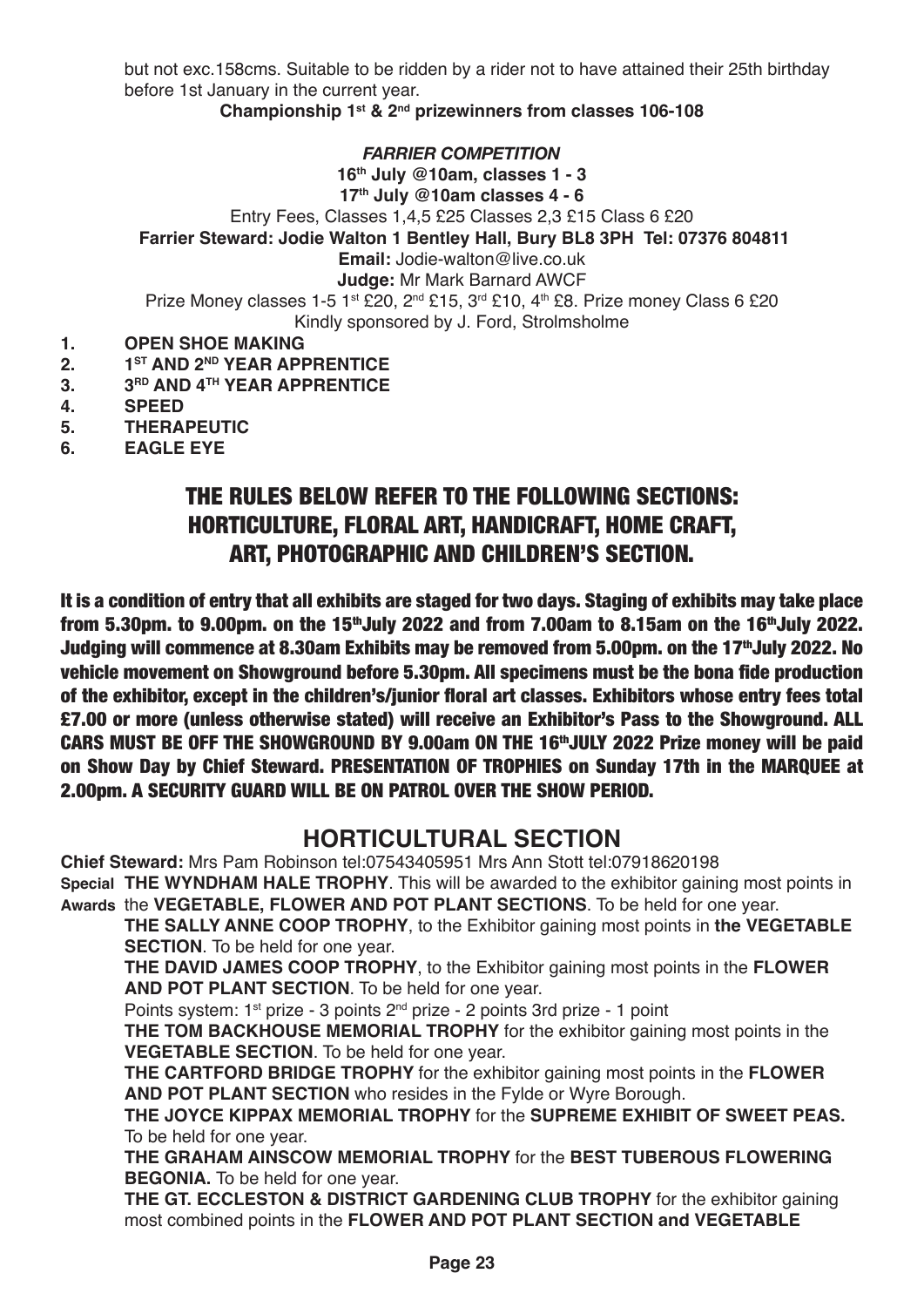but not exc.158cms. Suitable to be ridden by a rider not to have attained their 25th birthday before 1st January in the current year.

**Championship 1st & 2nd prizewinners from classes 106-108**

***FARRIER COMPETITION***

**16th July @10am, classes 1 - 3**

**17th July @10am classes 4 - 6**

Entry Fees, Classes 1,4,5 £25 Classes 2,3 £15 Class 6 £20

**Farrier Steward: Jodie Walton 1 Bentley Hall, Bury BL8 3PH Tel: 07376 804811**

**Email:** Jodie-walton@live.co.uk

**Judge:** Mr Mark Barnard AWCF

Prize Money classes 1-5 1st £20, 2nd £15, 3rd £10, 4th £8. Prize money Class 6 £20

Kindly sponsored by J. Ford, Strolmsholme

1. **OPEN SHOE MAKING**
2. **1ST AND 2ND YEAR APPRENTICE**
3. **3RD AND 4TH YEAR APPRENTICE**
4. **SPEED**
5. **THERAPEUTIC**
6. **EAGLE EYE**

## THE RULES BELOW REFER TO THE FOLLOWING SECTIONS: HORTICULTURE, FLORAL ART, HANDICRAFT, HOME CRAFT, ART, PHOTOGRAPHIC AND CHILDREN'S SECTION.

**It is a condition of entry that all exhibits are staged for two days. Staging of exhibits may take place from 5.30pm. to 9.00pm. on the 15th July 2022 and from 7.00am to 8.15am on the 16th July 2022. Judging will commence at 8.30am Exhibits may be removed from 5.00pm. on the 17th July 2022. No vehicle movement on Showground before 5.30pm. All specimens must be the bona fide production of the exhibitor, except in the children's/junior floral art classes. Exhibitors whose entry fees total £7.00 or more (unless otherwise stated) will receive an Exhibitor's Pass to the Showground. ALL CARS MUST BE OFF THE SHOWGROUND BY 9.00am ON THE 16th JULY 2022 Prize money will be paid on Show Day by Chief Steward. PRESENTATION OF TROPHIES on Sunday 17th in the MARQUEE at 2.00pm. A SECURITY GUARD WILL BE ON PATROL OVER THE SHOW PERIOD.**

## HORTICULTURAL SECTION

**Chief Steward:** Mrs Pam Robinson tel:07543405951 Mrs Ann Stott tel:07918620198

**Special Awards** **THE WYNDHAM HALE TROPHY**. This will be awarded to the exhibitor gaining most points in the **VEGETABLE, FLOWER AND POT PLANT SECTIONS**. To be held for one year.

**THE SALLY ANNE COOP TROPHY**, to the Exhibitor gaining most points in **the VEGETABLE SECTION**. To be held for one year.

**THE DAVID JAMES COOP TROPHY**, to the Exhibitor gaining most points in the **FLOWER AND POT PLANT SECTION**. To be held for one year.

Points system: 1st prize - 3 points 2nd prize - 2 points 3rd prize - 1 point

**THE TOM BACKHOUSE MEMORIAL TROPHY** for the exhibitor gaining most points in the **VEGETABLE SECTION**. To be held for one year.

**THE CARTFORD BRIDGE TROPHY** for the exhibitor gaining most points in the **FLOWER AND POT PLANT SECTION** who resides in the Fylde or Wyre Borough.

**THE JOYCE KIPPAX MEMORIAL TROPHY** for the **SUPREME EXHIBIT OF SWEET PEAS.** To be held for one year.

**THE GRAHAM AINSCOW MEMORIAL TROPHY** for the **BEST TUBEROUS FLOWERING BEGONIA.** To be held for one year.

**THE GT. ECCLESTON & DISTRICT GARDENING CLUB TROPHY** for the exhibitor gaining most combined points in the **FLOWER AND POT PLANT SECTION and VEGETABLE**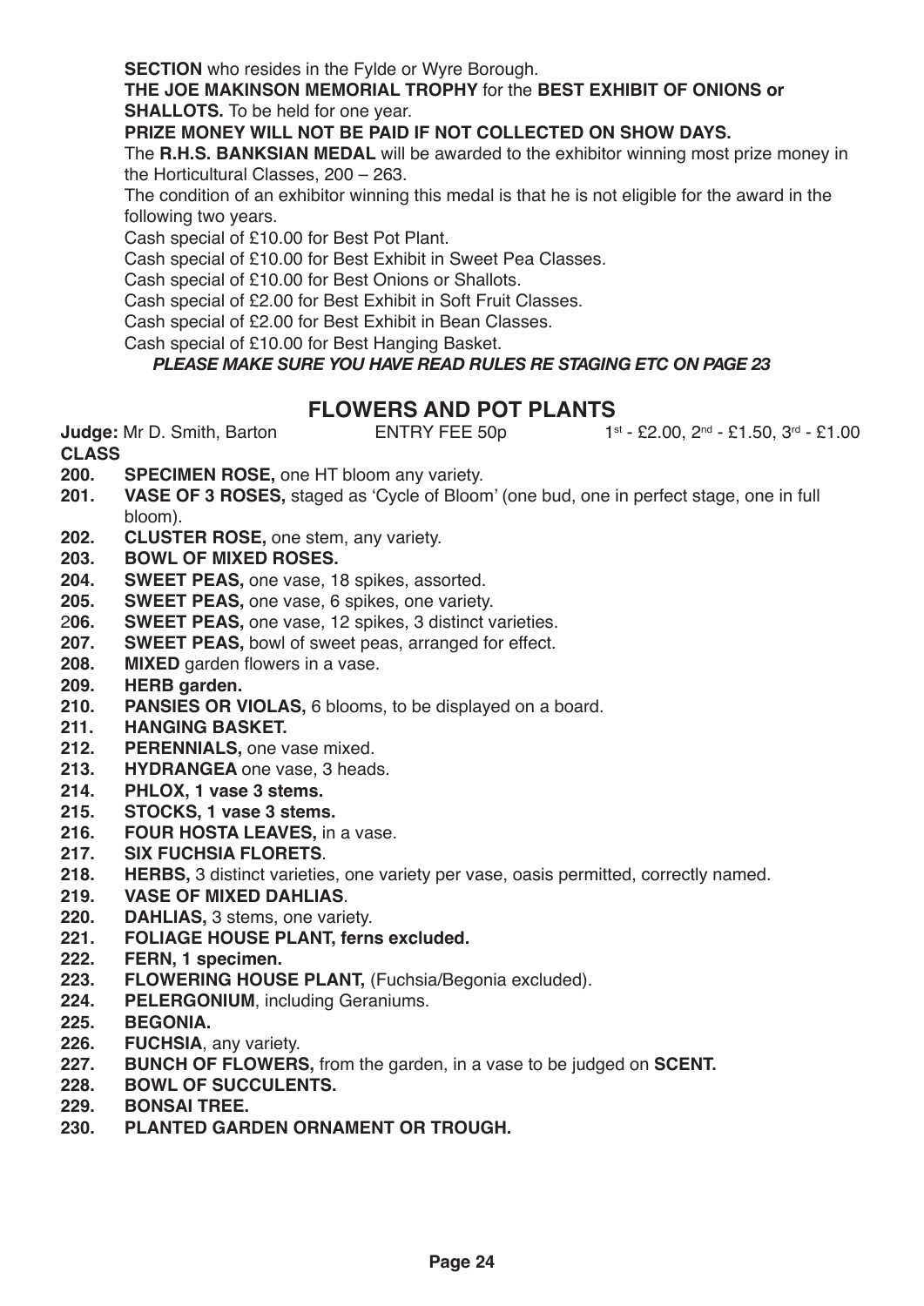**SECTION** who resides in the Fylde or Wyre Borough.

**THE JOE MAKINSON MEMORIAL TROPHY** for the **BEST EXHIBIT OF ONIONS or SHALLOTS.** To be held for one year.

**PRIZE MONEY WILL NOT BE PAID IF NOT COLLECTED ON SHOW DAYS.**

The **R.H.S. BANKSIAN MEDAL** will be awarded to the exhibitor winning most prize money in the Horticultural Classes, 200 – 263.

The condition of an exhibitor winning this medal is that he is not eligible for the award in the following two years.

Cash special of £10.00 for Best Pot Plant.

Cash special of £10.00 for Best Exhibit in Sweet Pea Classes.

Cash special of £10.00 for Best Onions or Shallots.

Cash special of £2.00 for Best Exhibit in Soft Fruit Classes.

Cash special of £2.00 for Best Exhibit in Bean Classes.

Cash special of £10.00 for Best Hanging Basket.

***PLEASE MAKE SURE YOU HAVE READ RULES RE STAGING ETC ON PAGE 23***

## FLOWERS AND POT PLANTS

**Judge:** Mr D. Smith, Barton ENTRY FEE 50p 1st - £2.00, 2nd - £1.50, 3rd - £1.00

**CLASS**

**200. SPECIMEN ROSE,** one HT bloom any variety.
**201. VASE OF 3 ROSES,** staged as 'Cycle of Bloom' (one bud, one in perfect stage, one in full bloom).
**202. CLUSTER ROSE,** one stem, any variety.
**203. BOWL OF MIXED ROSES.**
**204. SWEET PEAS,** one vase, 18 spikes, assorted.
**205. SWEET PEAS,** one vase, 6 spikes, one variety.
**206. SWEET PEAS,** one vase, 12 spikes, 3 distinct varieties.
**207. SWEET PEAS,** bowl of sweet peas, arranged for effect.
**208. MIXED** garden flowers in a vase.
**209. HERB garden.**
**210. PANSIES OR VIOLAS,** 6 blooms, to be displayed on a board.
**211. HANGING BASKET.**
**212. PERENNIALS,** one vase mixed.
**213. HYDRANGEA** one vase, 3 heads.
**214. PHLOX, 1 vase 3 stems.**
**215. STOCKS, 1 vase 3 stems.**
**216. FOUR HOSTA LEAVES,** in a vase.
**217. SIX FUCHSIA FLORETS**.
**218. HERBS,** 3 distinct varieties, one variety per vase, oasis permitted, correctly named.
**219. VASE OF MIXED DAHLIAS**.
**220. DAHLIAS,** 3 stems, one variety.
**221. FOLIAGE HOUSE PLANT, ferns excluded.**
**222. FERN, 1 specimen.**
**223. FLOWERING HOUSE PLANT,** (Fuchsia/Begonia excluded).
**224. PELERGONIUM**, including Geraniums.
**225. BEGONIA.**
**226. FUCHSIA**, any variety.
**227. BUNCH OF FLOWERS,** from the garden, in a vase to be judged on **SCENT.**
**228. BOWL OF SUCCULENTS.**
**229. BONSAI TREE.**
**230. PLANTED GARDEN ORNAMENT OR TROUGH.**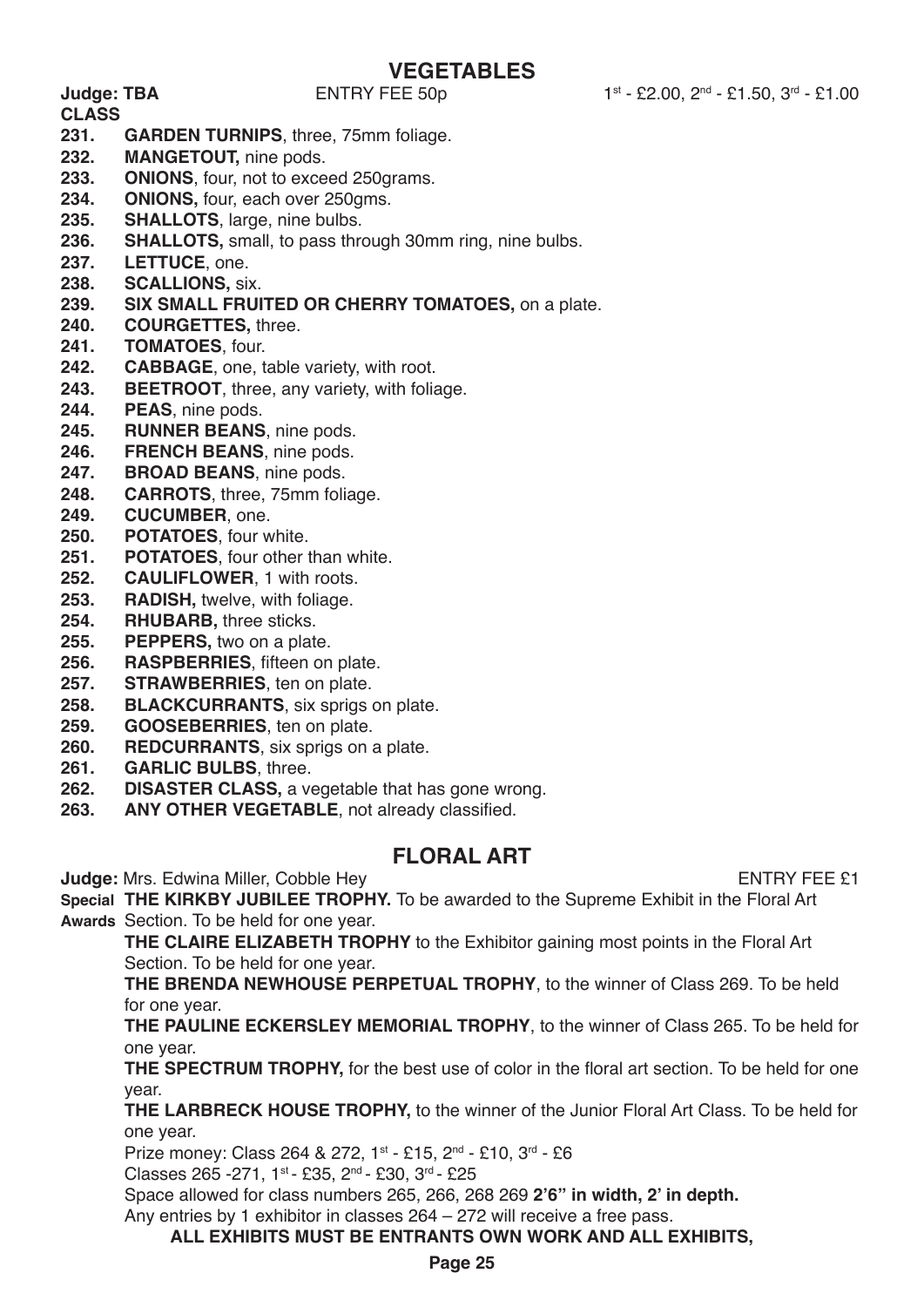## VEGETABLES

**Judge: TBA** ENTRY FEE 50p 1st - £2.00, 2nd - £1.50, 3rd - £1.00

**CLASS**

**231. GARDEN TURNIPS**, three, 75mm foliage.
**232. MANGETOUT,** nine pods.
**233. ONIONS**, four, not to exceed 250grams.
**234. ONIONS,** four, each over 250gms.
**235. SHALLOTS**, large, nine bulbs.
**236. SHALLOTS,** small, to pass through 30mm ring, nine bulbs.
**237. LETTUCE**, one.
**238. SCALLIONS,** six.
**239. SIX SMALL FRUITED OR CHERRY TOMATOES,** on a plate.
**240. COURGETTES,** three.
**241. TOMATOES**, four.
**242. CABBAGE**, one, table variety, with root.
**243. BEETROOT**, three, any variety, with foliage.
**244. PEAS**, nine pods.
**245. RUNNER BEANS**, nine pods.
**246. FRENCH BEANS**, nine pods.
**247. BROAD BEANS**, nine pods.
**248. CARROTS**, three, 75mm foliage.
**249. CUCUMBER**, one.
**250. POTATOES**, four white.
**251. POTATOES**, four other than white.
**252. CAULIFLOWER**, 1 with roots.
**253. RADISH,** twelve, with foliage.
**254. RHUBARB,** three sticks.
**255. PEPPERS,** two on a plate.
**256. RASPBERRIES**, fifteen on plate.
**257. STRAWBERRIES**, ten on plate.
**258. BLACKCURRANTS**, six sprigs on plate.
**259. GOOSEBERRIES**, ten on plate.
**260. REDCURRANTS**, six sprigs on a plate.
**261. GARLIC BULBS**, three.
**262. DISASTER CLASS,** a vegetable that has gone wrong.
**263. ANY OTHER VEGETABLE**, not already classified.

## FLORAL ART

**Judge:** Mrs. Edwina Miller, Cobble Hey ENTRY FEE £1

**Special Awards**

**THE KIRKBY JUBILEE TROPHY.** To be awarded to the Supreme Exhibit in the Floral Art Section. To be held for one year.

**THE CLAIRE ELIZABETH TROPHY** to the Exhibitor gaining most points in the Floral Art Section. To be held for one year.

**THE BRENDA NEWHOUSE PERPETUAL TROPHY**, to the winner of Class 269. To be held for one year.

**THE PAULINE ECKERSLEY MEMORIAL TROPHY**, to the winner of Class 265. To be held for one year.

**THE SPECTRUM TROPHY,** for the best use of color in the floral art section. To be held for one year.

**THE LARBRECK HOUSE TROPHY,** to the winner of the Junior Floral Art Class. To be held for one year.

Prize money: Class 264 & 272, 1st - £15, 2nd - £10, 3rd - £6

Classes 265 -271, 1st - £35, 2nd - £30, 3rd - £25

Space allowed for class numbers 265, 266, 268 269 **2'6" in width, 2' in depth.**

Any entries by 1 exhibitor in classes 264 – 272 will receive a free pass.

**ALL EXHIBITS MUST BE ENTRANTS OWN WORK AND ALL EXHIBITS,**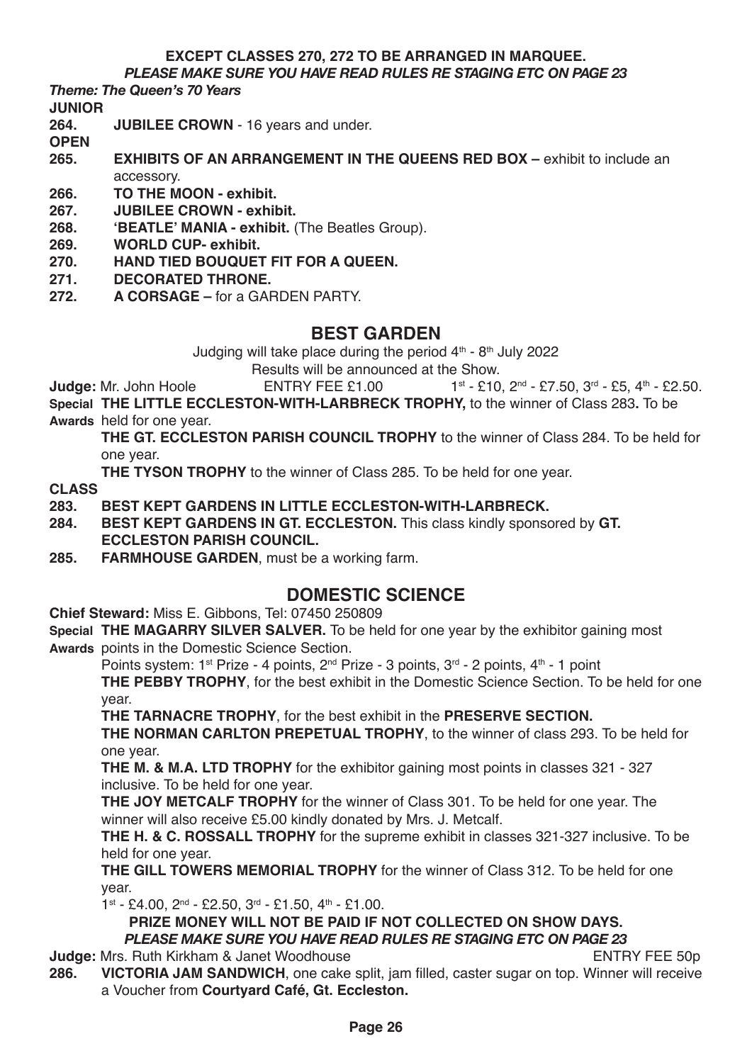**EXCEPT CLASSES 270, 272 TO BE ARRANGED IN MARQUEE.**
***PLEASE MAKE SURE YOU HAVE READ RULES RE STAGING ETC ON PAGE 23***

***Theme: The Queen's 70 Years***

**JUNIOR**

**264.** **JUBILEE CROWN** - 16 years and under.

**OPEN**

**265.** **EXHIBITS OF AN ARRANGEMENT IN THE QUEENS RED BOX –** exhibit to include an accessory.

**266.** **TO THE MOON - exhibit.**

**267.** **JUBILEE CROWN - exhibit.**

**268.** **'BEATLE' MANIA - exhibit.** (The Beatles Group).

**269.** **WORLD CUP- exhibit.**

**270.** **HAND TIED BOUQUET FIT FOR A QUEEN.**

**271.** **DECORATED THRONE.**

**272.** **A CORSAGE –** for a GARDEN PARTY.

## BEST GARDEN

Judging will take place during the period 4th - 8th July 2022

Results will be announced at the Show.

**Judge:** Mr. John Hoole ENTRY FEE £1.00 1st - £10, 2nd - £7.50, 3rd - £5, 4th - £2.50.

**Special Awards** **THE LITTLE ECCLESTON-WITH-LARBRECK TROPHY,** to the winner of Class 283**.** To be held for one year.

**THE GT. ECCLESTON PARISH COUNCIL TROPHY** to the winner of Class 284. To be held for one year.

**THE TYSON TROPHY** to the winner of Class 285. To be held for one year.

**CLASS**

**283.** **BEST KEPT GARDENS IN LITTLE ECCLESTON-WITH-LARBRECK.**

**284.** **BEST KEPT GARDENS IN GT. ECCLESTON.** This class kindly sponsored by **GT. ECCLESTON PARISH COUNCIL.**

**285.** **FARMHOUSE GARDEN**, must be a working farm.

## DOMESTIC SCIENCE

**Chief Steward:** Miss E. Gibbons, Tel: 07450 250809

**Special Awards** **THE MAGARRY SILVER SALVER.** To be held for one year by the exhibitor gaining most points in the Domestic Science Section.

Points system: 1st Prize - 4 points, 2nd Prize - 3 points, 3rd - 2 points, 4th - 1 point

**THE PEBBY TROPHY**, for the best exhibit in the Domestic Science Section. To be held for one year.

**THE TARNACRE TROPHY**, for the best exhibit in the **PRESERVE SECTION.**

**THE NORMAN CARLTON PREPETUAL TROPHY**, to the winner of class 293. To be held for one year.

**THE M. & M.A. LTD TROPHY** for the exhibitor gaining most points in classes 321 - 327 inclusive. To be held for one year.

**THE JOY METCALF TROPHY** for the winner of Class 301. To be held for one year. The winner will also receive £5.00 kindly donated by Mrs. J. Metcalf.

**THE H. & C. ROSSALL TROPHY** for the supreme exhibit in classes 321-327 inclusive. To be held for one year.

**THE GILL TOWERS MEMORIAL TROPHY** for the winner of Class 312. To be held for one year.

1st - £4.00, 2nd - £2.50, 3rd - £1.50, 4th - £1.00.

**PRIZE MONEY WILL NOT BE PAID IF NOT COLLECTED ON SHOW DAYS.**
***PLEASE MAKE SURE YOU HAVE READ RULES RE STAGING ETC ON PAGE 23***

**Judge:** Mrs. Ruth Kirkham & Janet Woodhouse ENTRY FEE 50p

**286.** **VICTORIA JAM SANDWICH**, one cake split, jam filled, caster sugar on top. Winner will receive a Voucher from **Courtyard Café, Gt. Eccleston.**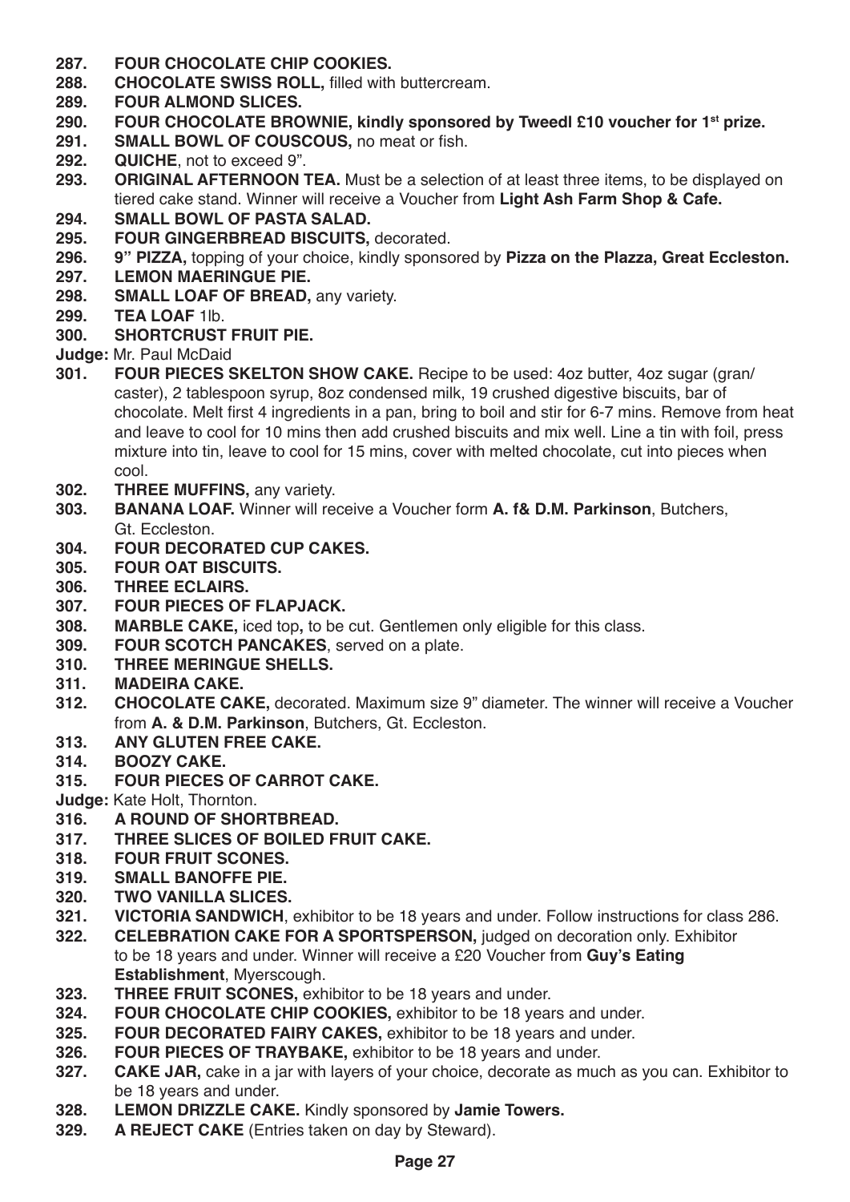**287. FOUR CHOCOLATE CHIP COOKIES.**

**288. CHOCOLATE SWISS ROLL,** filled with buttercream.

**289. FOUR ALMOND SLICES.**

**290. FOUR CHOCOLATE BROWNIE, kindly sponsored by Tweedl £10 voucher for 1st prize.**

**291. SMALL BOWL OF COUSCOUS,** no meat or fish.

**292. QUICHE**, not to exceed 9".

**293. ORIGINAL AFTERNOON TEA.** Must be a selection of at least three items, to be displayed on tiered cake stand. Winner will receive a Voucher from **Light Ash Farm Shop & Cafe.**

**294. SMALL BOWL OF PASTA SALAD.**

**295. FOUR GINGERBREAD BISCUITS,** decorated.

**296. 9" PIZZA,** topping of your choice, kindly sponsored by **Pizza on the Plazza, Great Eccleston.**

**297. LEMON MAERINGUE PIE.**

**298. SMALL LOAF OF BREAD,** any variety.

**299. TEA LOAF** 1lb.

**300. SHORTCRUST FRUIT PIE.**

**Judge:** Mr. Paul McDaid

**301. FOUR PIECES SKELTON SHOW CAKE.** Recipe to be used: 4oz butter, 4oz sugar (gran/caster), 2 tablespoon syrup, 8oz condensed milk, 19 crushed digestive biscuits, bar of chocolate. Melt first 4 ingredients in a pan, bring to boil and stir for 6-7 mins. Remove from heat and leave to cool for 10 mins then add crushed biscuits and mix well. Line a tin with foil, press mixture into tin, leave to cool for 15 mins, cover with melted chocolate, cut into pieces when cool.

**302. THREE MUFFINS,** any variety.

**303. BANANA LOAF.** Winner will receive a Voucher form **A. f& D.M. Parkinson**, Butchers, Gt. Eccleston.

**304. FOUR DECORATED CUP CAKES.**

**305. FOUR OAT BISCUITS.**

**306. THREE ECLAIRS.**

**307. FOUR PIECES OF FLAPJACK.**

**308. MARBLE CAKE,** iced top**,** to be cut. Gentlemen only eligible for this class.

**309. FOUR SCOTCH PANCAKES**, served on a plate.

**310. THREE MERINGUE SHELLS.**

**311. MADEIRA CAKE.**

**312. CHOCOLATE CAKE,** decorated. Maximum size 9" diameter. The winner will receive a Voucher from **A. & D.M. Parkinson**, Butchers, Gt. Eccleston.

**313. ANY GLUTEN FREE CAKE.**

**314. BOOZY CAKE.**

**315. FOUR PIECES OF CARROT CAKE.**

**Judge:** Kate Holt, Thornton.

**316. A ROUND OF SHORTBREAD.**

**317. THREE SLICES OF BOILED FRUIT CAKE.**

**318. FOUR FRUIT SCONES.**

**319. SMALL BANOFFE PIE.**

**320. TWO VANILLA SLICES.**

**321. VICTORIA SANDWICH**, exhibitor to be 18 years and under. Follow instructions for class 286.

**322. CELEBRATION CAKE FOR A SPORTSPERSON,** judged on decoration only. Exhibitor to be 18 years and under. Winner will receive a £20 Voucher from **Guy's Eating Establishment**, Myerscough.

**323. THREE FRUIT SCONES,** exhibitor to be 18 years and under.

**324. FOUR CHOCOLATE CHIP COOKIES,** exhibitor to be 18 years and under.

**325. FOUR DECORATED FAIRY CAKES,** exhibitor to be 18 years and under.

**326. FOUR PIECES OF TRAYBAKE,** exhibitor to be 18 years and under.

**327. CAKE JAR,** cake in a jar with layers of your choice, decorate as much as you can. Exhibitor to be 18 years and under.

**328. LEMON DRIZZLE CAKE.** Kindly sponsored by **Jamie Towers.**

**329. A REJECT CAKE** (Entries taken on day by Steward).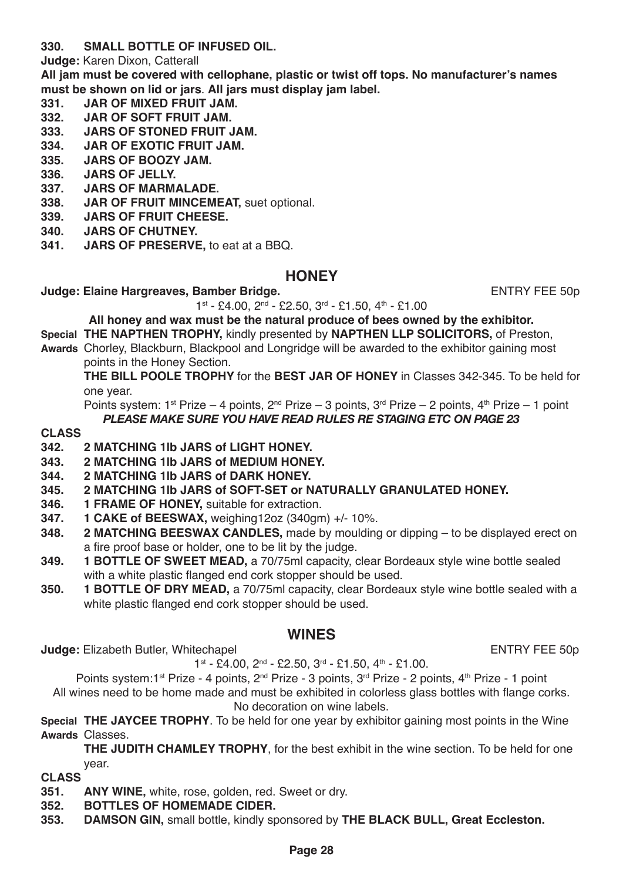**330. SMALL BOTTLE OF INFUSED OIL.**

**Judge:** Karen Dixon, Catterall

**All jam must be covered with cellophane, plastic or twist off tops. No manufacturer's names must be shown on lid or jars**. **All jars must display jam label.**

**331. JAR OF MIXED FRUIT JAM.**
**332. JAR OF SOFT FRUIT JAM.**
**333. JARS OF STONED FRUIT JAM.**
**334. JAR OF EXOTIC FRUIT JAM.**
**335. JARS OF BOOZY JAM.**
**336. JARS OF JELLY.**
**337. JARS OF MARMALADE.**
**338. JAR OF FRUIT MINCEMEAT,** suet optional.
**339. JARS OF FRUIT CHEESE.**
**340. JARS OF CHUTNEY.**
**341. JARS OF PRESERVE,** to eat at a BBQ.

## HONEY

**Judge: Elaine Hargreaves, Bamber Bridge.** ENTRY FEE 50p

1st - £4.00, 2nd - £2.50, 3rd - £1.50, 4th - £1.00

**All honey and wax must be the natural produce of bees owned by the exhibitor.**

**Special Awards** **THE NAPTHEN TROPHY,** kindly presented by **NAPTHEN LLP SOLICITORS,** of Preston, Chorley, Blackburn, Blackpool and Longridge will be awarded to the exhibitor gaining most points in the Honey Section.

**THE BILL POOLE TROPHY** for the **BEST JAR OF HONEY** in Classes 342-345. To be held for one year.

Points system: 1st Prize – 4 points, 2nd Prize – 3 points, 3rd Prize – 2 points, 4th Prize – 1 point

***PLEASE MAKE SURE YOU HAVE READ RULES RE STAGING ETC ON PAGE 23***

**CLASS**

**342. 2 MATCHING 1lb JARS of LIGHT HONEY.**
**343. 2 MATCHING 1lb JARS of MEDIUM HONEY.**
**344. 2 MATCHING 1lb JARS of DARK HONEY.**
**345. 2 MATCHING 1lb JARS of SOFT-SET or NATURALLY GRANULATED HONEY.**
**346. 1 FRAME OF HONEY,** suitable for extraction.
**347. 1 CAKE of BEESWAX,** weighing12oz (340gm) +/- 10%.
**348. 2 MATCHING BEESWAX CANDLES,** made by moulding or dipping – to be displayed erect on a fire proof base or holder, one to be lit by the judge.
**349. 1 BOTTLE OF SWEET MEAD,** a 70/75ml capacity, clear Bordeaux style wine bottle sealed with a white plastic flanged end cork stopper should be used.
**350. 1 BOTTLE OF DRY MEAD,** a 70/75ml capacity, clear Bordeaux style wine bottle sealed with a white plastic flanged end cork stopper should be used.

## WINES

**Judge:** Elizabeth Butler, Whitechapel ENTRY FEE 50p

1st - £4.00, 2nd - £2.50, 3rd - £1.50, 4th - £1.00.

Points system:1st Prize - 4 points, 2nd Prize - 3 points, 3rd Prize - 2 points, 4th Prize - 1 point

All wines need to be home made and must be exhibited in colorless glass bottles with flange corks. No decoration on wine labels.

**Special Awards** **THE JAYCEE TROPHY**. To be held for one year by exhibitor gaining most points in the Wine Classes.

**THE JUDITH CHAMLEY TROPHY**, for the best exhibit in the wine section. To be held for one year.

**CLASS**

**351. ANY WINE,** white, rose, golden, red. Sweet or dry.
**352. BOTTLES OF HOMEMADE CIDER.**
**353. DAMSON GIN,** small bottle, kindly sponsored by **THE BLACK BULL, Great Eccleston.**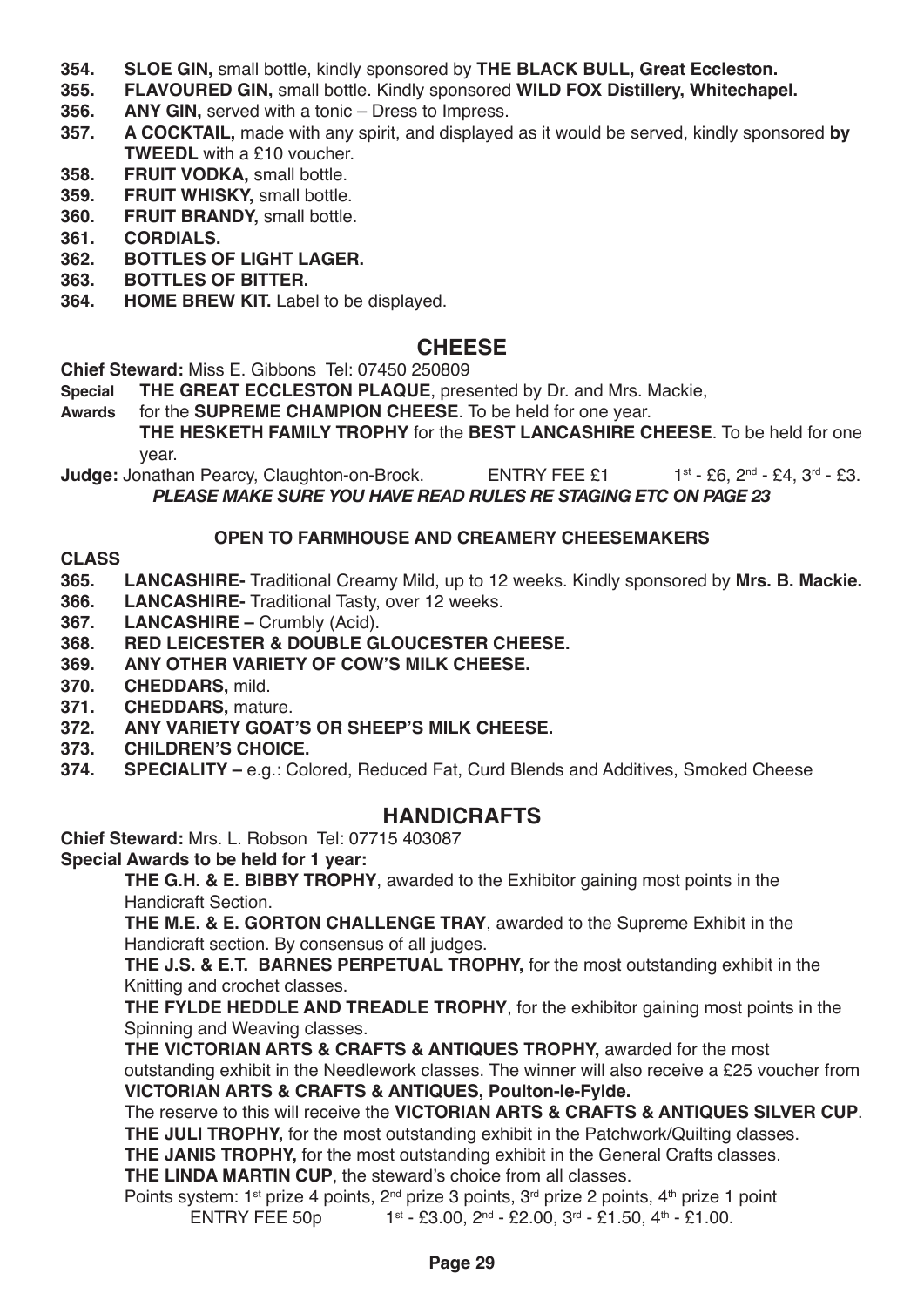**354. SLOE GIN,** small bottle, kindly sponsored by **THE BLACK BULL, Great Eccleston.**
**355. FLAVOURED GIN,** small bottle. Kindly sponsored **WILD FOX Distillery, Whitechapel.**
**356. ANY GIN,** served with a tonic – Dress to Impress.
**357. A COCKTAIL,** made with any spirit, and displayed as it would be served, kindly sponsored **by TWEEDL** with a £10 voucher.
**358. FRUIT VODKA,** small bottle.
**359. FRUIT WHISKY,** small bottle.
**360. FRUIT BRANDY,** small bottle.
**361. CORDIALS.**
**362. BOTTLES OF LIGHT LAGER.**
**363. BOTTLES OF BITTER.**
**364. HOME BREW KIT.** Label to be displayed.

## CHEESE

**Chief Steward:** Miss E. Gibbons Tel: 07450 250809

**Special Awards** **THE GREAT ECCLESTON PLAQUE**, presented by Dr. and Mrs. Mackie, for the **SUPREME CHAMPION CHEESE**. To be held for one year.
**THE HESKETH FAMILY TROPHY** for the **BEST LANCASHIRE CHEESE**. To be held for one year.

**Judge:** Jonathan Pearcy, Claughton-on-Brock. ENTRY FEE £1 1st - £6, 2nd - £4, 3rd - £3.

***PLEASE MAKE SURE YOU HAVE READ RULES RE STAGING ETC ON PAGE 23***

**OPEN TO FARMHOUSE AND CREAMERY CHEESEMAKERS**

**CLASS**

**365. LANCASHIRE-** Traditional Creamy Mild, up to 12 weeks. Kindly sponsored by **Mrs. B. Mackie.**
**366. LANCASHIRE-** Traditional Tasty, over 12 weeks.
**367. LANCASHIRE –** Crumbly (Acid).
**368. RED LEICESTER & DOUBLE GLOUCESTER CHEESE.**
**369. ANY OTHER VARIETY OF COW'S MILK CHEESE.**
**370. CHEDDARS,** mild.
**371. CHEDDARS,** mature.
**372. ANY VARIETY GOAT'S OR SHEEP'S MILK CHEESE.**
**373. CHILDREN'S CHOICE.**
**374. SPECIALITY –** e.g.: Colored, Reduced Fat, Curd Blends and Additives, Smoked Cheese

## HANDICRAFTS

**Chief Steward:** Mrs. L. Robson Tel: 07715 403087

**Special Awards to be held for 1 year:**

**THE G.H. & E. BIBBY TROPHY**, awarded to the Exhibitor gaining most points in the Handicraft Section.

**THE M.E. & E. GORTON CHALLENGE TRAY**, awarded to the Supreme Exhibit in the Handicraft section. By consensus of all judges.

**THE J.S. & E.T. BARNES PERPETUAL TROPHY,** for the most outstanding exhibit in the Knitting and crochet classes.

**THE FYLDE HEDDLE AND TREADLE TROPHY**, for the exhibitor gaining most points in the Spinning and Weaving classes.

**THE VICTORIAN ARTS & CRAFTS & ANTIQUES TROPHY,** awarded for the most outstanding exhibit in the Needlework classes. The winner will also receive a £25 voucher from **VICTORIAN ARTS & CRAFTS & ANTIQUES, Poulton-le-Fylde.**

The reserve to this will receive the **VICTORIAN ARTS & CRAFTS & ANTIQUES SILVER CUP**.

**THE JULI TROPHY,** for the most outstanding exhibit in the Patchwork/Quilting classes.

**THE JANIS TROPHY,** for the most outstanding exhibit in the General Crafts classes.

**THE LINDA MARTIN CUP**, the steward's choice from all classes.

Points system: 1st prize 4 points, 2nd prize 3 points, 3rd prize 2 points, 4th prize 1 point

ENTRY FEE 50p 1st - £3.00, 2nd - £2.00, 3rd - £1.50, 4th - £1.00.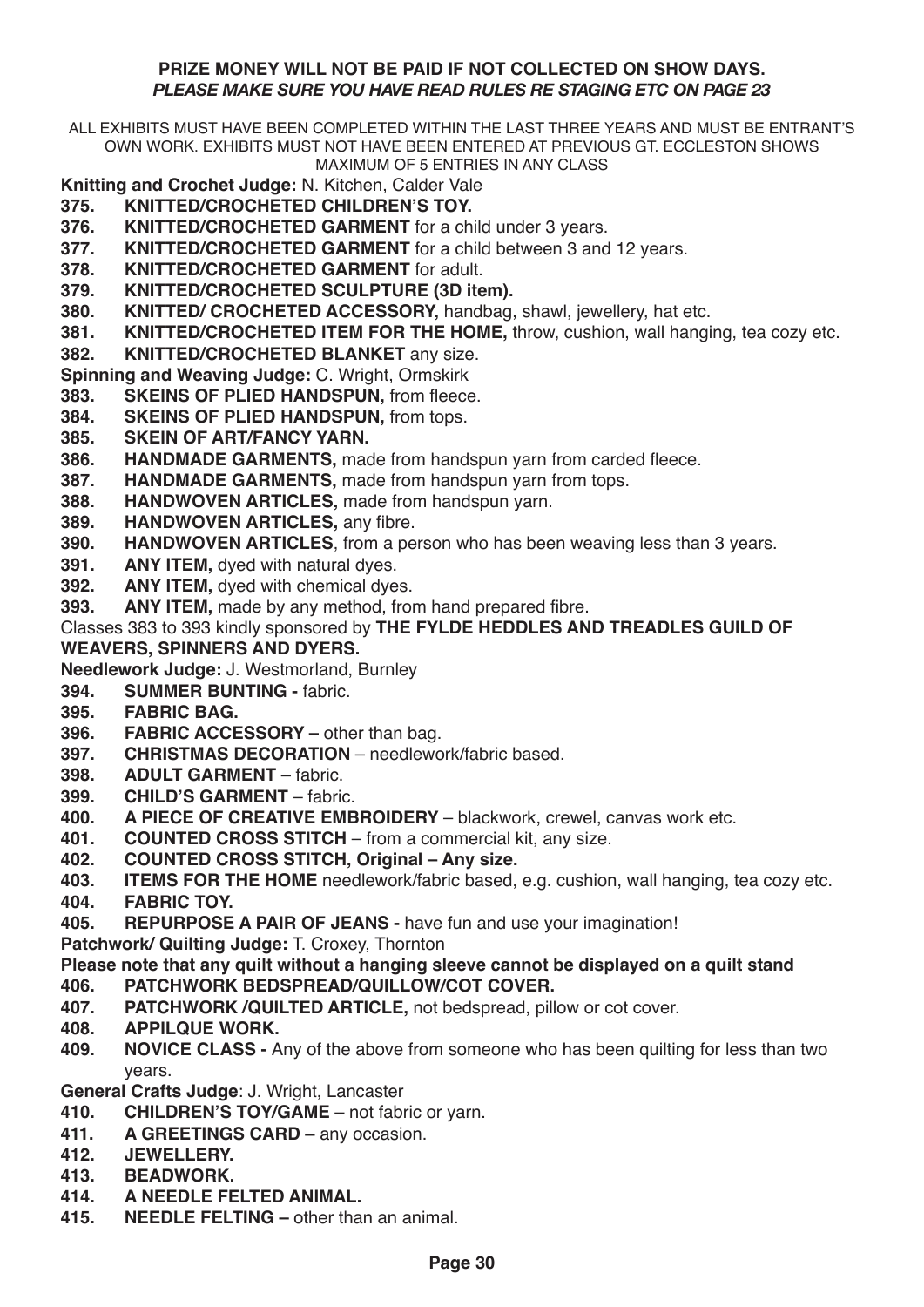**PRIZE MONEY WILL NOT BE PAID IF NOT COLLECTED ON SHOW DAYS.**
***PLEASE MAKE SURE YOU HAVE READ RULES RE STAGING ETC ON PAGE 23***

ALL EXHIBITS MUST HAVE BEEN COMPLETED WITHIN THE LAST THREE YEARS AND MUST BE ENTRANT'S OWN WORK. EXHIBITS MUST NOT HAVE BEEN ENTERED AT PREVIOUS GT. ECCLESTON SHOWS MAXIMUM OF 5 ENTRIES IN ANY CLASS

**Knitting and Crochet Judge:** N. Kitchen, Calder Vale

**375. KNITTED/CROCHETED CHILDREN'S TOY.**
**376. KNITTED/CROCHETED GARMENT** for a child under 3 years.
**377. KNITTED/CROCHETED GARMENT** for a child between 3 and 12 years.
**378. KNITTED/CROCHETED GARMENT** for adult.
**379. KNITTED/CROCHETED SCULPTURE (3D item).**
**380. KNITTED/ CROCHETED ACCESSORY,** handbag, shawl, jewellery, hat etc.
**381. KNITTED/CROCHETED ITEM FOR THE HOME,** throw, cushion, wall hanging, tea cozy etc.
**382. KNITTED/CROCHETED BLANKET** any size.

**Spinning and Weaving Judge:** C. Wright, Ormskirk

**383. SKEINS OF PLIED HANDSPUN,** from fleece.
**384. SKEINS OF PLIED HANDSPUN,** from tops.
**385. SKEIN OF ART/FANCY YARN.**
**386. HANDMADE GARMENTS,** made from handspun yarn from carded fleece.
**387. HANDMADE GARMENTS,** made from handspun yarn from tops.
**388. HANDWOVEN ARTICLES,** made from handspun yarn.
**389. HANDWOVEN ARTICLES,** any fibre.
**390. HANDWOVEN ARTICLES**, from a person who has been weaving less than 3 years.
**391. ANY ITEM,** dyed with natural dyes.
**392. ANY ITEM,** dyed with chemical dyes.
**393. ANY ITEM,** made by any method, from hand prepared fibre.

Classes 383 to 393 kindly sponsored by **THE FYLDE HEDDLES AND TREADLES GUILD OF WEAVERS, SPINNERS AND DYERS.**

**Needlework Judge:** J. Westmorland, Burnley

**394. SUMMER BUNTING -** fabric.
**395. FABRIC BAG.**
**396. FABRIC ACCESSORY –** other than bag.
**397. CHRISTMAS DECORATION** – needlework/fabric based.
**398. ADULT GARMENT** – fabric.
**399. CHILD'S GARMENT** – fabric.
**400. A PIECE OF CREATIVE EMBROIDERY** – blackwork, crewel, canvas work etc.
**401. COUNTED CROSS STITCH** – from a commercial kit, any size.
**402. COUNTED CROSS STITCH, Original – Any size.**
**403. ITEMS FOR THE HOME** needlework/fabric based, e.g. cushion, wall hanging, tea cozy etc.
**404. FABRIC TOY.**
**405. REPURPOSE A PAIR OF JEANS -** have fun and use your imagination!

**Patchwork/ Quilting Judge:** T. Croxey, Thornton

**Please note that any quilt without a hanging sleeve cannot be displayed on a quilt stand**

**406. PATCHWORK BEDSPREAD/QUILLOW/COT COVER.**
**407. PATCHWORK /QUILTED ARTICLE,** not bedspread, pillow or cot cover.
**408. APPILQUE WORK.**
**409. NOVICE CLASS -** Any of the above from someone who has been quilting for less than two years.

**General Crafts Judge**: J. Wright, Lancaster

**410. CHILDREN'S TOY/GAME** – not fabric or yarn.
**411. A GREETINGS CARD –** any occasion.
**412. JEWELLERY.**
**413. BEADWORK.**
**414. A NEEDLE FELTED ANIMAL.**
**415. NEEDLE FELTING –** other than an animal.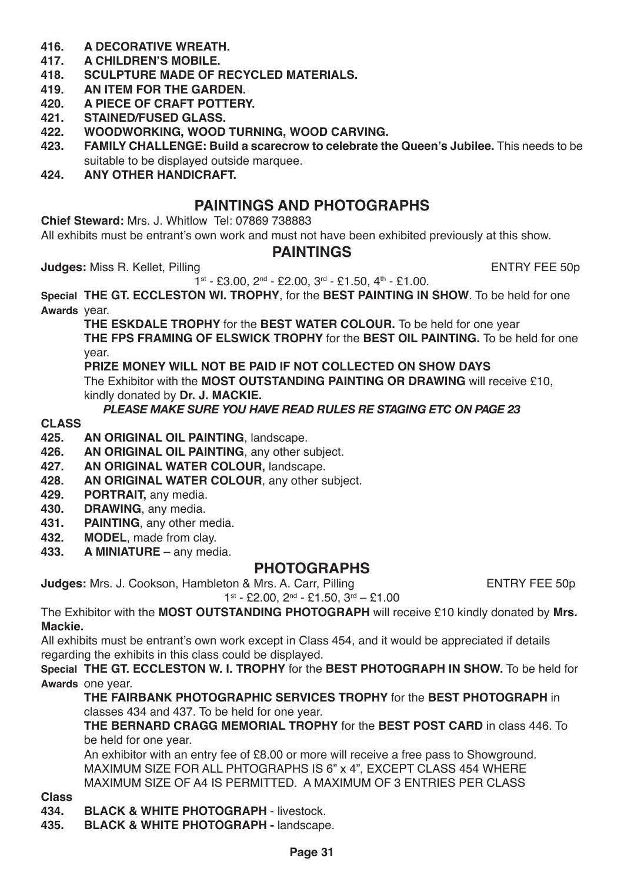**416. A DECORATIVE WREATH.**
**417. A CHILDREN'S MOBILE.**
**418. SCULPTURE MADE OF RECYCLED MATERIALS.**
**419. AN ITEM FOR THE GARDEN.**
**420. A PIECE OF CRAFT POTTERY.**
**421. STAINED/FUSED GLASS.**
**422. WOODWORKING, WOOD TURNING, WOOD CARVING.**
**423. FAMILY CHALLENGE: Build a scarecrow to celebrate the Queen's Jubilee.** This needs to be suitable to be displayed outside marquee.
**424. ANY OTHER HANDICRAFT.**

## PAINTINGS AND PHOTOGRAPHS

**Chief Steward:** Mrs. J. Whitlow Tel: 07869 738883

All exhibits must be entrant's own work and must not have been exhibited previously at this show.

### PAINTINGS

**Judges:** Miss R. Kellet, Pilling ENTRY FEE 50p

1st - £3.00, 2nd - £2.00, 3rd - £1.50, 4th - £1.00.

**Special Awards** **THE GT. ECCLESTON WI. TROPHY**, for the **BEST PAINTING IN SHOW**. To be held for one year.

**THE ESKDALE TROPHY** for the **BEST WATER COLOUR.** To be held for one year

**THE FPS FRAMING OF ELSWICK TROPHY** for the **BEST OIL PAINTING.** To be held for one year.

**PRIZE MONEY WILL NOT BE PAID IF NOT COLLECTED ON SHOW DAYS**

The Exhibitor with the **MOST OUTSTANDING PAINTING OR DRAWING** will receive £10, kindly donated by **Dr. J. MACKIE.**

***PLEASE MAKE SURE YOU HAVE READ RULES RE STAGING ETC ON PAGE 23***

**CLASS**

**425. AN ORIGINAL OIL PAINTING**, landscape.
**426. AN ORIGINAL OIL PAINTING**, any other subject.
**427. AN ORIGINAL WATER COLOUR,** landscape.
**428. AN ORIGINAL WATER COLOUR**, any other subject.
**429. PORTRAIT,** any media.
**430. DRAWING**, any media.
**431. PAINTING**, any other media.
**432. MODEL**, made from clay.
**433. A MINIATURE** – any media.

### PHOTOGRAPHS

**Judges:** Mrs. J. Cookson, Hambleton & Mrs. A. Carr, Pilling ENTRY FEE 50p

1st - £2.00, 2nd - £1.50, 3rd – £1.00

The Exhibitor with the **MOST OUTSTANDING PHOTOGRAPH** will receive £10 kindly donated by **Mrs. Mackie.**

All exhibits must be entrant's own work except in Class 454, and it would be appreciated if details regarding the exhibits in this class could be displayed.

**Special Awards** **THE GT. ECCLESTON W. I. TROPHY** for the **BEST PHOTOGRAPH IN SHOW.** To be held for one year.

**THE FAIRBANK PHOTOGRAPHIC SERVICES TROPHY** for the **BEST PHOTOGRAPH** in classes 434 and 437. To be held for one year.

**THE BERNARD CRAGG MEMORIAL TROPHY** for the **BEST POST CARD** in class 446. To be held for one year.

An exhibitor with an entry fee of £8.00 or more will receive a free pass to Showground.

MAXIMUM SIZE FOR ALL PHTOGRAPHS IS 6" x 4", EXCEPT CLASS 454 WHERE MAXIMUM SIZE OF A4 IS PERMITTED. A MAXIMUM OF 3 ENTRIES PER CLASS

**Class**

**434. BLACK & WHITE PHOTOGRAPH** - livestock.
**435. BLACK & WHITE PHOTOGRAPH -** landscape.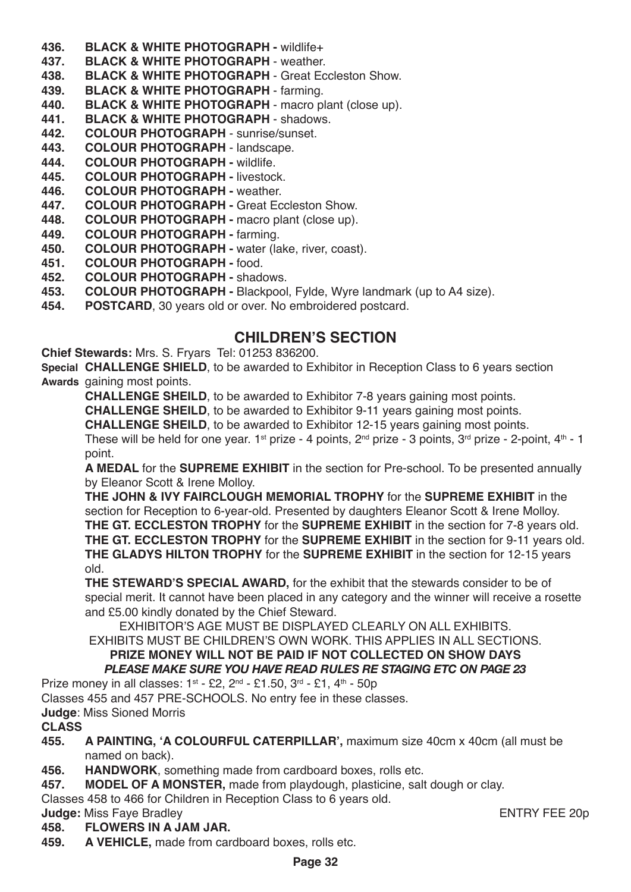**436.** **BLACK & WHITE PHOTOGRAPH -** wildlife+
**437.** **BLACK & WHITE PHOTOGRAPH** - weather.
**438.** **BLACK & WHITE PHOTOGRAPH** - Great Eccleston Show.
**439.** **BLACK & WHITE PHOTOGRAPH** - farming.
**440.** **BLACK & WHITE PHOTOGRAPH** - macro plant (close up).
**441.** **BLACK & WHITE PHOTOGRAPH** - shadows.
**442.** **COLOUR PHOTOGRAPH** - sunrise/sunset.
**443.** **COLOUR PHOTOGRAPH** - landscape.
**444.** **COLOUR PHOTOGRAPH -** wildlife.
**445.** **COLOUR PHOTOGRAPH -** livestock.
**446.** **COLOUR PHOTOGRAPH -** weather.
**447.** **COLOUR PHOTOGRAPH -** Great Eccleston Show.
**448.** **COLOUR PHOTOGRAPH -** macro plant (close up).
**449.** **COLOUR PHOTOGRAPH -** farming.
**450.** **COLOUR PHOTOGRAPH -** water (lake, river, coast).
**451.** **COLOUR PHOTOGRAPH -** food.
**452.** **COLOUR PHOTOGRAPH -** shadows.
**453.** **COLOUR PHOTOGRAPH -** Blackpool, Fylde, Wyre landmark (up to A4 size).
**454.** **POSTCARD**, 30 years old or over. No embroidered postcard.

## CHILDREN'S SECTION

**Chief Stewards:** Mrs. S. Fryars Tel: 01253 836200.

**Special Awards** **CHALLENGE SHIELD**, to be awarded to Exhibitor in Reception Class to 6 years section gaining most points.

**CHALLENGE SHEILD**, to be awarded to Exhibitor 7-8 years gaining most points.

**CHALLENGE SHEILD**, to be awarded to Exhibitor 9-11 years gaining most points.

**CHALLENGE SHEILD**, to be awarded to Exhibitor 12-15 years gaining most points.

These will be held for one year. 1st prize - 4 points, 2nd prize - 3 points, 3rd prize - 2-point, 4th - 1 point.

**A MEDAL** for the **SUPREME EXHIBIT** in the section for Pre-school. To be presented annually by Eleanor Scott & Irene Molloy.

**THE JOHN & IVY FAIRCLOUGH MEMORIAL TROPHY** for the **SUPREME EXHIBIT** in the section for Reception to 6-year-old. Presented by daughters Eleanor Scott & Irene Molloy.

**THE GT. ECCLESTON TROPHY** for the **SUPREME EXHIBIT** in the section for 7-8 years old.

**THE GT. ECCLESTON TROPHY** for the **SUPREME EXHIBIT** in the section for 9-11 years old.

**THE GLADYS HILTON TROPHY** for the **SUPREME EXHIBIT** in the section for 12-15 years old.

**THE STEWARD'S SPECIAL AWARD,** for the exhibit that the stewards consider to be of special merit. It cannot have been placed in any category and the winner will receive a rosette and £5.00 kindly donated by the Chief Steward.

EXHIBITOR'S AGE MUST BE DISPLAYED CLEARLY ON ALL EXHIBITS.

EXHIBITS MUST BE CHILDREN'S OWN WORK. THIS APPLIES IN ALL SECTIONS.

**PRIZE MONEY WILL NOT BE PAID IF NOT COLLECTED ON SHOW DAYS**

***PLEASE MAKE SURE YOU HAVE READ RULES RE STAGING ETC ON PAGE 23***

Prize money in all classes: 1st - £2, 2nd - £1.50, 3rd - £1, 4th - 50p

Classes 455 and 457 PRE-SCHOOLS. No entry fee in these classes.

**Judge**: Miss Sioned Morris

**CLASS**

**455.** **A PAINTING, 'A COLOURFUL CATERPILLAR',** maximum size 40cm x 40cm (all must be named on back).
**456.** **HANDWORK**, something made from cardboard boxes, rolls etc.
**457.** **MODEL OF A MONSTER,** made from playdough, plasticine, salt dough or clay.

Classes 458 to 466 for Children in Reception Class to 6 years old.

**Judge:** Miss Faye Bradley ENTRY FEE 20p

**458.** **FLOWERS IN A JAM JAR.**
**459.** **A VEHICLE,** made from cardboard boxes, rolls etc.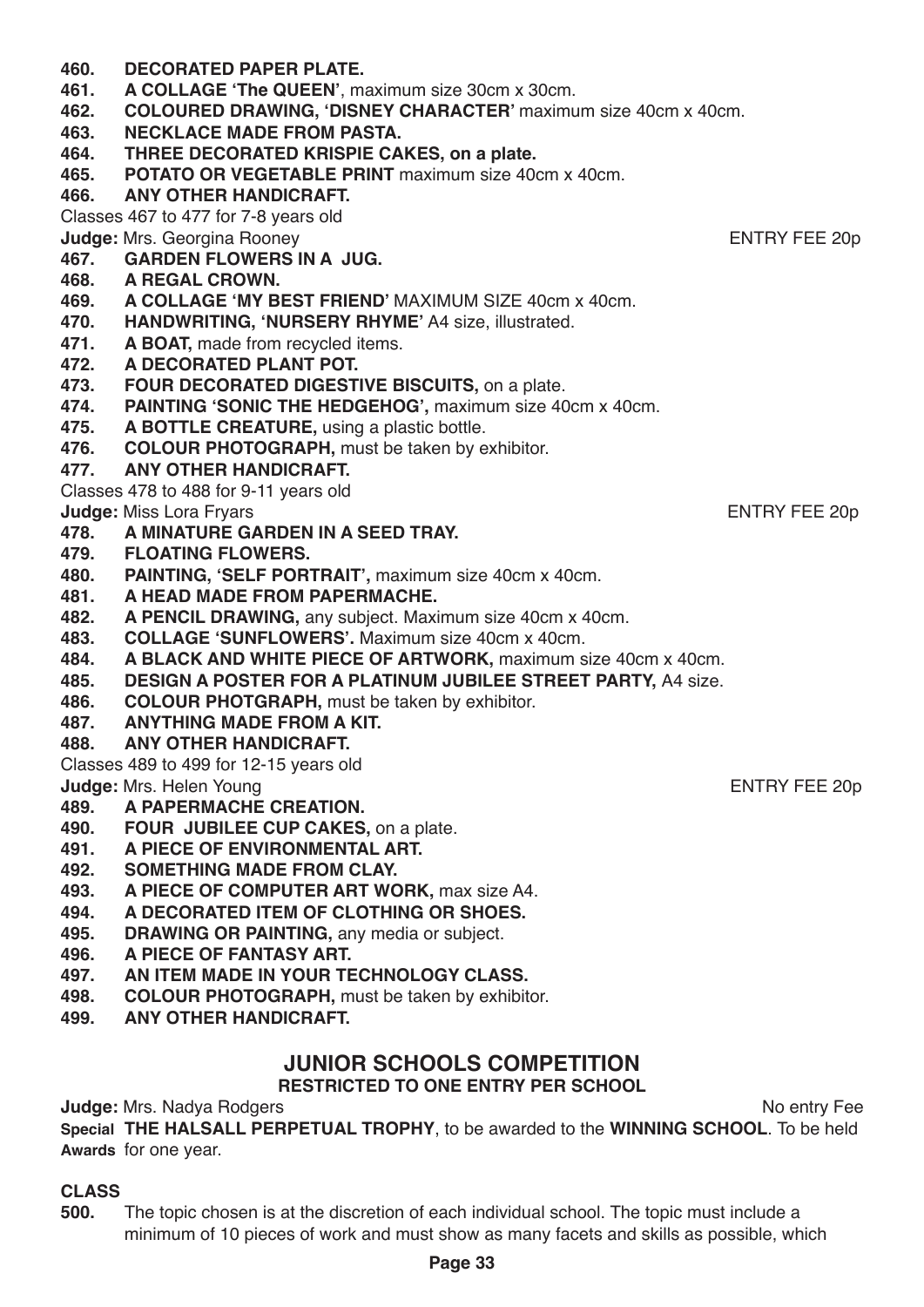**460. DECORATED PAPER PLATE.**
**461. A COLLAGE 'The QUEEN'**, maximum size 30cm x 30cm.
**462. COLOURED DRAWING, 'DISNEY CHARACTER'** maximum size 40cm x 40cm.
**463. NECKLACE MADE FROM PASTA.**
**464. THREE DECORATED KRISPIE CAKES, on a plate.**
**465. POTATO OR VEGETABLE PRINT** maximum size 40cm x 40cm.
**466. ANY OTHER HANDICRAFT.**

Classes 467 to 477 for 7-8 years old

**Judge:** Mrs. Georgina Rooney — ENTRY FEE 20p

**467. GARDEN FLOWERS IN A JUG.**
**468. A REGAL CROWN.**
**469. A COLLAGE 'MY BEST FRIEND'** MAXIMUM SIZE 40cm x 40cm.
**470. HANDWRITING, 'NURSERY RHYME'** A4 size, illustrated.
**471. A BOAT,** made from recycled items.
**472. A DECORATED PLANT POT.**
**473. FOUR DECORATED DIGESTIVE BISCUITS,** on a plate.
**474. PAINTING 'SONIC THE HEDGEHOG',** maximum size 40cm x 40cm.
**475. A BOTTLE CREATURE,** using a plastic bottle.
**476. COLOUR PHOTOGRAPH,** must be taken by exhibitor.
**477. ANY OTHER HANDICRAFT.**

Classes 478 to 488 for 9-11 years old

**Judge:** Miss Lora Fryars — ENTRY FEE 20p

**478. A MINATURE GARDEN IN A SEED TRAY.**
**479. FLOATING FLOWERS.**
**480. PAINTING, 'SELF PORTRAIT',** maximum size 40cm x 40cm.
**481. A HEAD MADE FROM PAPERMACHE.**
**482. A PENCIL DRAWING,** any subject. Maximum size 40cm x 40cm.
**483. COLLAGE 'SUNFLOWERS'.** Maximum size 40cm x 40cm.
**484. A BLACK AND WHITE PIECE OF ARTWORK,** maximum size 40cm x 40cm.
**485. DESIGN A POSTER FOR A PLATINUM JUBILEE STREET PARTY,** A4 size.
**486. COLOUR PHOTGRAPH,** must be taken by exhibitor.
**487. ANYTHING MADE FROM A KIT.**
**488. ANY OTHER HANDICRAFT.**

Classes 489 to 499 for 12-15 years old

**Judge:** Mrs. Helen Young — ENTRY FEE 20p

**489. A PAPERMACHE CREATION.**
**490. FOUR JUBILEE CUP CAKES,** on a plate.
**491. A PIECE OF ENVIRONMENTAL ART.**
**492. SOMETHING MADE FROM CLAY.**
**493. A PIECE OF COMPUTER ART WORK,** max size A4.
**494. A DECORATED ITEM OF CLOTHING OR SHOES.**
**495. DRAWING OR PAINTING,** any media or subject.
**496. A PIECE OF FANTASY ART.**
**497. AN ITEM MADE IN YOUR TECHNOLOGY CLASS.**
**498. COLOUR PHOTOGRAPH,** must be taken by exhibitor.
**499. ANY OTHER HANDICRAFT.**

## JUNIOR SCHOOLS COMPETITION

### RESTRICTED TO ONE ENTRY PER SCHOOL

**Judge:** Mrs. Nadya Rodgers — No entry Fee

**Special Awards** **THE HALSALL PERPETUAL TROPHY**, to be awarded to the **WINNING SCHOOL**. To be held for one year.

**CLASS**

**500.** The topic chosen is at the discretion of each individual school. The topic must include a minimum of 10 pieces of work and must show as many facets and skills as possible, which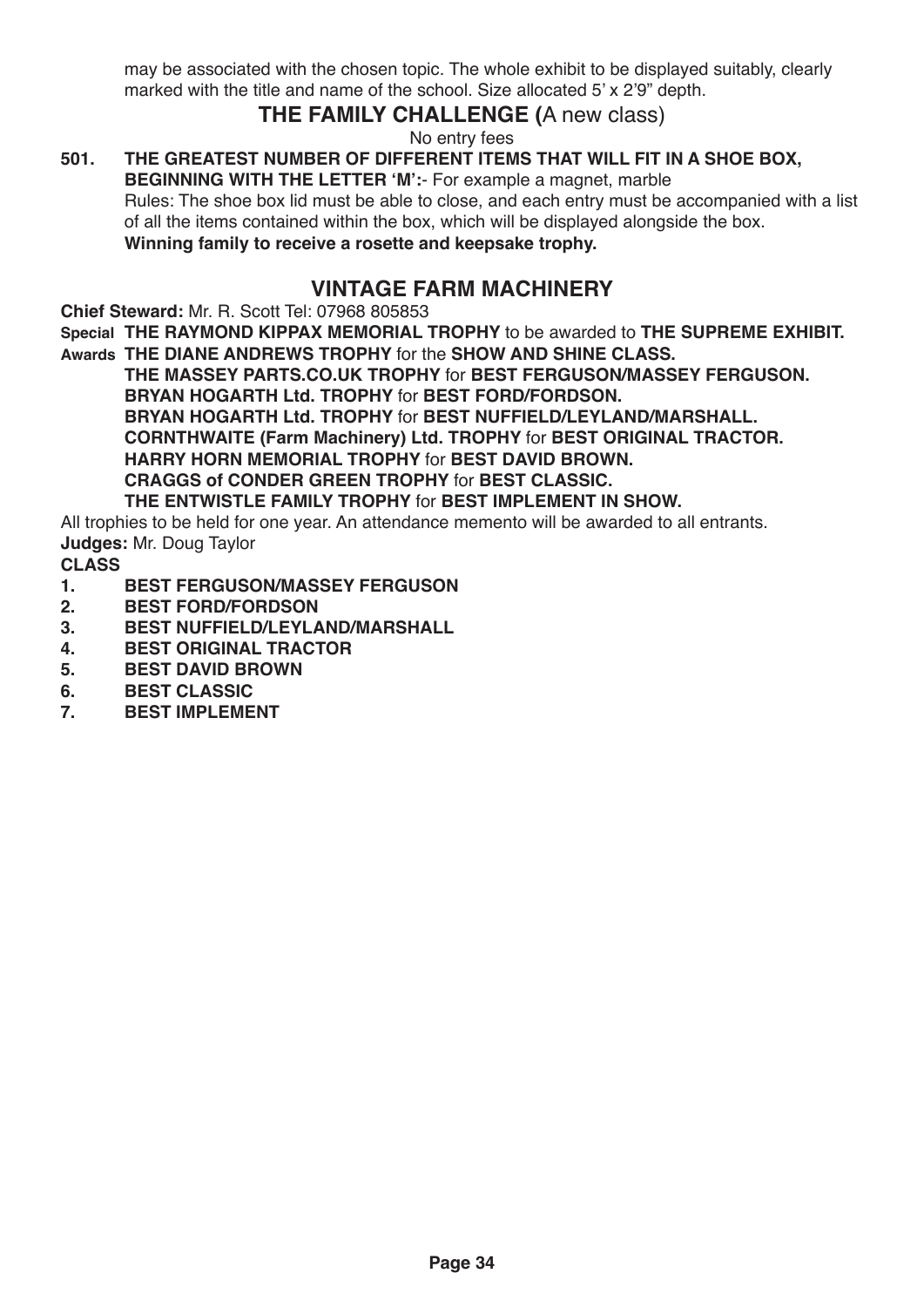may be associated with the chosen topic. The whole exhibit to be displayed suitably, clearly marked with the title and name of the school. Size allocated 5' x 2'9" depth.

## THE FAMILY CHALLENGE (A new class)

No entry fees

**501. THE GREATEST NUMBER OF DIFFERENT ITEMS THAT WILL FIT IN A SHOE BOX, BEGINNING WITH THE LETTER 'M':-** For example a magnet, marble
Rules: The shoe box lid must be able to close, and each entry must be accompanied with a list of all the items contained within the box, which will be displayed alongside the box.
**Winning family to receive a rosette and keepsake trophy.**

## VINTAGE FARM MACHINERY

**Chief Steward:** Mr. R. Scott Tel: 07968 805853

**Special Awards**
**THE RAYMOND KIPPAX MEMORIAL TROPHY** to be awarded to **THE SUPREME EXHIBIT.**
**THE DIANE ANDREWS TROPHY** for the **SHOW AND SHINE CLASS.**
**THE MASSEY PARTS.CO.UK TROPHY** for **BEST FERGUSON/MASSEY FERGUSON.**
**BRYAN HOGARTH Ltd. TROPHY** for **BEST FORD/FORDSON.**
**BRYAN HOGARTH Ltd. TROPHY** for **BEST NUFFIELD/LEYLAND/MARSHALL.**
**CORNTHWAITE (Farm Machinery) Ltd. TROPHY** for **BEST ORIGINAL TRACTOR.**
**HARRY HORN MEMORIAL TROPHY** for **BEST DAVID BROWN.**
**CRAGGS of CONDER GREEN TROPHY** for **BEST CLASSIC.**
**THE ENTWISTLE FAMILY TROPHY** for **BEST IMPLEMENT IN SHOW.**

All trophies to be held for one year. An attendance memento will be awarded to all entrants.

**Judges:** Mr. Doug Taylor

**CLASS**

1. **BEST FERGUSON/MASSEY FERGUSON**
2. **BEST FORD/FORDSON**
3. **BEST NUFFIELD/LEYLAND/MARSHALL**
4. **BEST ORIGINAL TRACTOR**
5. **BEST DAVID BROWN**
6. **BEST CLASSIC**
7. **BEST IMPLEMENT**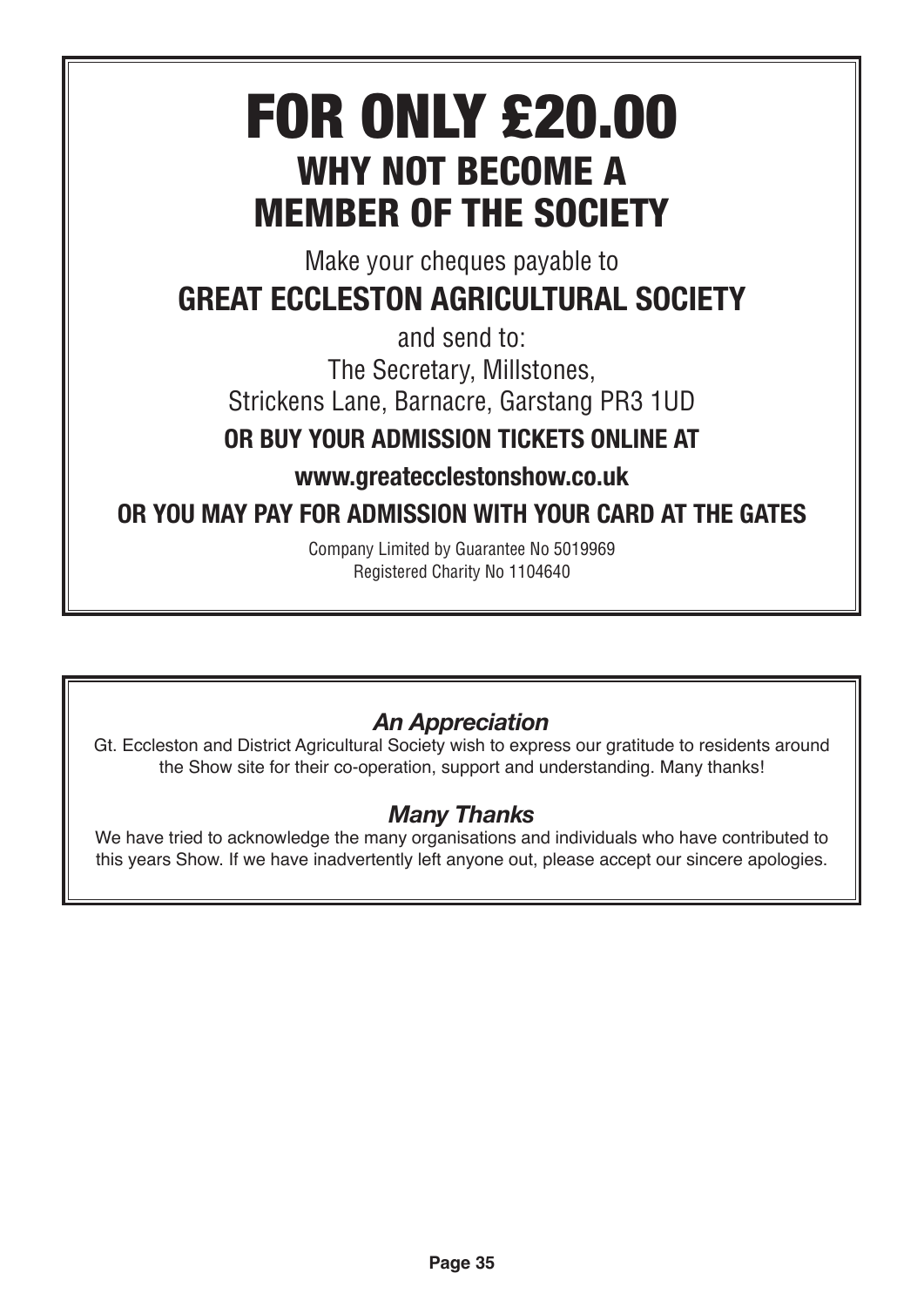# FOR ONLY £20.00

## WHY NOT BECOME A MEMBER OF THE SOCIETY

Make your cheques payable to

**GREAT ECCLESTON AGRICULTURAL SOCIETY**

and send to:
The Secretary, Millstones,
Strickens Lane, Barnacre, Garstang PR3 1UD

**OR BUY YOUR ADMISSION TICKETS ONLINE AT**

**www.greatecclestonshow.co.uk**

**OR YOU MAY PAY FOR ADMISSION WITH YOUR CARD AT THE GATES**

Company Limited by Guarantee No 5019969
Registered Charity No 1104640

### *An Appreciation*

Gt. Eccleston and District Agricultural Society wish to express our gratitude to residents around the Show site for their co-operation, support and understanding. Many thanks!

### *Many Thanks*

We have tried to acknowledge the many organisations and individuals who have contributed to this years Show. If we have inadvertently left anyone out, please accept our sincere apologies.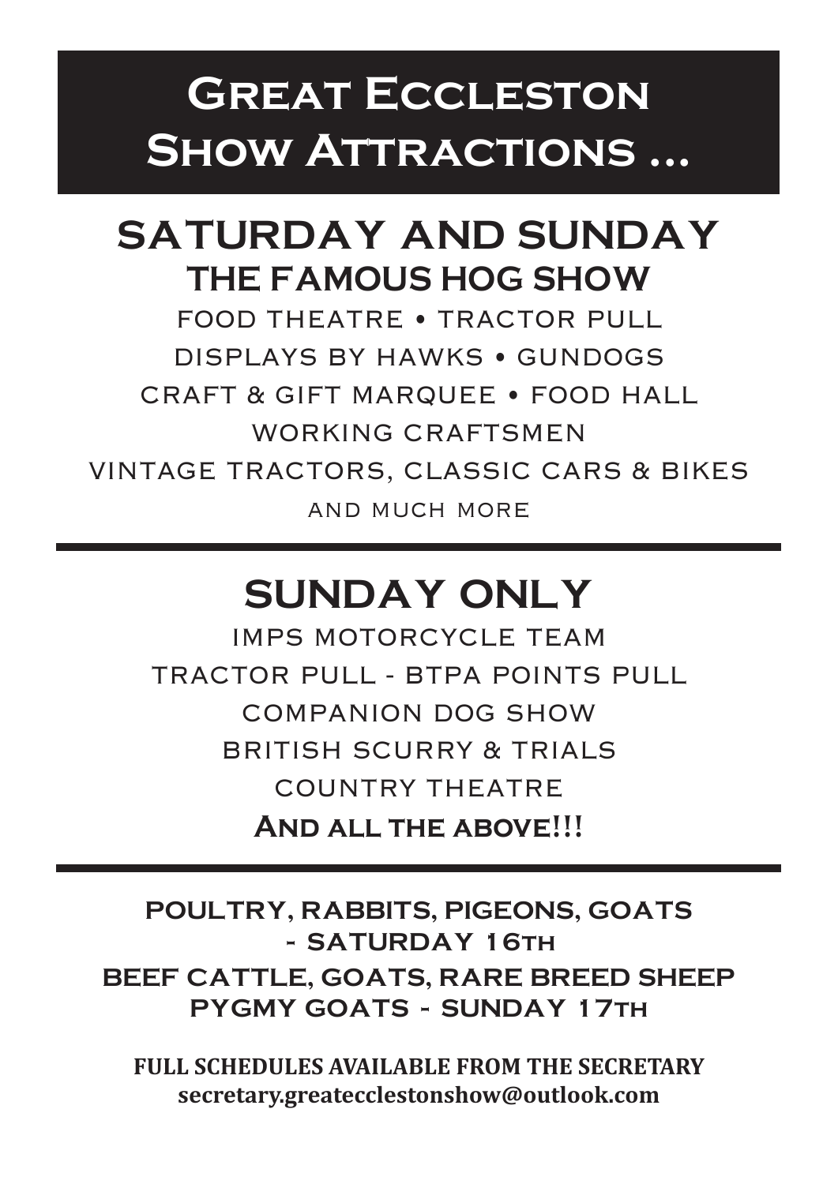# Great Eccleston Show Attractions ...

## SATURDAY AND SUNDAY

### THE FAMOUS HOG SHOW

FOOD THEATRE • TRACTOR PULL

DISPLAYS BY HAWKS • GUNDOGS

CRAFT & GIFT MARQUEE • FOOD HALL

WORKING CRAFTSMEN

VINTAGE TRACTORS, CLASSIC CARS & BIKES

AND MUCH MORE

---

## SUNDAY ONLY

IMPS MOTORCYCLE TEAM

TRACTOR PULL - BTPA POINTS PULL

COMPANION DOG SHOW

BRITISH SCURRY & TRIALS

COUNTRY THEATRE

**And all the above!!!**

---

**POULTRY, RABBITS, PIGEONS, GOATS - SATURDAY 16th**

**BEEF CATTLE, GOATS, RARE BREED SHEEP PYGMY GOATS - SUNDAY 17th**

**FULL SCHEDULES AVAILABLE FROM THE SECRETARY**
**secretary.greatecclestonshow@outlook.com**